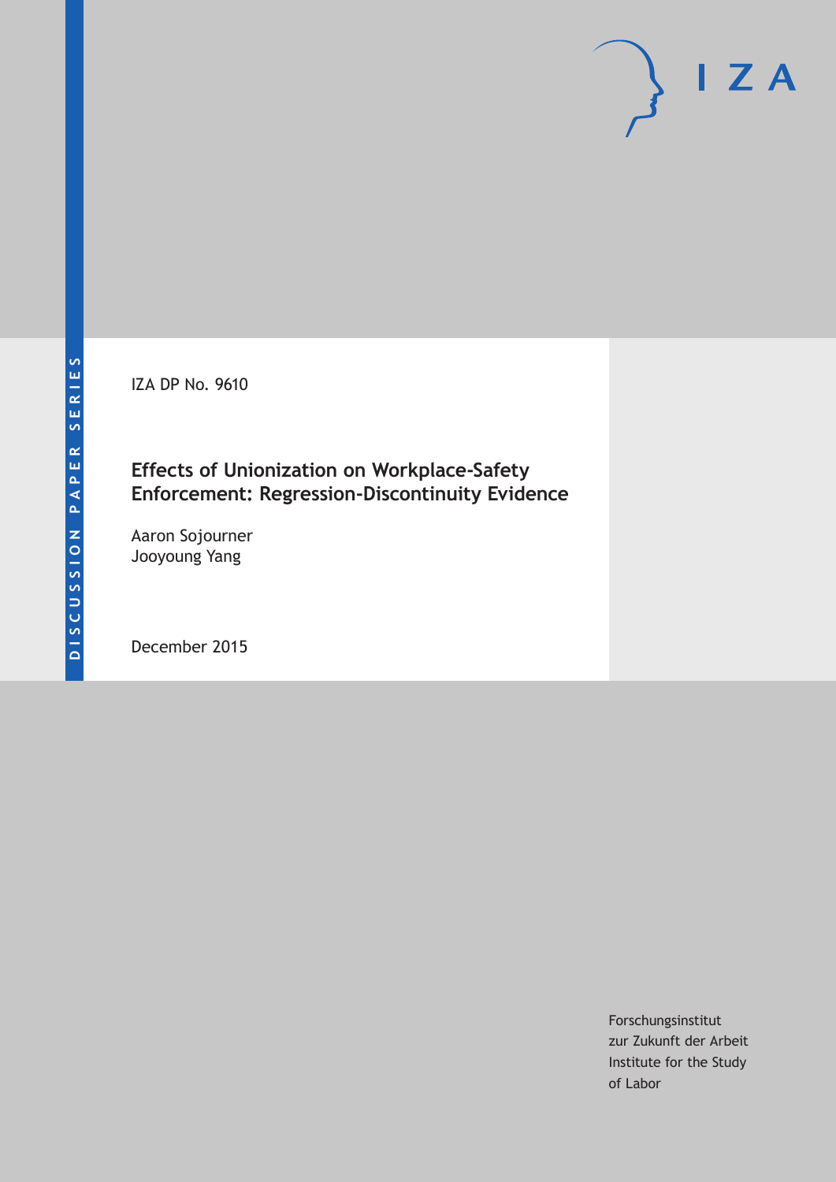DISCUSSION PAPER SERIES

IZA

IZA DP No. 9610

# Effects of Unionization on Workplace-Safety Enforcement: Regression-Discontinuity Evidence

Aaron Sojourner
Jooyoung Yang

December 2015

Forschungsinstitut
zur Zukunft der Arbeit
Institute for the Study
of Labor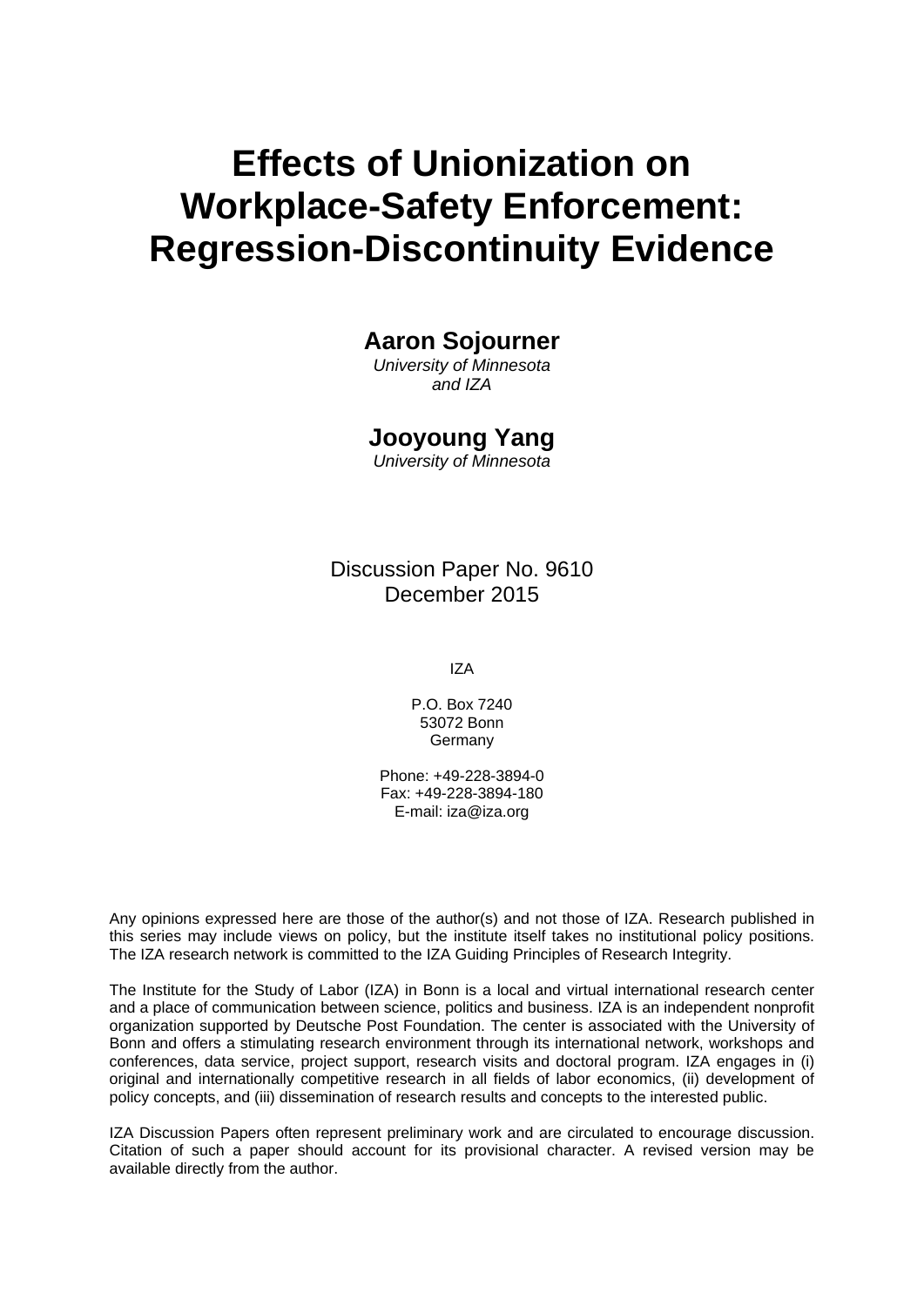# Effects of Unionization on Workplace-Safety Enforcement: Regression-Discontinuity Evidence

**Aaron Sojourner**
*University of Minnesota and IZA*

**Jooyoung Yang**
*University of Minnesota*

Discussion Paper No. 9610
December 2015

IZA

P.O. Box 7240
53072 Bonn
Germany

Phone: +49-228-3894-0
Fax: +49-228-3894-180
E-mail: iza@iza.org

Any opinions expressed here are those of the author(s) and not those of IZA. Research published in this series may include views on policy, but the institute itself takes no institutional policy positions. The IZA research network is committed to the IZA Guiding Principles of Research Integrity.

The Institute for the Study of Labor (IZA) in Bonn is a local and virtual international research center and a place of communication between science, politics and business. IZA is an independent nonprofit organization supported by Deutsche Post Foundation. The center is associated with the University of Bonn and offers a stimulating research environment through its international network, workshops and conferences, data service, project support, research visits and doctoral program. IZA engages in (i) original and internationally competitive research in all fields of labor economics, (ii) development of policy concepts, and (iii) dissemination of research results and concepts to the interested public.

IZA Discussion Papers often represent preliminary work and are circulated to encourage discussion. Citation of such a paper should account for its provisional character. A revised version may be available directly from the author.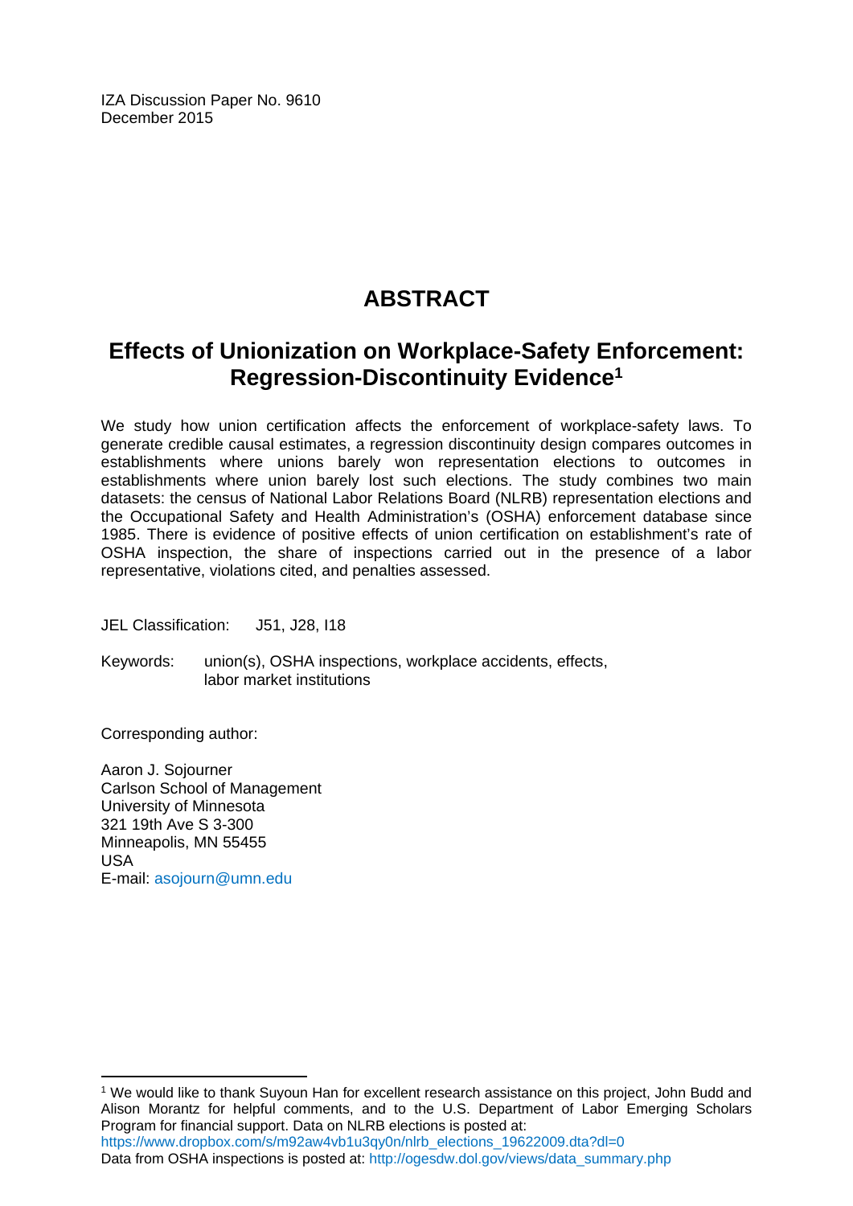IZA Discussion Paper No. 9610
December 2015

# ABSTRACT

## Effects of Unionization on Workplace-Safety Enforcement: Regression-Discontinuity Evidence[1]

We study how union certification affects the enforcement of workplace-safety laws. To generate credible causal estimates, a regression discontinuity design compares outcomes in establishments where unions barely won representation elections to outcomes in establishments where union barely lost such elections. The study combines two main datasets: the census of National Labor Relations Board (NLRB) representation elections and the Occupational Safety and Health Administration's (OSHA) enforcement database since 1985. There is evidence of positive effects of union certification on establishment's rate of OSHA inspection, the share of inspections carried out in the presence of a labor representative, violations cited, and penalties assessed.

JEL Classification: J51, J28, I18

Keywords: union(s), OSHA inspections, workplace accidents, effects, labor market institutions

Corresponding author:

Aaron J. Sojourner
Carlson School of Management
University of Minnesota
321 19th Ave S 3-300
Minneapolis, MN 55455
USA
E-mail: asojourn@umn.edu

---

[1] We would like to thank Suyoun Han for excellent research assistance on this project, John Budd and Alison Morantz for helpful comments, and to the U.S. Department of Labor Emerging Scholars Program for financial support. Data on NLRB elections is posted at: https://www.dropbox.com/s/m92aw4vb1u3qy0n/nlrb_elections_19622009.dta?dl=0
Data from OSHA inspections is posted at: http://ogesdw.dol.gov/views/data_summary.php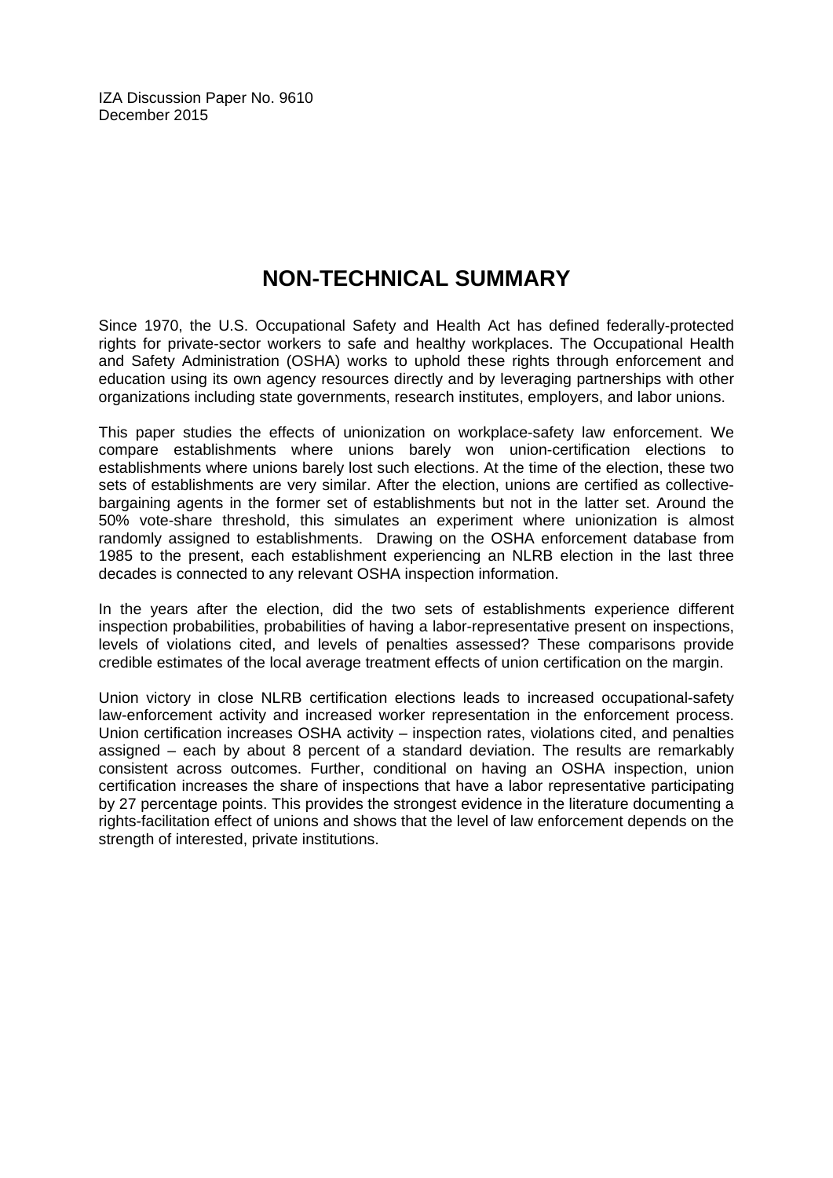IZA Discussion Paper No. 9610
December 2015

# NON-TECHNICAL SUMMARY

Since 1970, the U.S. Occupational Safety and Health Act has defined federally-protected rights for private-sector workers to safe and healthy workplaces. The Occupational Health and Safety Administration (OSHA) works to uphold these rights through enforcement and education using its own agency resources directly and by leveraging partnerships with other organizations including state governments, research institutes, employers, and labor unions.

This paper studies the effects of unionization on workplace-safety law enforcement. We compare establishments where unions barely won union-certification elections to establishments where unions barely lost such elections. At the time of the election, these two sets of establishments are very similar. After the election, unions are certified as collective-bargaining agents in the former set of establishments but not in the latter set. Around the 50% vote-share threshold, this simulates an experiment where unionization is almost randomly assigned to establishments. Drawing on the OSHA enforcement database from 1985 to the present, each establishment experiencing an NLRB election in the last three decades is connected to any relevant OSHA inspection information.

In the years after the election, did the two sets of establishments experience different inspection probabilities, probabilities of having a labor-representative present on inspections, levels of violations cited, and levels of penalties assessed? These comparisons provide credible estimates of the local average treatment effects of union certification on the margin.

Union victory in close NLRB certification elections leads to increased occupational-safety law-enforcement activity and increased worker representation in the enforcement process. Union certification increases OSHA activity – inspection rates, violations cited, and penalties assigned – each by about 8 percent of a standard deviation. The results are remarkably consistent across outcomes. Further, conditional on having an OSHA inspection, union certification increases the share of inspections that have a labor representative participating by 27 percentage points. This provides the strongest evidence in the literature documenting a rights-facilitation effect of unions and shows that the level of law enforcement depends on the strength of interested, private institutions.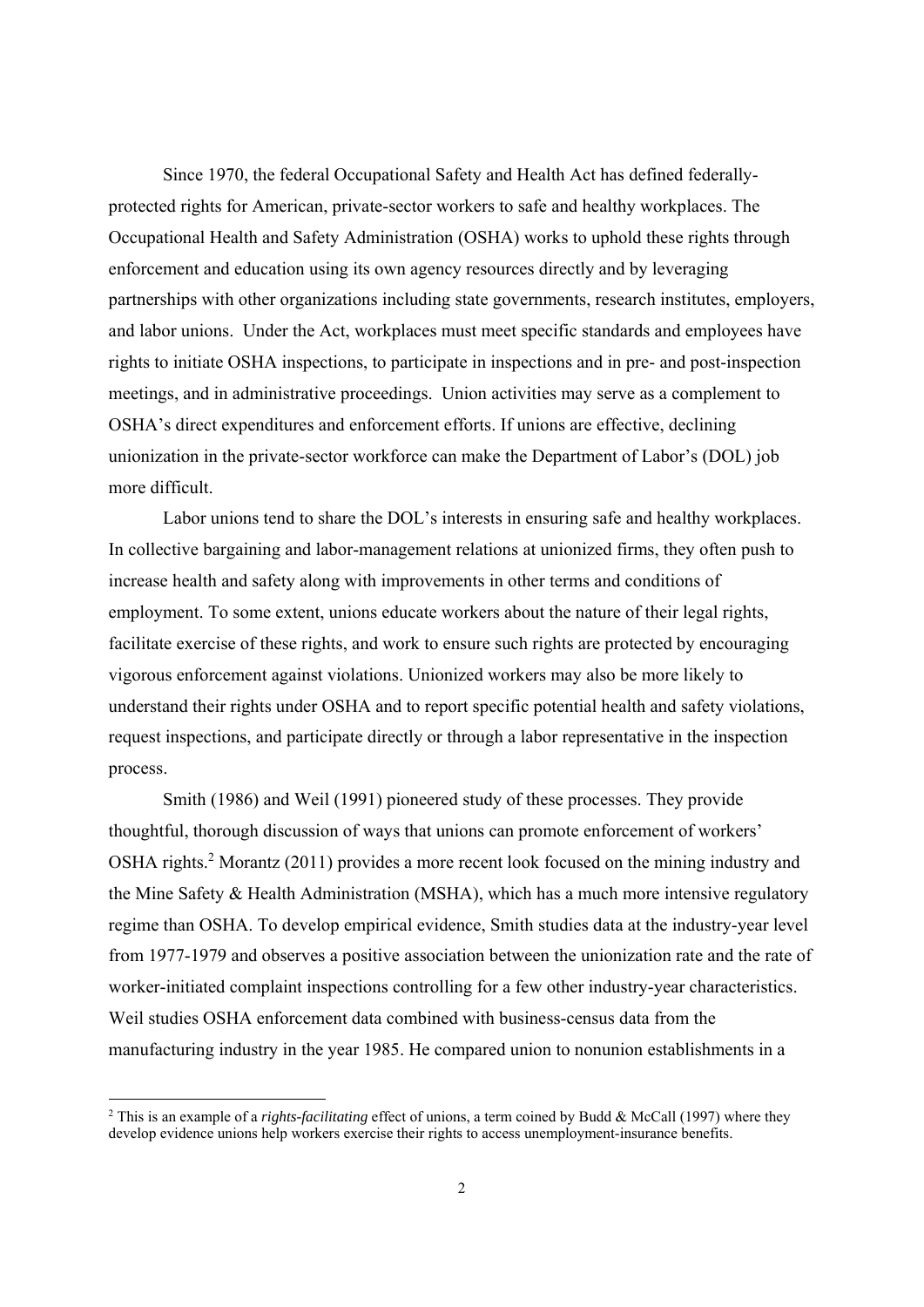Since 1970, the federal Occupational Safety and Health Act has defined federally-protected rights for American, private-sector workers to safe and healthy workplaces. The Occupational Health and Safety Administration (OSHA) works to uphold these rights through enforcement and education using its own agency resources directly and by leveraging partnerships with other organizations including state governments, research institutes, employers, and labor unions. Under the Act, workplaces must meet specific standards and employees have rights to initiate OSHA inspections, to participate in inspections and in pre- and post-inspection meetings, and in administrative proceedings. Union activities may serve as a complement to OSHA's direct expenditures and enforcement efforts. If unions are effective, declining unionization in the private-sector workforce can make the Department of Labor's (DOL) job more difficult.

Labor unions tend to share the DOL's interests in ensuring safe and healthy workplaces. In collective bargaining and labor-management relations at unionized firms, they often push to increase health and safety along with improvements in other terms and conditions of employment. To some extent, unions educate workers about the nature of their legal rights, facilitate exercise of these rights, and work to ensure such rights are protected by encouraging vigorous enforcement against violations. Unionized workers may also be more likely to understand their rights under OSHA and to report specific potential health and safety violations, request inspections, and participate directly or through a labor representative in the inspection process.

Smith (1986) and Weil (1991) pioneered study of these processes. They provide thoughtful, thorough discussion of ways that unions can promote enforcement of workers' OSHA rights.[2] Morantz (2011) provides a more recent look focused on the mining industry and the Mine Safety & Health Administration (MSHA), which has a much more intensive regulatory regime than OSHA. To develop empirical evidence, Smith studies data at the industry-year level from 1977-1979 and observes a positive association between the unionization rate and the rate of worker-initiated complaint inspections controlling for a few other industry-year characteristics. Weil studies OSHA enforcement data combined with business-census data from the manufacturing industry in the year 1985. He compared union to nonunion establishments in a

[2] This is an example of a *rights-facilitating* effect of unions, a term coined by Budd & McCall (1997) where they develop evidence unions help workers exercise their rights to access unemployment-insurance benefits.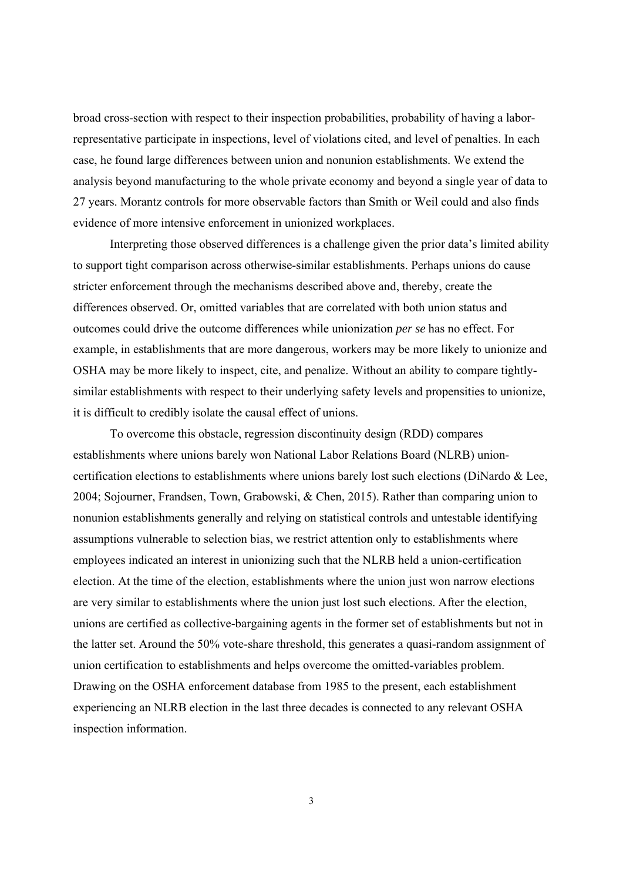broad cross-section with respect to their inspection probabilities, probability of having a labor-representative participate in inspections, level of violations cited, and level of penalties. In each case, he found large differences between union and nonunion establishments. We extend the analysis beyond manufacturing to the whole private economy and beyond a single year of data to 27 years. Morantz controls for more observable factors than Smith or Weil could and also finds evidence of more intensive enforcement in unionized workplaces.

Interpreting those observed differences is a challenge given the prior data's limited ability to support tight comparison across otherwise-similar establishments. Perhaps unions do cause stricter enforcement through the mechanisms described above and, thereby, create the differences observed. Or, omitted variables that are correlated with both union status and outcomes could drive the outcome differences while unionization *per se* has no effect. For example, in establishments that are more dangerous, workers may be more likely to unionize and OSHA may be more likely to inspect, cite, and penalize. Without an ability to compare tightly-similar establishments with respect to their underlying safety levels and propensities to unionize, it is difficult to credibly isolate the causal effect of unions.

To overcome this obstacle, regression discontinuity design (RDD) compares establishments where unions barely won National Labor Relations Board (NLRB) union-certification elections to establishments where unions barely lost such elections (DiNardo & Lee, 2004; Sojourner, Frandsen, Town, Grabowski, & Chen, 2015). Rather than comparing union to nonunion establishments generally and relying on statistical controls and untestable identifying assumptions vulnerable to selection bias, we restrict attention only to establishments where employees indicated an interest in unionizing such that the NLRB held a union-certification election. At the time of the election, establishments where the union just won narrow elections are very similar to establishments where the union just lost such elections. After the election, unions are certified as collective-bargaining agents in the former set of establishments but not in the latter set. Around the 50% vote-share threshold, this generates a quasi-random assignment of union certification to establishments and helps overcome the omitted-variables problem. Drawing on the OSHA enforcement database from 1985 to the present, each establishment experiencing an NLRB election in the last three decades is connected to any relevant OSHA inspection information.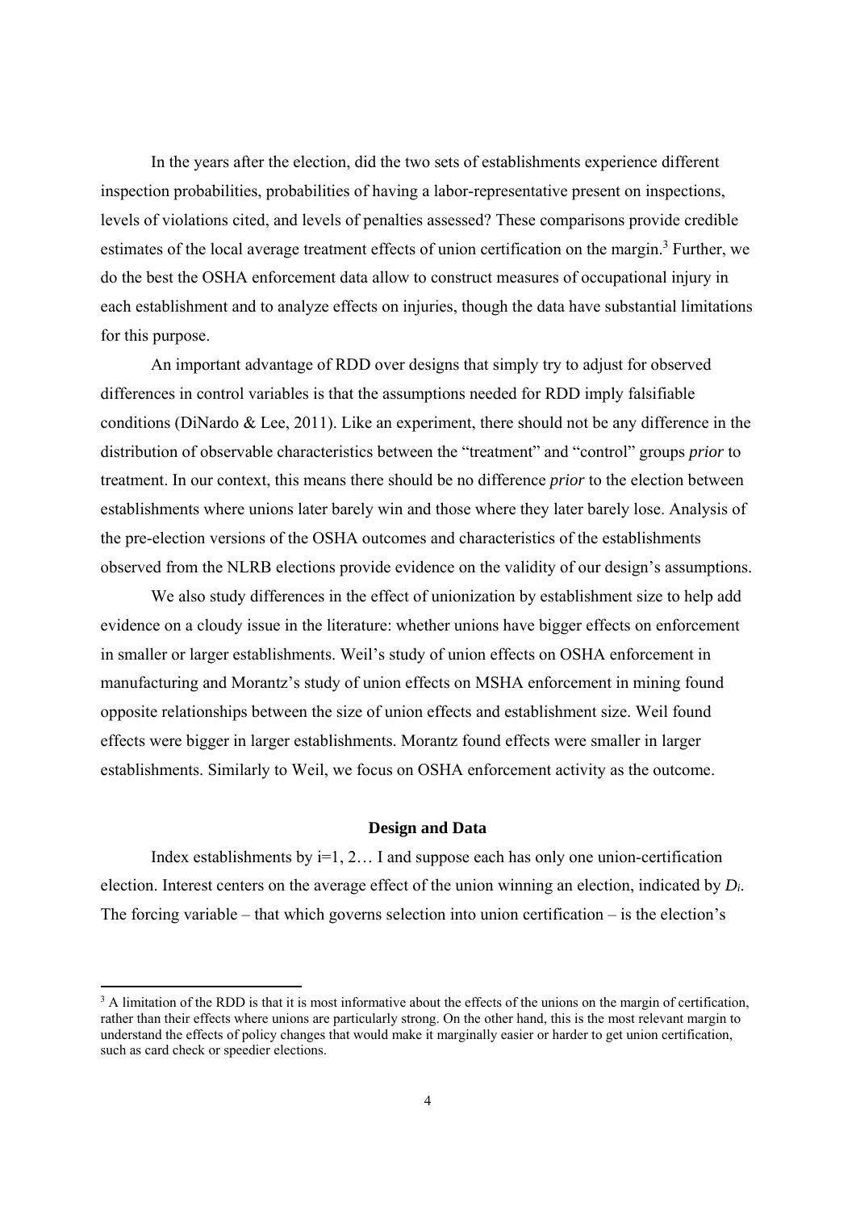In the years after the election, did the two sets of establishments experience different inspection probabilities, probabilities of having a labor-representative present on inspections, levels of violations cited, and levels of penalties assessed? These comparisons provide credible estimates of the local average treatment effects of union certification on the margin.[3] Further, we do the best the OSHA enforcement data allow to construct measures of occupational injury in each establishment and to analyze effects on injuries, though the data have substantial limitations for this purpose.

An important advantage of RDD over designs that simply try to adjust for observed differences in control variables is that the assumptions needed for RDD imply falsifiable conditions (DiNardo & Lee, 2011). Like an experiment, there should not be any difference in the distribution of observable characteristics between the "treatment" and "control" groups *prior* to treatment. In our context, this means there should be no difference *prior* to the election between establishments where unions later barely win and those where they later barely lose. Analysis of the pre-election versions of the OSHA outcomes and characteristics of the establishments observed from the NLRB elections provide evidence on the validity of our design's assumptions.

We also study differences in the effect of unionization by establishment size to help add evidence on a cloudy issue in the literature: whether unions have bigger effects on enforcement in smaller or larger establishments. Weil's study of union effects on OSHA enforcement in manufacturing and Morantz's study of union effects on MSHA enforcement in mining found opposite relationships between the size of union effects and establishment size. Weil found effects were bigger in larger establishments. Morantz found effects were smaller in larger establishments. Similarly to Weil, we focus on OSHA enforcement activity as the outcome.

## Design and Data

Index establishments by $i=1, 2\ldots I$ and suppose each has only one union-certification election. Interest centers on the average effect of the union winning an election, indicated by $D_i$. The forcing variable – that which governs selection into union certification – is the election's

[3] A limitation of the RDD is that it is most informative about the effects of the unions on the margin of certification, rather than their effects where unions are particularly strong. On the other hand, this is the most relevant margin to understand the effects of policy changes that would make it marginally easier or harder to get union certification, such as card check or speedier elections.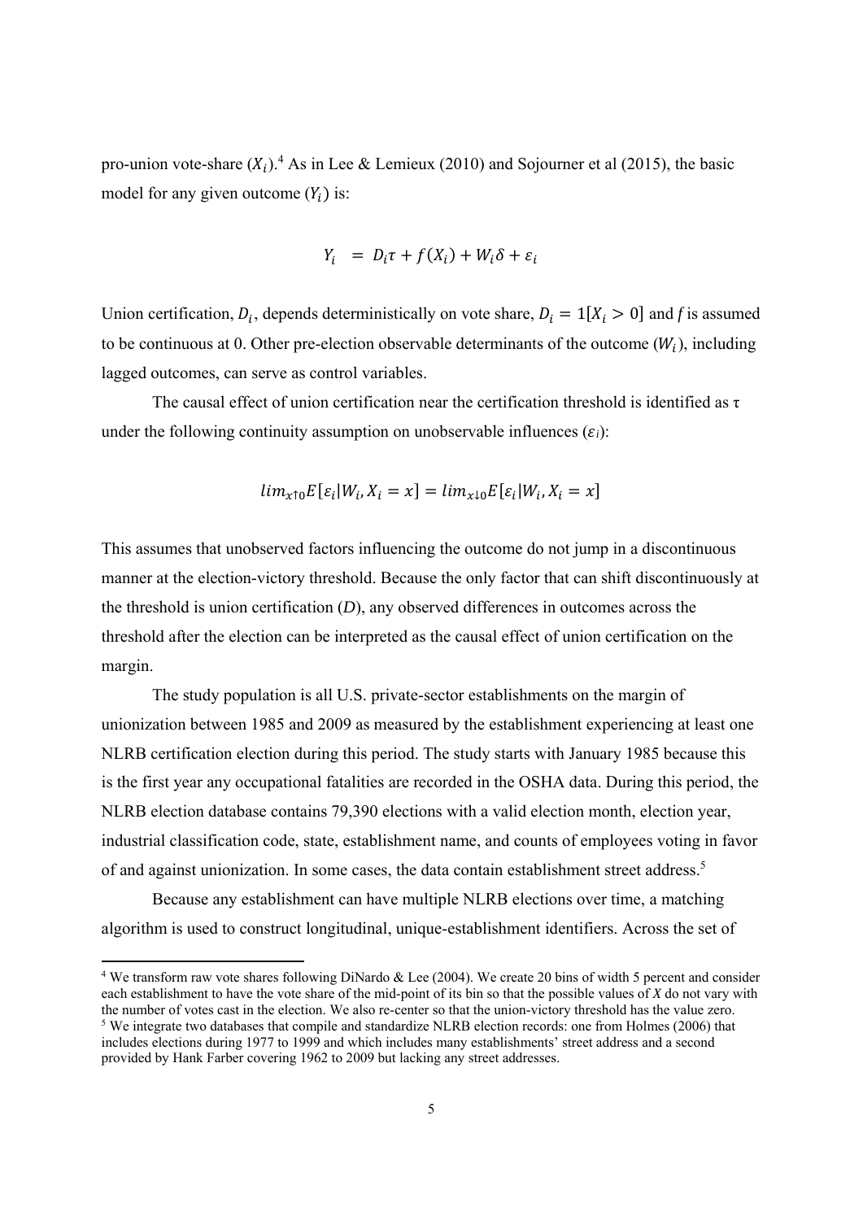pro-union vote-share ($X_i$).[4] As in Lee & Lemieux (2010) and Sojourner et al (2015), the basic model for any given outcome ($Y_i$) is:

$$Y_i \;=\; D_i\tau + f(X_i) + W_i\delta + \varepsilon_i$$

Union certification, $D_i$, depends deterministically on vote share, $D_i = 1[X_i > 0]$ and $f$ is assumed to be continuous at 0. Other pre-election observable determinants of the outcome ($W_i$), including lagged outcomes, can serve as control variables.

The causal effect of union certification near the certification threshold is identified as τ under the following continuity assumption on unobservable influences ($\varepsilon_i$):

$$lim_{x\uparrow 0}E[\varepsilon_i|W_i, X_i = x] = lim_{x\downarrow 0}E[\varepsilon_i|W_i, X_i = x]$$

This assumes that unobserved factors influencing the outcome do not jump in a discontinuous manner at the election-victory threshold. Because the only factor that can shift discontinuously at the threshold is union certification (*D*), any observed differences in outcomes across the threshold after the election can be interpreted as the causal effect of union certification on the margin.

The study population is all U.S. private-sector establishments on the margin of unionization between 1985 and 2009 as measured by the establishment experiencing at least one NLRB certification election during this period. The study starts with January 1985 because this is the first year any occupational fatalities are recorded in the OSHA data. During this period, the NLRB election database contains 79,390 elections with a valid election month, election year, industrial classification code, state, establishment name, and counts of employees voting in favor of and against unionization. In some cases, the data contain establishment street address.[5]

Because any establishment can have multiple NLRB elections over time, a matching algorithm is used to construct longitudinal, unique-establishment identifiers. Across the set of

---

[4] We transform raw vote shares following DiNardo & Lee (2004). We create 20 bins of width 5 percent and consider each establishment to have the vote share of the mid-point of its bin so that the possible values of *X* do not vary with the number of votes cast in the election. We also re-center so that the union-victory threshold has the value zero.

[5] We integrate two databases that compile and standardize NLRB election records: one from Holmes (2006) that includes elections during 1977 to 1999 and which includes many establishments' street address and a second provided by Hank Farber covering 1962 to 2009 but lacking any street addresses.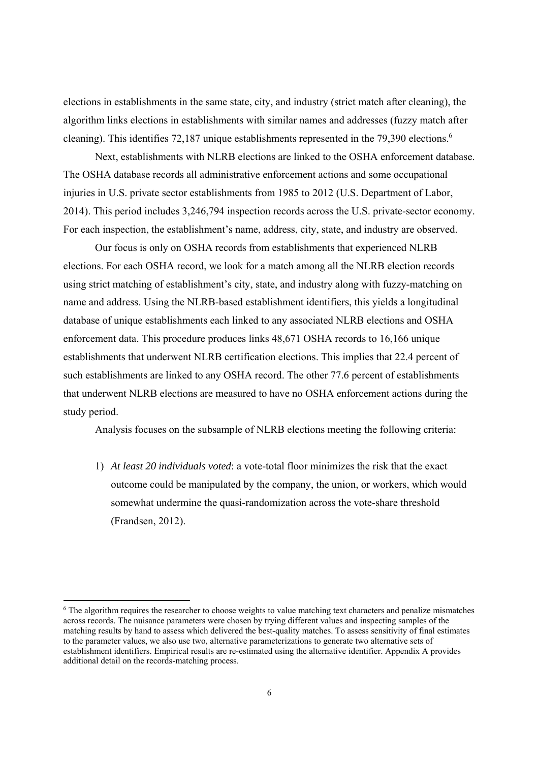elections in establishments in the same state, city, and industry (strict match after cleaning), the algorithm links elections in establishments with similar names and addresses (fuzzy match after cleaning). This identifies 72,187 unique establishments represented in the 79,390 elections.[6]

Next, establishments with NLRB elections are linked to the OSHA enforcement database. The OSHA database records all administrative enforcement actions and some occupational injuries in U.S. private sector establishments from 1985 to 2012 (U.S. Department of Labor, 2014). This period includes 3,246,794 inspection records across the U.S. private-sector economy. For each inspection, the establishment's name, address, city, state, and industry are observed.

Our focus is only on OSHA records from establishments that experienced NLRB elections. For each OSHA record, we look for a match among all the NLRB election records using strict matching of establishment's city, state, and industry along with fuzzy-matching on name and address. Using the NLRB-based establishment identifiers, this yields a longitudinal database of unique establishments each linked to any associated NLRB elections and OSHA enforcement data. This procedure produces links 48,671 OSHA records to 16,166 unique establishments that underwent NLRB certification elections. This implies that 22.4 percent of such establishments are linked to any OSHA record. The other 77.6 percent of establishments that underwent NLRB elections are measured to have no OSHA enforcement actions during the study period.

Analysis focuses on the subsample of NLRB elections meeting the following criteria:

1) *At least 20 individuals voted*: a vote-total floor minimizes the risk that the exact outcome could be manipulated by the company, the union, or workers, which would somewhat undermine the quasi-randomization across the vote-share threshold (Frandsen, 2012).

---

[6] The algorithm requires the researcher to choose weights to value matching text characters and penalize mismatches across records. The nuisance parameters were chosen by trying different values and inspecting samples of the matching results by hand to assess which delivered the best-quality matches. To assess sensitivity of final estimates to the parameter values, we also use two, alternative parameterizations to generate two alternative sets of establishment identifiers. Empirical results are re-estimated using the alternative identifier. Appendix A provides additional detail on the records-matching process.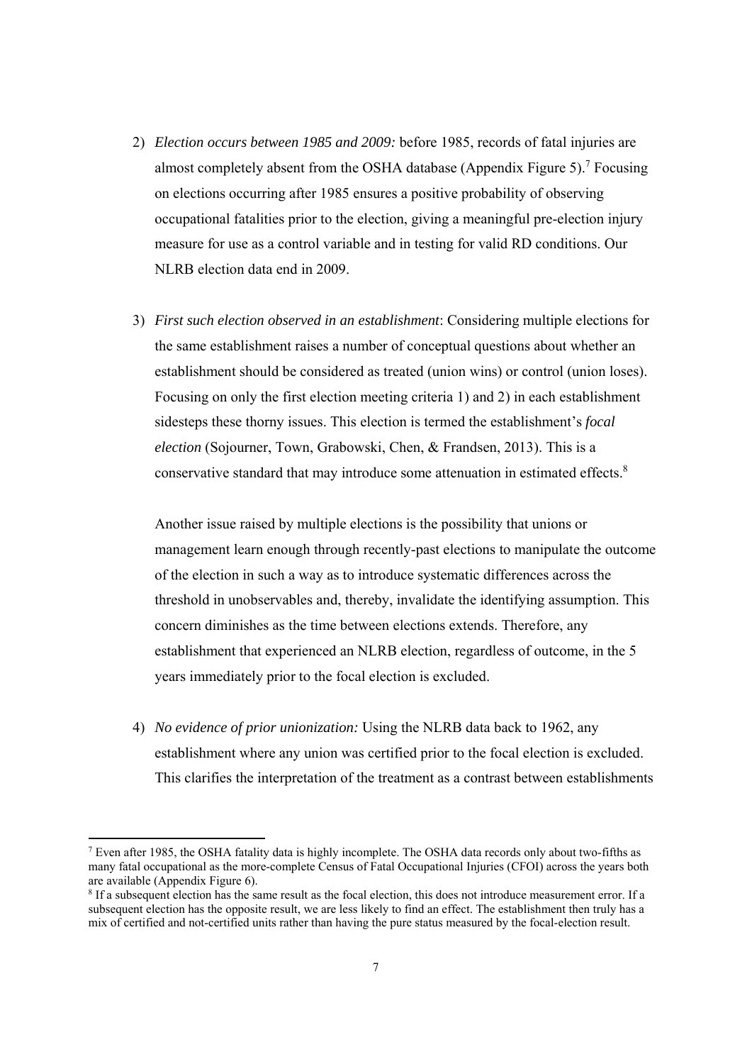2) *Election occurs between 1985 and 2009:* before 1985, records of fatal injuries are almost completely absent from the OSHA database (Appendix Figure 5).[7] Focusing on elections occurring after 1985 ensures a positive probability of observing occupational fatalities prior to the election, giving a meaningful pre-election injury measure for use as a control variable and in testing for valid RD conditions. Our NLRB election data end in 2009.

3) *First such election observed in an establishment*: Considering multiple elections for the same establishment raises a number of conceptual questions about whether an establishment should be considered as treated (union wins) or control (union loses). Focusing on only the first election meeting criteria 1) and 2) in each establishment sidesteps these thorny issues. This election is termed the establishment's *focal election* (Sojourner, Town, Grabowski, Chen, & Frandsen, 2013). This is a conservative standard that may introduce some attenuation in estimated effects.[8]

   Another issue raised by multiple elections is the possibility that unions or management learn enough through recently-past elections to manipulate the outcome of the election in such a way as to introduce systematic differences across the threshold in unobservables and, thereby, invalidate the identifying assumption. This concern diminishes as the time between elections extends. Therefore, any establishment that experienced an NLRB election, regardless of outcome, in the 5 years immediately prior to the focal election is excluded.

4) *No evidence of prior unionization:* Using the NLRB data back to 1962, any establishment where any union was certified prior to the focal election is excluded. This clarifies the interpretation of the treatment as a contrast between establishments

[7] Even after 1985, the OSHA fatality data is highly incomplete. The OSHA data records only about two-fifths as many fatal occupational as the more-complete Census of Fatal Occupational Injuries (CFOI) across the years both are available (Appendix Figure 6).

[8] If a subsequent election has the same result as the focal election, this does not introduce measurement error. If a subsequent election has the opposite result, we are less likely to find an effect. The establishment then truly has a mix of certified and not-certified units rather than having the pure status measured by the focal-election result.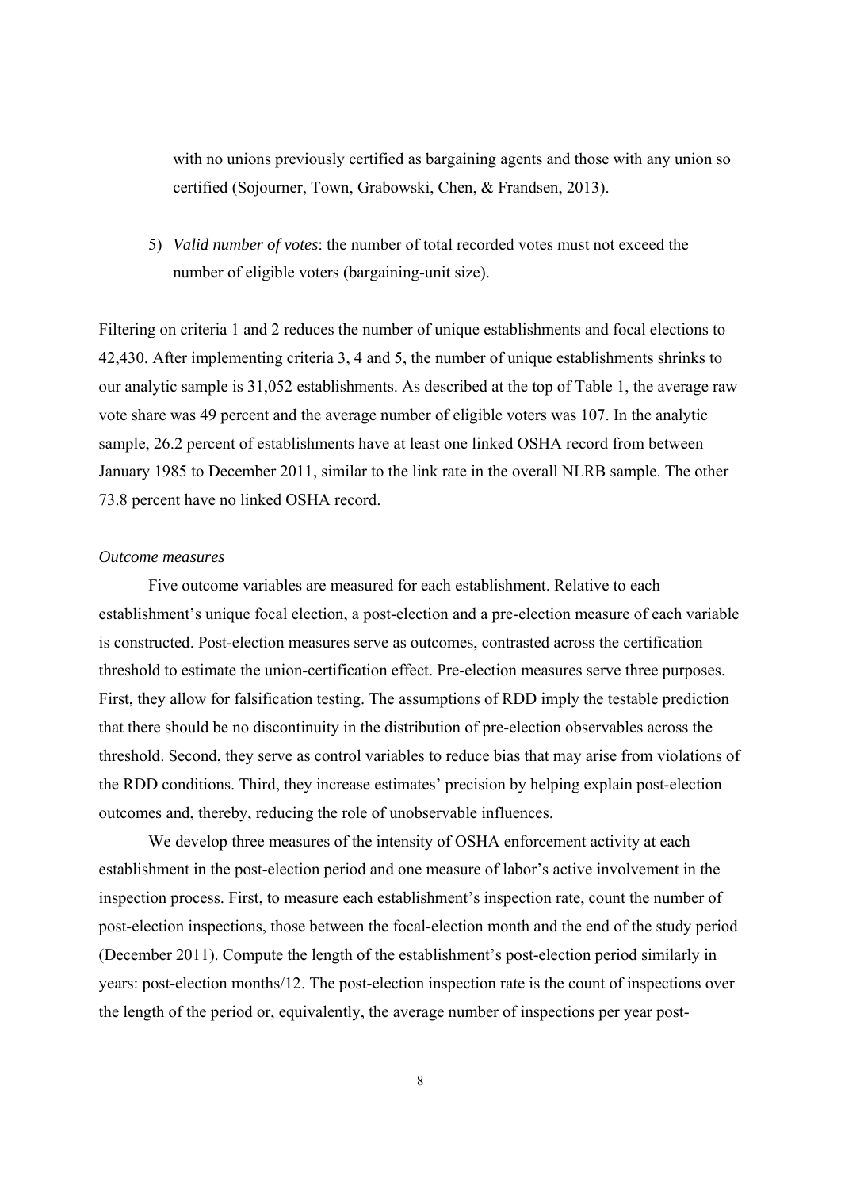with no unions previously certified as bargaining agents and those with any union so certified (Sojourner, Town, Grabowski, Chen, & Frandsen, 2013).

5) *Valid number of votes*: the number of total recorded votes must not exceed the number of eligible voters (bargaining-unit size).

Filtering on criteria 1 and 2 reduces the number of unique establishments and focal elections to 42,430. After implementing criteria 3, 4 and 5, the number of unique establishments shrinks to our analytic sample is 31,052 establishments. As described at the top of Table 1, the average raw vote share was 49 percent and the average number of eligible voters was 107. In the analytic sample, 26.2 percent of establishments have at least one linked OSHA record from between January 1985 to December 2011, similar to the link rate in the overall NLRB sample. The other 73.8 percent have no linked OSHA record.

*Outcome measures*

Five outcome variables are measured for each establishment. Relative to each establishment's unique focal election, a post-election and a pre-election measure of each variable is constructed. Post-election measures serve as outcomes, contrasted across the certification threshold to estimate the union-certification effect. Pre-election measures serve three purposes. First, they allow for falsification testing. The assumptions of RDD imply the testable prediction that there should be no discontinuity in the distribution of pre-election observables across the threshold. Second, they serve as control variables to reduce bias that may arise from violations of the RDD conditions. Third, they increase estimates' precision by helping explain post-election outcomes and, thereby, reducing the role of unobservable influences.

We develop three measures of the intensity of OSHA enforcement activity at each establishment in the post-election period and one measure of labor's active involvement in the inspection process. First, to measure each establishment's inspection rate, count the number of post-election inspections, those between the focal-election month and the end of the study period (December 2011). Compute the length of the establishment's post-election period similarly in years: post-election months/12. The post-election inspection rate is the count of inspections over the length of the period or, equivalently, the average number of inspections per year post-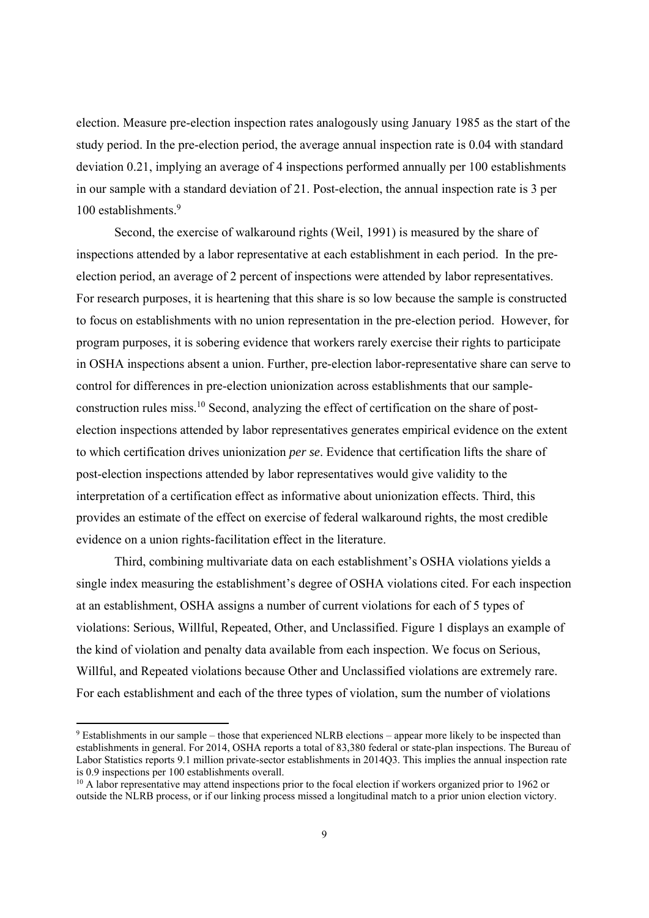election. Measure pre-election inspection rates analogously using January 1985 as the start of the study period. In the pre-election period, the average annual inspection rate is 0.04 with standard deviation 0.21, implying an average of 4 inspections performed annually per 100 establishments in our sample with a standard deviation of 21. Post-election, the annual inspection rate is 3 per 100 establishments.[9]

Second, the exercise of walkaround rights (Weil, 1991) is measured by the share of inspections attended by a labor representative at each establishment in each period. In the pre-election period, an average of 2 percent of inspections were attended by labor representatives. For research purposes, it is heartening that this share is so low because the sample is constructed to focus on establishments with no union representation in the pre-election period. However, for program purposes, it is sobering evidence that workers rarely exercise their rights to participate in OSHA inspections absent a union. Further, pre-election labor-representative share can serve to control for differences in pre-election unionization across establishments that our sample-construction rules miss.[10] Second, analyzing the effect of certification on the share of post-election inspections attended by labor representatives generates empirical evidence on the extent to which certification drives unionization *per se*. Evidence that certification lifts the share of post-election inspections attended by labor representatives would give validity to the interpretation of a certification effect as informative about unionization effects. Third, this provides an estimate of the effect on exercise of federal walkaround rights, the most credible evidence on a union rights-facilitation effect in the literature.

Third, combining multivariate data on each establishment's OSHA violations yields a single index measuring the establishment's degree of OSHA violations cited. For each inspection at an establishment, OSHA assigns a number of current violations for each of 5 types of violations: Serious, Willful, Repeated, Other, and Unclassified. Figure 1 displays an example of the kind of violation and penalty data available from each inspection. We focus on Serious, Willful, and Repeated violations because Other and Unclassified violations are extremely rare. For each establishment and each of the three types of violation, sum the number of violations

[9] Establishments in our sample – those that experienced NLRB elections – appear more likely to be inspected than establishments in general. For 2014, OSHA reports a total of 83,380 federal or state-plan inspections. The Bureau of Labor Statistics reports 9.1 million private-sector establishments in 2014Q3. This implies the annual inspection rate is 0.9 inspections per 100 establishments overall.

[10] A labor representative may attend inspections prior to the focal election if workers organized prior to 1962 or outside the NLRB process, or if our linking process missed a longitudinal match to a prior union election victory.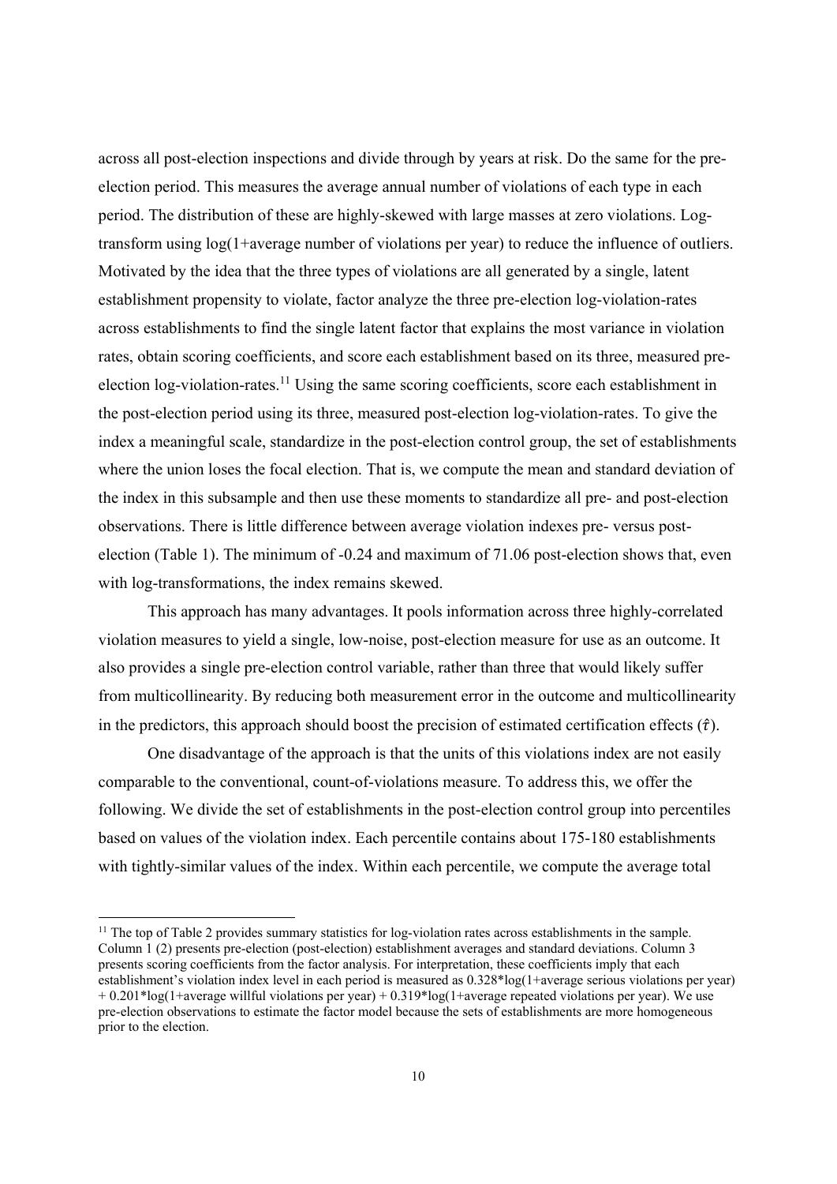across all post-election inspections and divide through by years at risk. Do the same for the pre-election period. This measures the average annual number of violations of each type in each period. The distribution of these are highly-skewed with large masses at zero violations. Log-transform using log(1+average number of violations per year) to reduce the influence of outliers. Motivated by the idea that the three types of violations are all generated by a single, latent establishment propensity to violate, factor analyze the three pre-election log-violation-rates across establishments to find the single latent factor that explains the most variance in violation rates, obtain scoring coefficients, and score each establishment based on its three, measured pre-election log-violation-rates.[11] Using the same scoring coefficients, score each establishment in the post-election period using its three, measured post-election log-violation-rates. To give the index a meaningful scale, standardize in the post-election control group, the set of establishments where the union loses the focal election. That is, we compute the mean and standard deviation of the index in this subsample and then use these moments to standardize all pre- and post-election observations. There is little difference between average violation indexes pre- versus post-election (Table 1). The minimum of -0.24 and maximum of 71.06 post-election shows that, even with log-transformations, the index remains skewed.

This approach has many advantages. It pools information across three highly-correlated violation measures to yield a single, low-noise, post-election measure for use as an outcome. It also provides a single pre-election control variable, rather than three that would likely suffer from multicollinearity. By reducing both measurement error in the outcome and multicollinearity in the predictors, this approach should boost the precision of estimated certification effects ($\hat{\tau}$).

One disadvantage of the approach is that the units of this violations index are not easily comparable to the conventional, count-of-violations measure. To address this, we offer the following. We divide the set of establishments in the post-election control group into percentiles based on values of the violation index. Each percentile contains about 175-180 establishments with tightly-similar values of the index. Within each percentile, we compute the average total

[11] The top of Table 2 provides summary statistics for log-violation rates across establishments in the sample. Column 1 (2) presents pre-election (post-election) establishment averages and standard deviations. Column 3 presents scoring coefficients from the factor analysis. For interpretation, these coefficients imply that each establishment's violation index level in each period is measured as 0.328*log(1+average serious violations per year) + 0.201*log(1+average willful violations per year) + 0.319*log(1+average repeated violations per year). We use pre-election observations to estimate the factor model because the sets of establishments are more homogeneous prior to the election.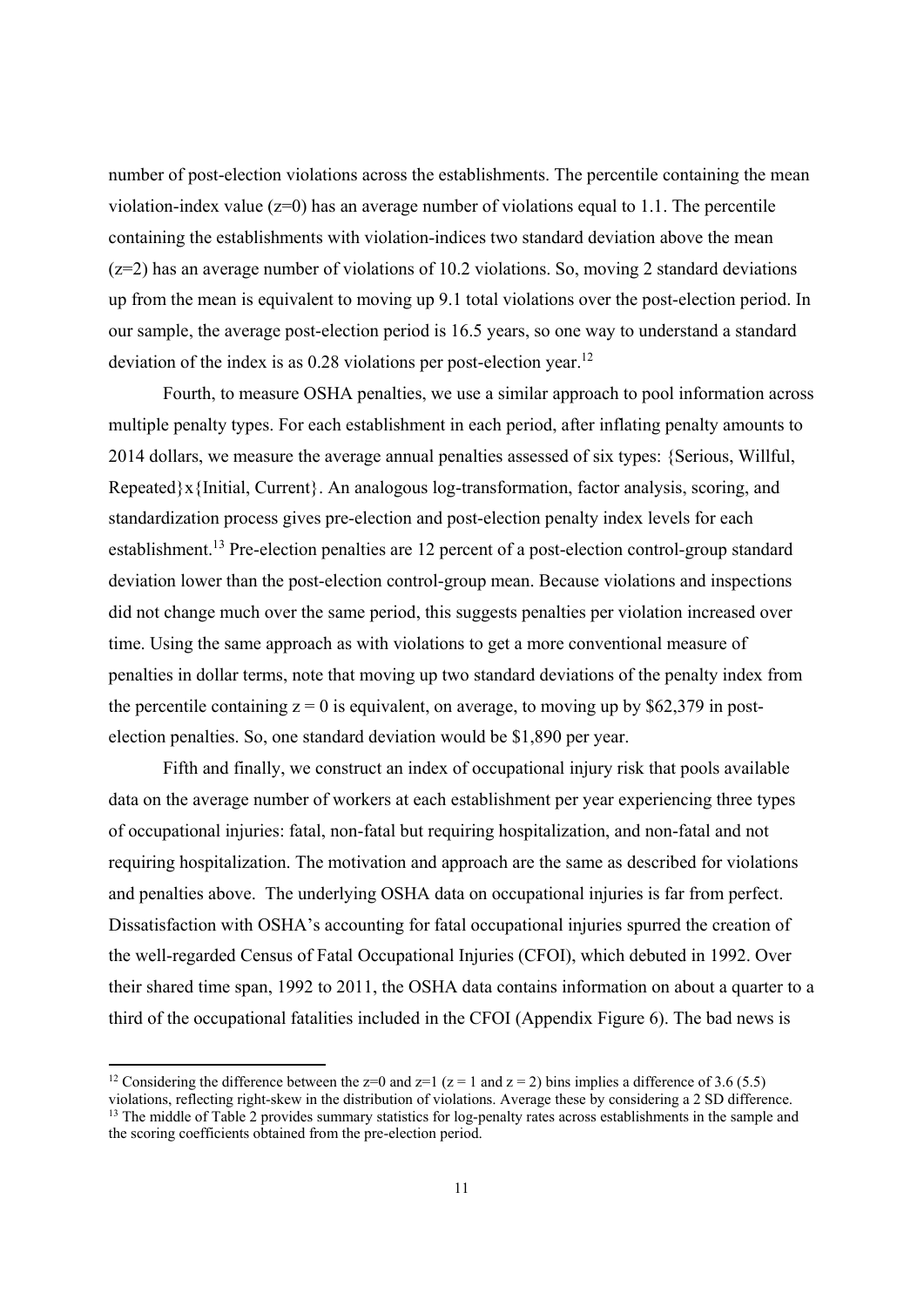number of post-election violations across the establishments. The percentile containing the mean violation-index value (z=0) has an average number of violations equal to 1.1. The percentile containing the establishments with violation-indices two standard deviation above the mean (z=2) has an average number of violations of 10.2 violations. So, moving 2 standard deviations up from the mean is equivalent to moving up 9.1 total violations over the post-election period. In our sample, the average post-election period is 16.5 years, so one way to understand a standard deviation of the index is as 0.28 violations per post-election year.[12]

Fourth, to measure OSHA penalties, we use a similar approach to pool information across multiple penalty types. For each establishment in each period, after inflating penalty amounts to 2014 dollars, we measure the average annual penalties assessed of six types: {Serious, Willful, Repeated}x{Initial, Current}. An analogous log-transformation, factor analysis, scoring, and standardization process gives pre-election and post-election penalty index levels for each establishment.[13] Pre-election penalties are 12 percent of a post-election control-group standard deviation lower than the post-election control-group mean. Because violations and inspections did not change much over the same period, this suggests penalties per violation increased over time. Using the same approach as with violations to get a more conventional measure of penalties in dollar terms, note that moving up two standard deviations of the penalty index from the percentile containing z = 0 is equivalent, on average, to moving up by $62,379 in post-election penalties. So, one standard deviation would be $1,890 per year.

Fifth and finally, we construct an index of occupational injury risk that pools available data on the average number of workers at each establishment per year experiencing three types of occupational injuries: fatal, non-fatal but requiring hospitalization, and non-fatal and not requiring hospitalization. The motivation and approach are the same as described for violations and penalties above. The underlying OSHA data on occupational injuries is far from perfect. Dissatisfaction with OSHA's accounting for fatal occupational injuries spurred the creation of the well-regarded Census of Fatal Occupational Injuries (CFOI), which debuted in 1992. Over their shared time span, 1992 to 2011, the OSHA data contains information on about a quarter to a third of the occupational fatalities included in the CFOI (Appendix Figure 6). The bad news is

[12] Considering the difference between the z=0 and z=1 (z = 1 and z = 2) bins implies a difference of 3.6 (5.5) violations, reflecting right-skew in the distribution of violations. Average these by considering a 2 SD difference.

[13] The middle of Table 2 provides summary statistics for log-penalty rates across establishments in the sample and the scoring coefficients obtained from the pre-election period.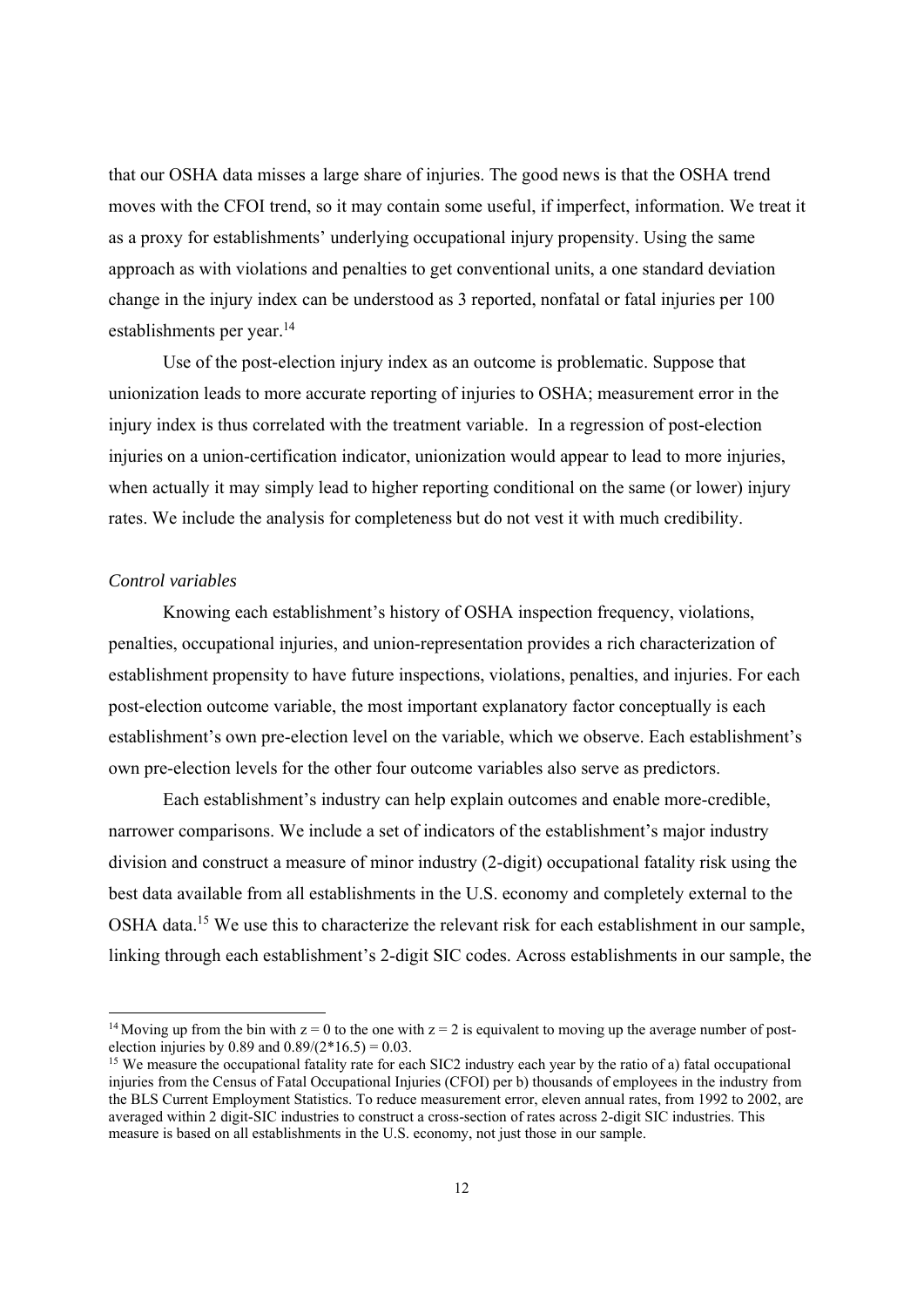that our OSHA data misses a large share of injuries. The good news is that the OSHA trend moves with the CFOI trend, so it may contain some useful, if imperfect, information. We treat it as a proxy for establishments' underlying occupational injury propensity. Using the same approach as with violations and penalties to get conventional units, a one standard deviation change in the injury index can be understood as 3 reported, nonfatal or fatal injuries per 100 establishments per year.[14]

Use of the post-election injury index as an outcome is problematic. Suppose that unionization leads to more accurate reporting of injuries to OSHA; measurement error in the injury index is thus correlated with the treatment variable. In a regression of post-election injuries on a union-certification indicator, unionization would appear to lead to more injuries, when actually it may simply lead to higher reporting conditional on the same (or lower) injury rates. We include the analysis for completeness but do not vest it with much credibility.

*Control variables*

Knowing each establishment's history of OSHA inspection frequency, violations, penalties, occupational injuries, and union-representation provides a rich characterization of establishment propensity to have future inspections, violations, penalties, and injuries. For each post-election outcome variable, the most important explanatory factor conceptually is each establishment's own pre-election level on the variable, which we observe. Each establishment's own pre-election levels for the other four outcome variables also serve as predictors.

Each establishment's industry can help explain outcomes and enable more-credible, narrower comparisons. We include a set of indicators of the establishment's major industry division and construct a measure of minor industry (2-digit) occupational fatality risk using the best data available from all establishments in the U.S. economy and completely external to the OSHA data.[15] We use this to characterize the relevant risk for each establishment in our sample, linking through each establishment's 2-digit SIC codes. Across establishments in our sample, the

---

[14] Moving up from the bin with $z = 0$ to the one with $z = 2$ is equivalent to moving up the average number of post-election injuries by 0.89 and $0.89/(2*16.5) = 0.03$.

[15] We measure the occupational fatality rate for each SIC2 industry each year by the ratio of a) fatal occupational injuries from the Census of Fatal Occupational Injuries (CFOI) per b) thousands of employees in the industry from the BLS Current Employment Statistics. To reduce measurement error, eleven annual rates, from 1992 to 2002, are averaged within 2 digit-SIC industries to construct a cross-section of rates across 2-digit SIC industries. This measure is based on all establishments in the U.S. economy, not just those in our sample.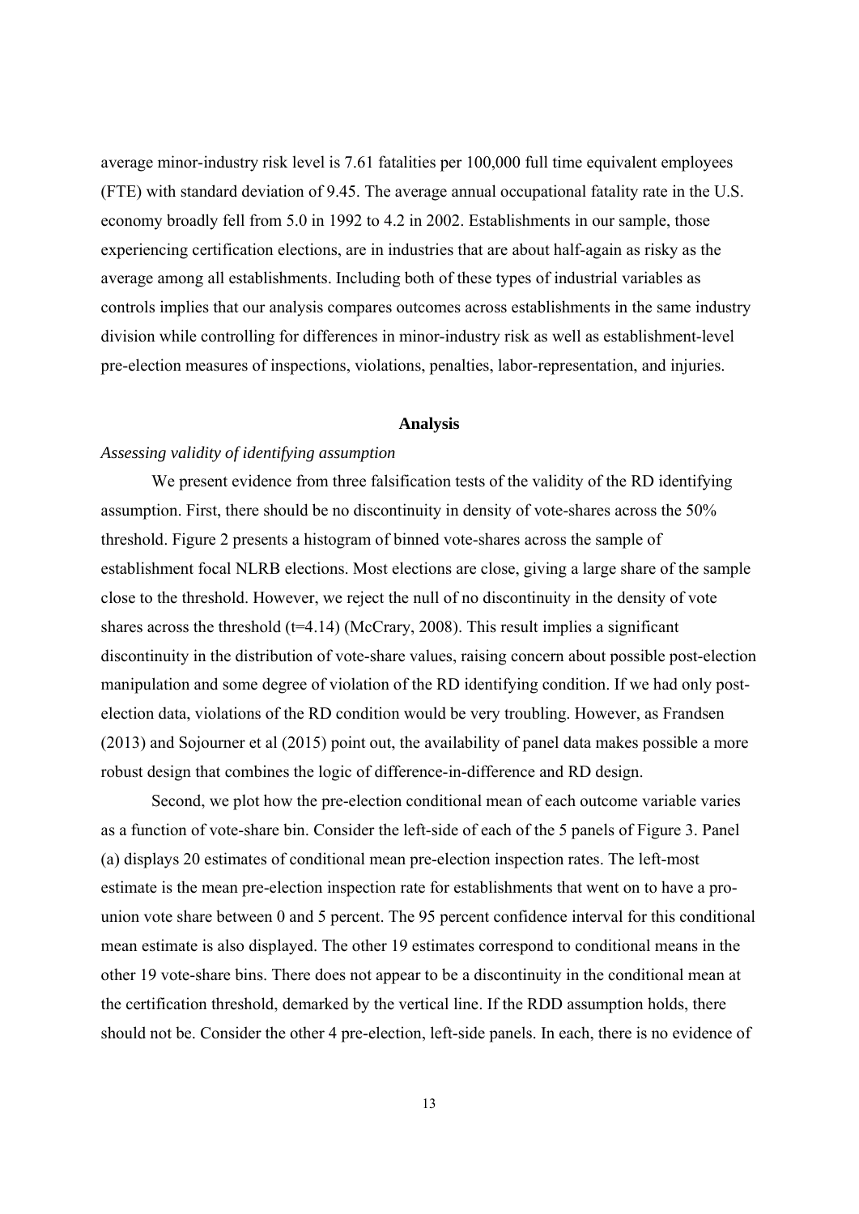average minor-industry risk level is 7.61 fatalities per 100,000 full time equivalent employees (FTE) with standard deviation of 9.45. The average annual occupational fatality rate in the U.S. economy broadly fell from 5.0 in 1992 to 4.2 in 2002. Establishments in our sample, those experiencing certification elections, are in industries that are about half-again as risky as the average among all establishments. Including both of these types of industrial variables as controls implies that our analysis compares outcomes across establishments in the same industry division while controlling for differences in minor-industry risk as well as establishment-level pre-election measures of inspections, violations, penalties, labor-representation, and injuries.

## Analysis

*Assessing validity of identifying assumption*

We present evidence from three falsification tests of the validity of the RD identifying assumption. First, there should be no discontinuity in density of vote-shares across the 50% threshold. Figure 2 presents a histogram of binned vote-shares across the sample of establishment focal NLRB elections. Most elections are close, giving a large share of the sample close to the threshold. However, we reject the null of no discontinuity in the density of vote shares across the threshold ($t$=4.14) (McCrary, 2008). This result implies a significant discontinuity in the distribution of vote-share values, raising concern about possible post-election manipulation and some degree of violation of the RD identifying condition. If we had only post-election data, violations of the RD condition would be very troubling. However, as Frandsen (2013) and Sojourner et al (2015) point out, the availability of panel data makes possible a more robust design that combines the logic of difference-in-difference and RD design.

Second, we plot how the pre-election conditional mean of each outcome variable varies as a function of vote-share bin. Consider the left-side of each of the 5 panels of Figure 3. Panel (a) displays 20 estimates of conditional mean pre-election inspection rates. The left-most estimate is the mean pre-election inspection rate for establishments that went on to have a pro-union vote share between 0 and 5 percent. The 95 percent confidence interval for this conditional mean estimate is also displayed. The other 19 estimates correspond to conditional means in the other 19 vote-share bins. There does not appear to be a discontinuity in the conditional mean at the certification threshold, demarked by the vertical line. If the RDD assumption holds, there should not be. Consider the other 4 pre-election, left-side panels. In each, there is no evidence of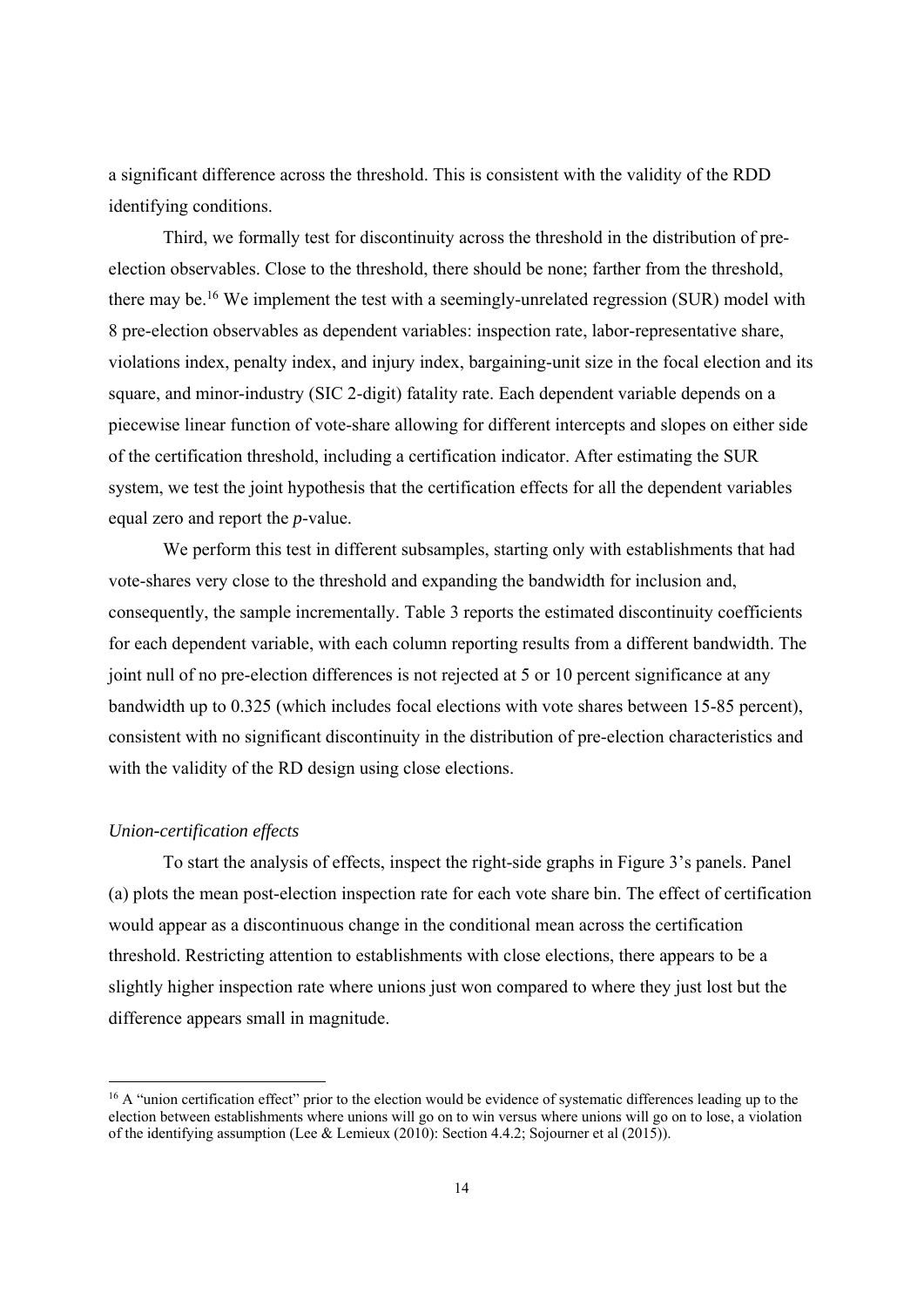a significant difference across the threshold. This is consistent with the validity of the RDD identifying conditions.

Third, we formally test for discontinuity across the threshold in the distribution of pre-election observables. Close to the threshold, there should be none; farther from the threshold, there may be.[16] We implement the test with a seemingly-unrelated regression (SUR) model with 8 pre-election observables as dependent variables: inspection rate, labor-representative share, violations index, penalty index, and injury index, bargaining-unit size in the focal election and its square, and minor-industry (SIC 2-digit) fatality rate. Each dependent variable depends on a piecewise linear function of vote-share allowing for different intercepts and slopes on either side of the certification threshold, including a certification indicator. After estimating the SUR system, we test the joint hypothesis that the certification effects for all the dependent variables equal zero and report the *p*-value.

We perform this test in different subsamples, starting only with establishments that had vote-shares very close to the threshold and expanding the bandwidth for inclusion and, consequently, the sample incrementally. Table 3 reports the estimated discontinuity coefficients for each dependent variable, with each column reporting results from a different bandwidth. The joint null of no pre-election differences is not rejected at 5 or 10 percent significance at any bandwidth up to 0.325 (which includes focal elections with vote shares between 15-85 percent), consistent with no significant discontinuity in the distribution of pre-election characteristics and with the validity of the RD design using close elections.

*Union-certification effects*

To start the analysis of effects, inspect the right-side graphs in Figure 3's panels. Panel (a) plots the mean post-election inspection rate for each vote share bin. The effect of certification would appear as a discontinuous change in the conditional mean across the certification threshold. Restricting attention to establishments with close elections, there appears to be a slightly higher inspection rate where unions just won compared to where they just lost but the difference appears small in magnitude.

[16] A "union certification effect" prior to the election would be evidence of systematic differences leading up to the election between establishments where unions will go on to win versus where unions will go on to lose, a violation of the identifying assumption (Lee & Lemieux (2010): Section 4.4.2; Sojourner et al (2015)).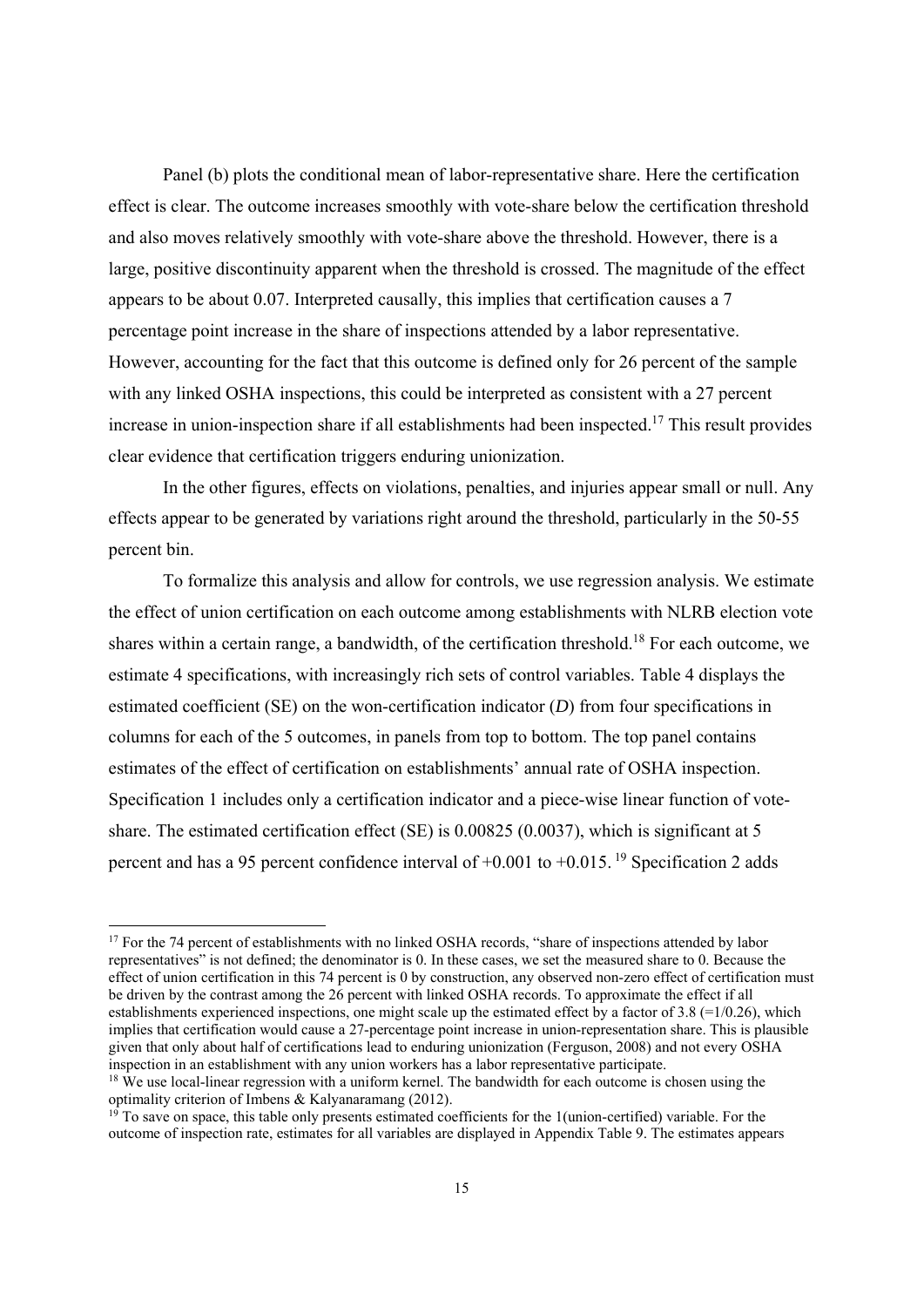Panel (b) plots the conditional mean of labor-representative share. Here the certification effect is clear. The outcome increases smoothly with vote-share below the certification threshold and also moves relatively smoothly with vote-share above the threshold. However, there is a large, positive discontinuity apparent when the threshold is crossed. The magnitude of the effect appears to be about 0.07. Interpreted causally, this implies that certification causes a 7 percentage point increase in the share of inspections attended by a labor representative. However, accounting for the fact that this outcome is defined only for 26 percent of the sample with any linked OSHA inspections, this could be interpreted as consistent with a 27 percent increase in union-inspection share if all establishments had been inspected.[17] This result provides clear evidence that certification triggers enduring unionization.

In the other figures, effects on violations, penalties, and injuries appear small or null. Any effects appear to be generated by variations right around the threshold, particularly in the 50-55 percent bin.

To formalize this analysis and allow for controls, we use regression analysis. We estimate the effect of union certification on each outcome among establishments with NLRB election vote shares within a certain range, a bandwidth, of the certification threshold.[18] For each outcome, we estimate 4 specifications, with increasingly rich sets of control variables. Table 4 displays the estimated coefficient (SE) on the won-certification indicator ($D$) from four specifications in columns for each of the 5 outcomes, in panels from top to bottom. The top panel contains estimates of the effect of certification on establishments' annual rate of OSHA inspection. Specification 1 includes only a certification indicator and a piece-wise linear function of vote-share. The estimated certification effect (SE) is 0.00825 (0.0037), which is significant at 5 percent and has a 95 percent confidence interval of +0.001 to +0.015.[19] Specification 2 adds

[17] For the 74 percent of establishments with no linked OSHA records, "share of inspections attended by labor representatives" is not defined; the denominator is 0. In these cases, we set the measured share to 0. Because the effect of union certification in this 74 percent is 0 by construction, any observed non-zero effect of certification must be driven by the contrast among the 26 percent with linked OSHA records. To approximate the effect if all establishments experienced inspections, one might scale up the estimated effect by a factor of 3.8 (=1/0.26), which implies that certification would cause a 27-percentage point increase in union-representation share. This is plausible given that only about half of certifications lead to enduring unionization (Ferguson, 2008) and not every OSHA inspection in an establishment with any union workers has a labor representative participate.

[18] We use local-linear regression with a uniform kernel. The bandwidth for each outcome is chosen using the optimality criterion of Imbens & Kalyanaramang (2012).

[19] To save on space, this table only presents estimated coefficients for the 1(union-certified) variable. For the outcome of inspection rate, estimates for all variables are displayed in Appendix Table 9. The estimates appears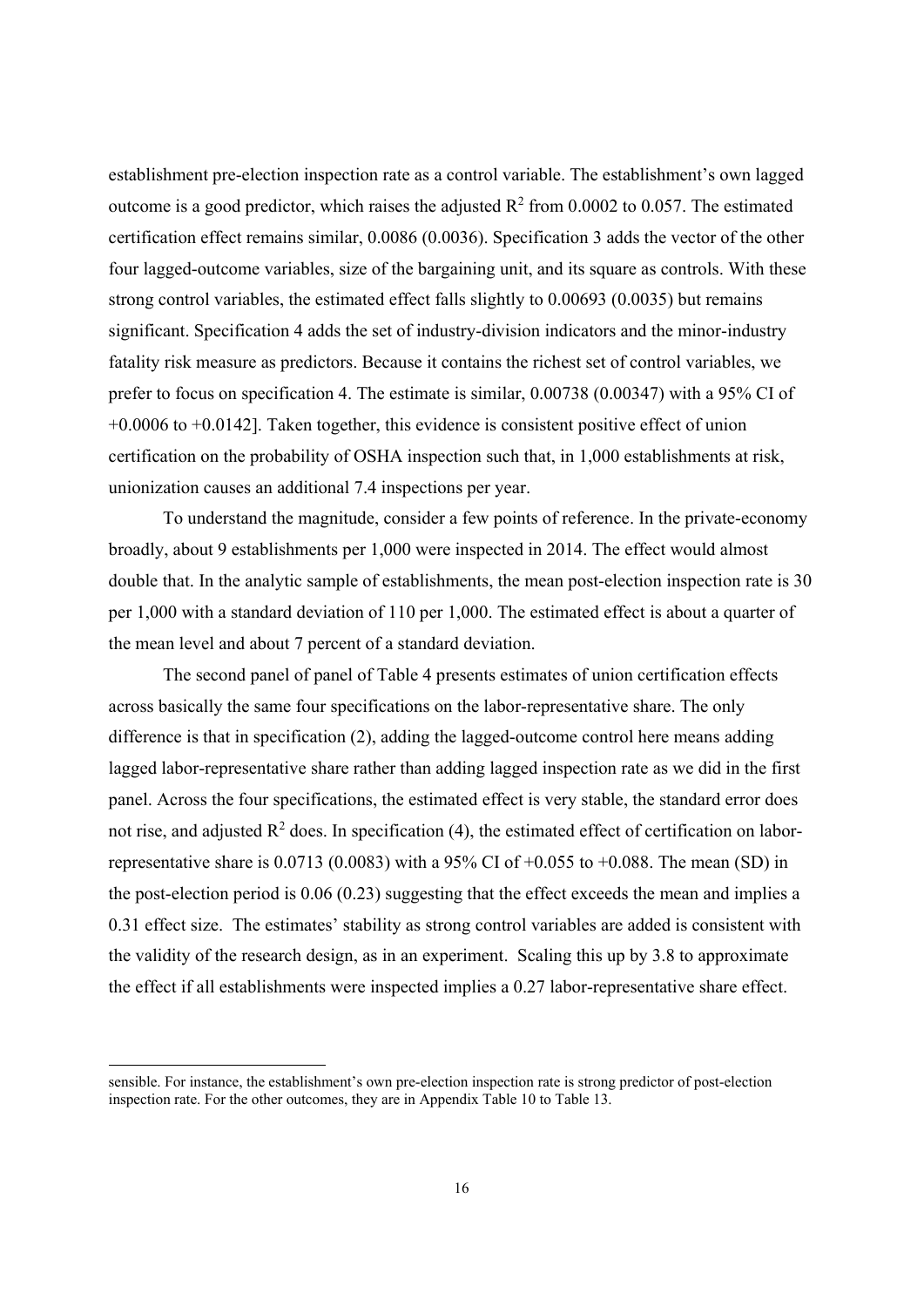establishment pre-election inspection rate as a control variable. The establishment's own lagged outcome is a good predictor, which raises the adjusted $R^2$ from 0.0002 to 0.057. The estimated certification effect remains similar, 0.0086 (0.0036). Specification 3 adds the vector of the other four lagged-outcome variables, size of the bargaining unit, and its square as controls. With these strong control variables, the estimated effect falls slightly to 0.00693 (0.0035) but remains significant. Specification 4 adds the set of industry-division indicators and the minor-industry fatality risk measure as predictors. Because it contains the richest set of control variables, we prefer to focus on specification 4. The estimate is similar, 0.00738 (0.00347) with a 95% CI of +0.0006 to +0.0142]. Taken together, this evidence is consistent positive effect of union certification on the probability of OSHA inspection such that, in 1,000 establishments at risk, unionization causes an additional 7.4 inspections per year.

To understand the magnitude, consider a few points of reference. In the private-economy broadly, about 9 establishments per 1,000 were inspected in 2014. The effect would almost double that. In the analytic sample of establishments, the mean post-election inspection rate is 30 per 1,000 with a standard deviation of 110 per 1,000. The estimated effect is about a quarter of the mean level and about 7 percent of a standard deviation.

The second panel of panel of Table 4 presents estimates of union certification effects across basically the same four specifications on the labor-representative share. The only difference is that in specification (2), adding the lagged-outcome control here means adding lagged labor-representative share rather than adding lagged inspection rate as we did in the first panel. Across the four specifications, the estimated effect is very stable, the standard error does not rise, and adjusted $R^2$ does. In specification (4), the estimated effect of certification on labor-representative share is 0.0713 (0.0083) with a 95% CI of +0.055 to +0.088. The mean (SD) in the post-election period is 0.06 (0.23) suggesting that the effect exceeds the mean and implies a 0.31 effect size. The estimates' stability as strong control variables are added is consistent with the validity of the research design, as in an experiment. Scaling this up by 3.8 to approximate the effect if all establishments were inspected implies a 0.27 labor-representative share effect.

---

sensible. For instance, the establishment's own pre-election inspection rate is strong predictor of post-election inspection rate. For the other outcomes, they are in Appendix Table 10 to Table 13.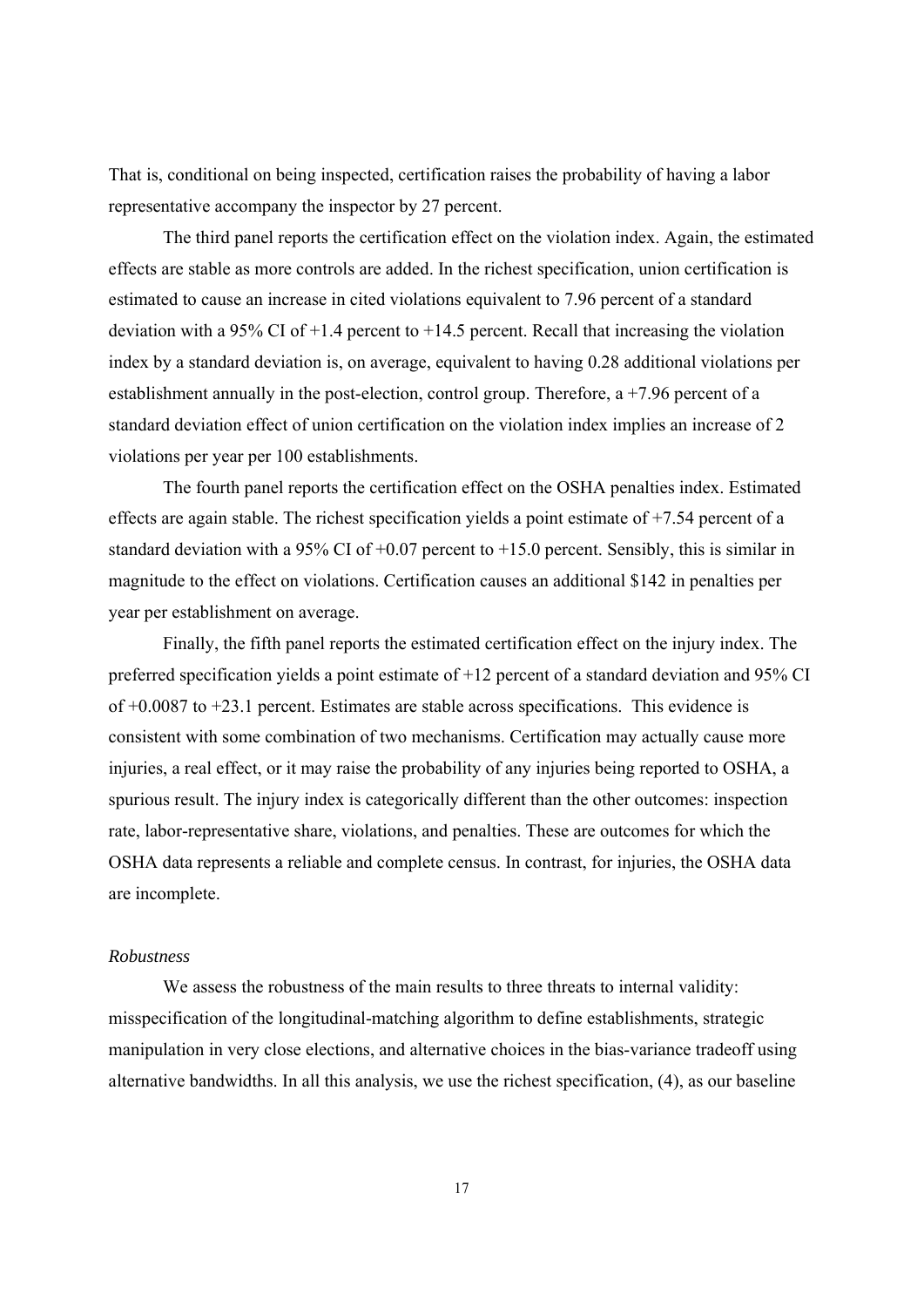That is, conditional on being inspected, certification raises the probability of having a labor representative accompany the inspector by 27 percent.

The third panel reports the certification effect on the violation index. Again, the estimated effects are stable as more controls are added. In the richest specification, union certification is estimated to cause an increase in cited violations equivalent to 7.96 percent of a standard deviation with a 95% CI of +1.4 percent to +14.5 percent. Recall that increasing the violation index by a standard deviation is, on average, equivalent to having 0.28 additional violations per establishment annually in the post-election, control group. Therefore, a +7.96 percent of a standard deviation effect of union certification on the violation index implies an increase of 2 violations per year per 100 establishments.

The fourth panel reports the certification effect on the OSHA penalties index. Estimated effects are again stable. The richest specification yields a point estimate of +7.54 percent of a standard deviation with a 95% CI of +0.07 percent to +15.0 percent. Sensibly, this is similar in magnitude to the effect on violations. Certification causes an additional $142 in penalties per year per establishment on average.

Finally, the fifth panel reports the estimated certification effect on the injury index. The preferred specification yields a point estimate of +12 percent of a standard deviation and 95% CI of +0.0087 to +23.1 percent. Estimates are stable across specifications. This evidence is consistent with some combination of two mechanisms. Certification may actually cause more injuries, a real effect, or it may raise the probability of any injuries being reported to OSHA, a spurious result. The injury index is categorically different than the other outcomes: inspection rate, labor-representative share, violations, and penalties. These are outcomes for which the OSHA data represents a reliable and complete census. In contrast, for injuries, the OSHA data are incomplete.

*Robustness*

We assess the robustness of the main results to three threats to internal validity: misspecification of the longitudinal-matching algorithm to define establishments, strategic manipulation in very close elections, and alternative choices in the bias-variance tradeoff using alternative bandwidths. In all this analysis, we use the richest specification, (4), as our baseline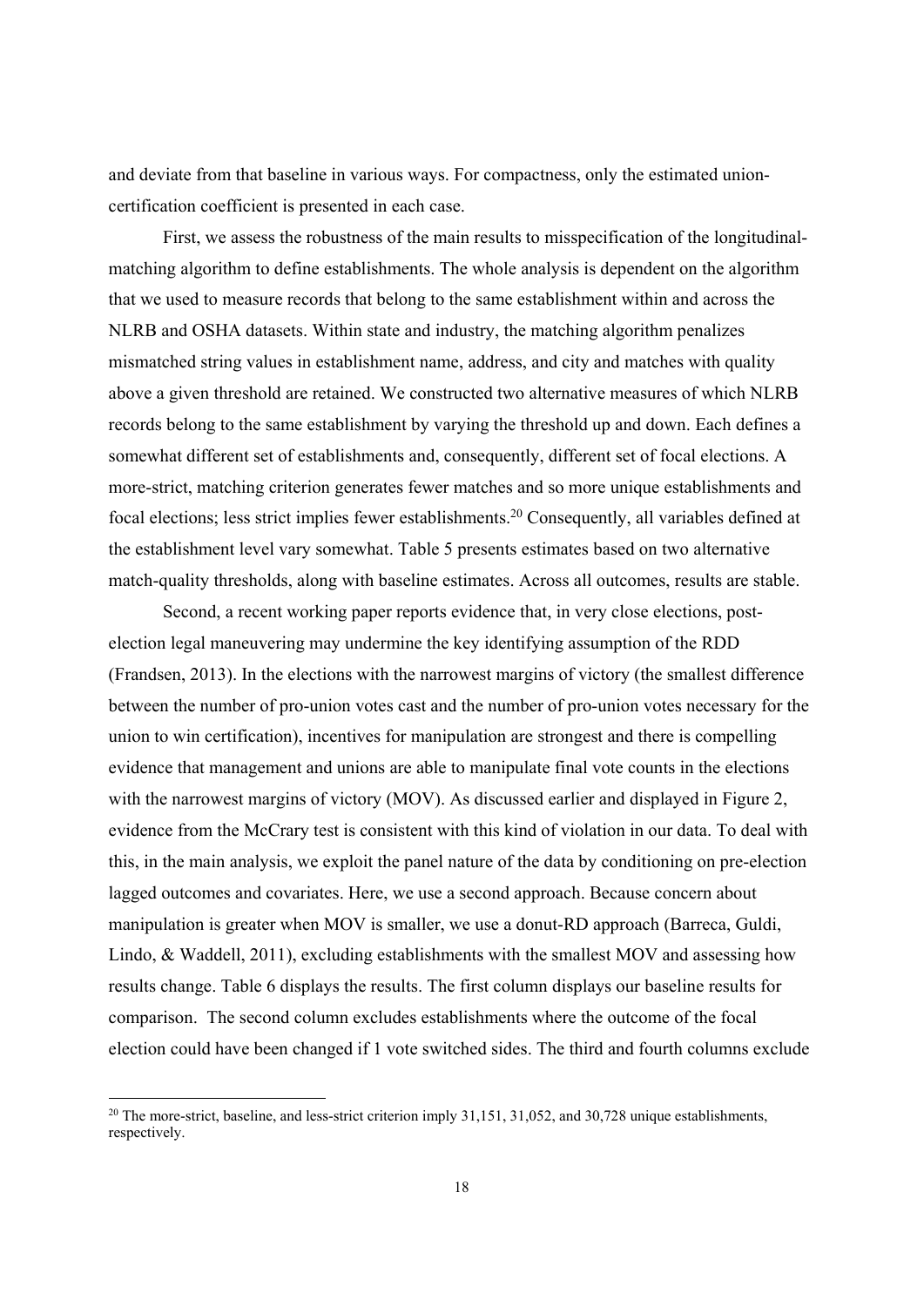and deviate from that baseline in various ways. For compactness, only the estimated union-certification coefficient is presented in each case.

First, we assess the robustness of the main results to misspecification of the longitudinal-matching algorithm to define establishments. The whole analysis is dependent on the algorithm that we used to measure records that belong to the same establishment within and across the NLRB and OSHA datasets. Within state and industry, the matching algorithm penalizes mismatched string values in establishment name, address, and city and matches with quality above a given threshold are retained. We constructed two alternative measures of which NLRB records belong to the same establishment by varying the threshold up and down. Each defines a somewhat different set of establishments and, consequently, different set of focal elections. A more-strict, matching criterion generates fewer matches and so more unique establishments and focal elections; less strict implies fewer establishments.[20] Consequently, all variables defined at the establishment level vary somewhat. Table 5 presents estimates based on two alternative match-quality thresholds, along with baseline estimates. Across all outcomes, results are stable.

Second, a recent working paper reports evidence that, in very close elections, post-election legal maneuvering may undermine the key identifying assumption of the RDD (Frandsen, 2013). In the elections with the narrowest margins of victory (the smallest difference between the number of pro-union votes cast and the number of pro-union votes necessary for the union to win certification), incentives for manipulation are strongest and there is compelling evidence that management and unions are able to manipulate final vote counts in the elections with the narrowest margins of victory (MOV). As discussed earlier and displayed in Figure 2, evidence from the McCrary test is consistent with this kind of violation in our data. To deal with this, in the main analysis, we exploit the panel nature of the data by conditioning on pre-election lagged outcomes and covariates. Here, we use a second approach. Because concern about manipulation is greater when MOV is smaller, we use a donut-RD approach (Barreca, Guldi, Lindo, & Waddell, 2011), excluding establishments with the smallest MOV and assessing how results change. Table 6 displays the results. The first column displays our baseline results for comparison. The second column excludes establishments where the outcome of the focal election could have been changed if 1 vote switched sides. The third and fourth columns exclude

[20] The more-strict, baseline, and less-strict criterion imply 31,151, 31,052, and 30,728 unique establishments, respectively.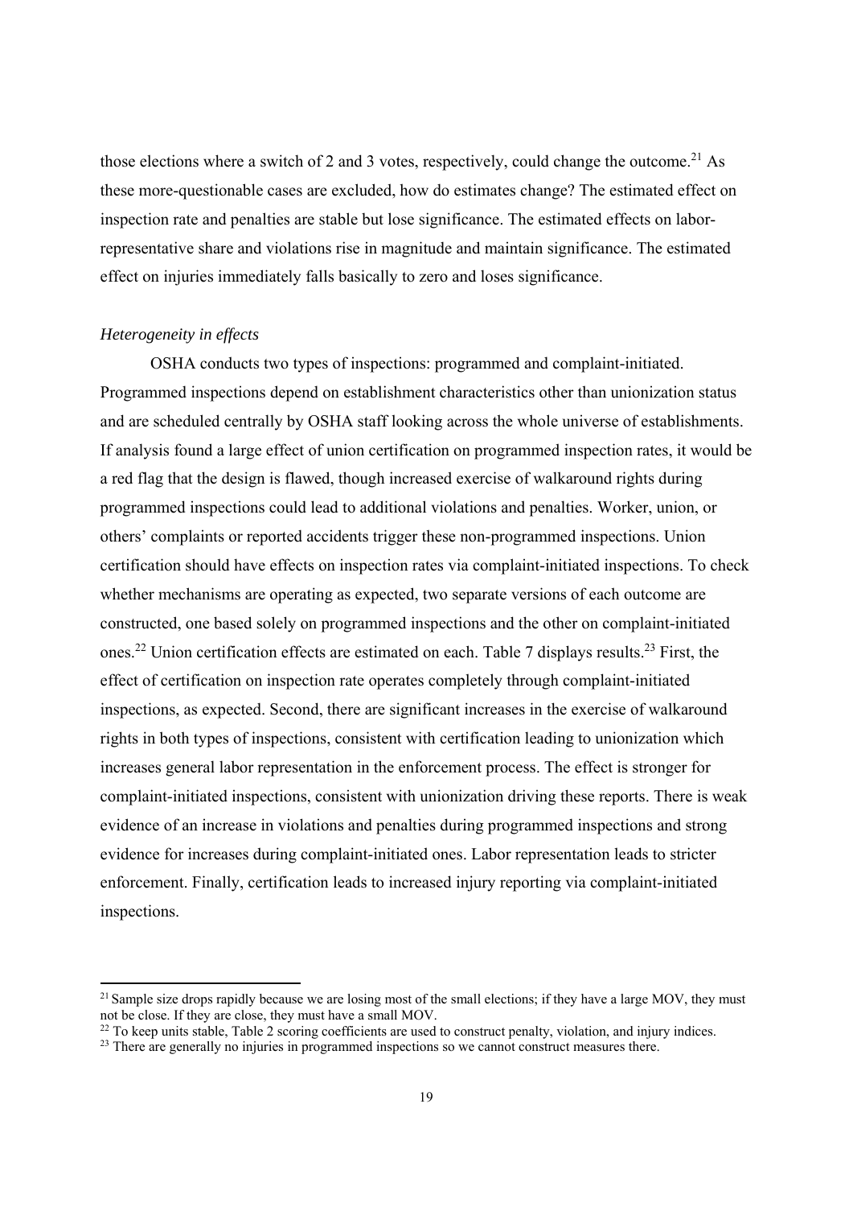those elections where a switch of 2 and 3 votes, respectively, could change the outcome.[21] As these more-questionable cases are excluded, how do estimates change? The estimated effect on inspection rate and penalties are stable but lose significance. The estimated effects on labor-representative share and violations rise in magnitude and maintain significance. The estimated effect on injuries immediately falls basically to zero and loses significance.

*Heterogeneity in effects*

OSHA conducts two types of inspections: programmed and complaint-initiated. Programmed inspections depend on establishment characteristics other than unionization status and are scheduled centrally by OSHA staff looking across the whole universe of establishments. If analysis found a large effect of union certification on programmed inspection rates, it would be a red flag that the design is flawed, though increased exercise of walkaround rights during programmed inspections could lead to additional violations and penalties. Worker, union, or others' complaints or reported accidents trigger these non-programmed inspections. Union certification should have effects on inspection rates via complaint-initiated inspections. To check whether mechanisms are operating as expected, two separate versions of each outcome are constructed, one based solely on programmed inspections and the other on complaint-initiated ones.[22] Union certification effects are estimated on each. Table 7 displays results.[23] First, the effect of certification on inspection rate operates completely through complaint-initiated inspections, as expected. Second, there are significant increases in the exercise of walkaround rights in both types of inspections, consistent with certification leading to unionization which increases general labor representation in the enforcement process. The effect is stronger for complaint-initiated inspections, consistent with unionization driving these reports. There is weak evidence of an increase in violations and penalties during programmed inspections and strong evidence for increases during complaint-initiated ones. Labor representation leads to stricter enforcement. Finally, certification leads to increased injury reporting via complaint-initiated inspections.

---

[21] Sample size drops rapidly because we are losing most of the small elections; if they have a large MOV, they must not be close. If they are close, they must have a small MOV.

[22] To keep units stable, Table 2 scoring coefficients are used to construct penalty, violation, and injury indices.

[23] There are generally no injuries in programmed inspections so we cannot construct measures there.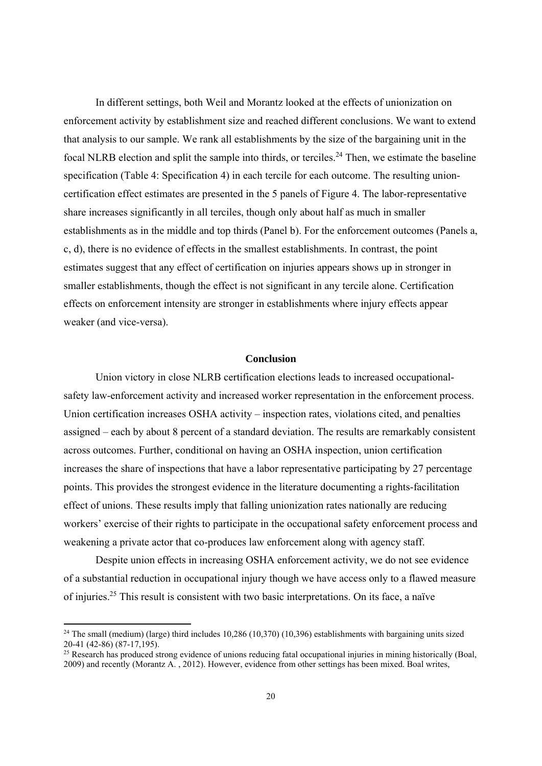In different settings, both Weil and Morantz looked at the effects of unionization on enforcement activity by establishment size and reached different conclusions. We want to extend that analysis to our sample. We rank all establishments by the size of the bargaining unit in the focal NLRB election and split the sample into thirds, or terciles.[24] Then, we estimate the baseline specification (Table 4: Specification 4) in each tercile for each outcome. The resulting union-certification effect estimates are presented in the 5 panels of Figure 4. The labor-representative share increases significantly in all terciles, though only about half as much in smaller establishments as in the middle and top thirds (Panel b). For the enforcement outcomes (Panels a, c, d), there is no evidence of effects in the smallest establishments. In contrast, the point estimates suggest that any effect of certification on injuries appears shows up in stronger in smaller establishments, though the effect is not significant in any tercile alone. Certification effects on enforcement intensity are stronger in establishments where injury effects appear weaker (and vice-versa).

## Conclusion

Union victory in close NLRB certification elections leads to increased occupational-safety law-enforcement activity and increased worker representation in the enforcement process. Union certification increases OSHA activity – inspection rates, violations cited, and penalties assigned – each by about 8 percent of a standard deviation. The results are remarkably consistent across outcomes. Further, conditional on having an OSHA inspection, union certification increases the share of inspections that have a labor representative participating by 27 percentage points. This provides the strongest evidence in the literature documenting a rights-facilitation effect of unions. These results imply that falling unionization rates nationally are reducing workers' exercise of their rights to participate in the occupational safety enforcement process and weakening a private actor that co-produces law enforcement along with agency staff.

Despite union effects in increasing OSHA enforcement activity, we do not see evidence of a substantial reduction in occupational injury though we have access only to a flawed measure of injuries.[25] This result is consistent with two basic interpretations. On its face, a naïve

---

[24] The small (medium) (large) third includes 10,286 (10,370) (10,396) establishments with bargaining units sized 20-41 (42-86) (87-17,195).

[25] Research has produced strong evidence of unions reducing fatal occupational injuries in mining historically (Boal, 2009) and recently (Morantz A. , 2012). However, evidence from other settings has been mixed. Boal writes,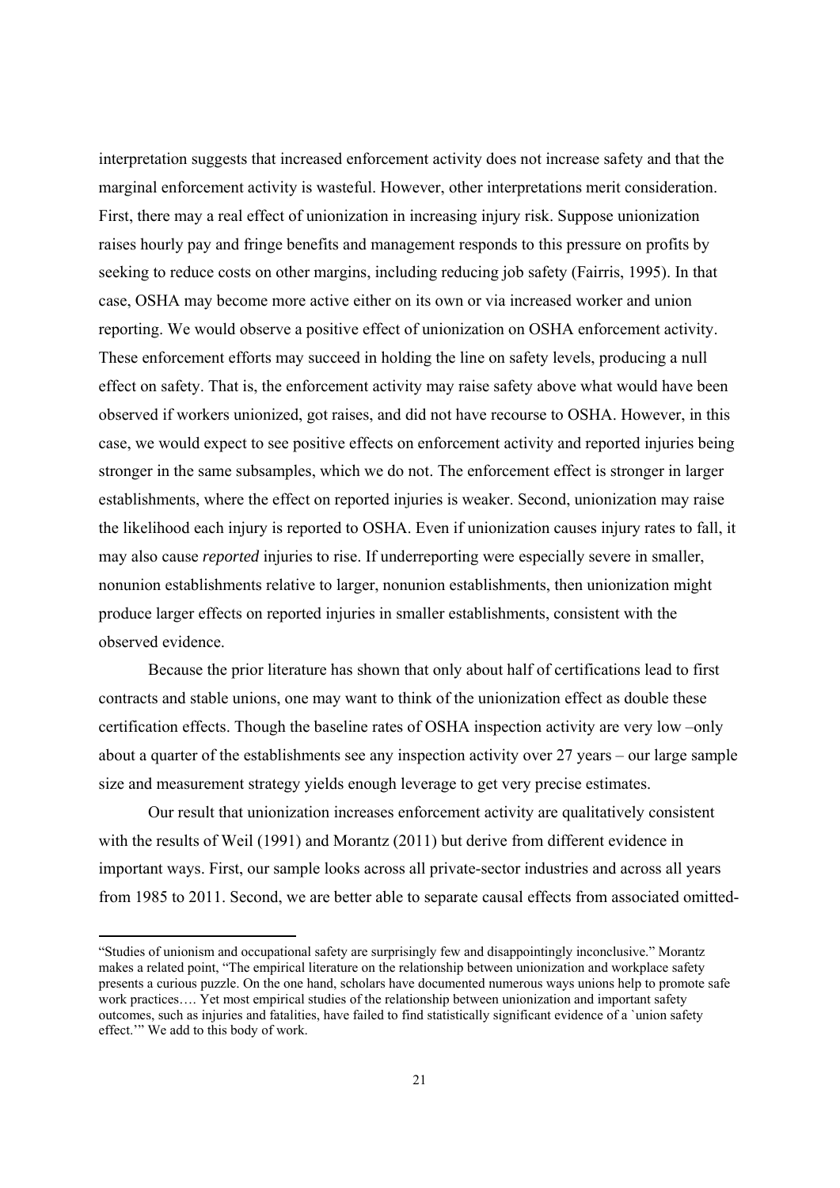interpretation suggests that increased enforcement activity does not increase safety and that the marginal enforcement activity is wasteful. However, other interpretations merit consideration. First, there may a real effect of unionization in increasing injury risk. Suppose unionization raises hourly pay and fringe benefits and management responds to this pressure on profits by seeking to reduce costs on other margins, including reducing job safety (Fairris, 1995). In that case, OSHA may become more active either on its own or via increased worker and union reporting. We would observe a positive effect of unionization on OSHA enforcement activity. These enforcement efforts may succeed in holding the line on safety levels, producing a null effect on safety. That is, the enforcement activity may raise safety above what would have been observed if workers unionized, got raises, and did not have recourse to OSHA. However, in this case, we would expect to see positive effects on enforcement activity and reported injuries being stronger in the same subsamples, which we do not. The enforcement effect is stronger in larger establishments, where the effect on reported injuries is weaker. Second, unionization may raise the likelihood each injury is reported to OSHA. Even if unionization causes injury rates to fall, it may also cause *reported* injuries to rise. If underreporting were especially severe in smaller, nonunion establishments relative to larger, nonunion establishments, then unionization might produce larger effects on reported injuries in smaller establishments, consistent with the observed evidence.

Because the prior literature has shown that only about half of certifications lead to first contracts and stable unions, one may want to think of the unionization effect as double these certification effects. Though the baseline rates of OSHA inspection activity are very low –only about a quarter of the establishments see any inspection activity over 27 years – our large sample size and measurement strategy yields enough leverage to get very precise estimates.

Our result that unionization increases enforcement activity are qualitatively consistent with the results of Weil (1991) and Morantz (2011) but derive from different evidence in important ways. First, our sample looks across all private-sector industries and across all years from 1985 to 2011. Second, we are better able to separate causal effects from associated omitted-

---

"Studies of unionism and occupational safety are surprisingly few and disappointingly inconclusive." Morantz makes a related point, "The empirical literature on the relationship between unionization and workplace safety presents a curious puzzle. On the one hand, scholars have documented numerous ways unions help to promote safe work practices…. Yet most empirical studies of the relationship between unionization and important safety outcomes, such as injuries and fatalities, have failed to find statistically significant evidence of a `union safety effect.'" We add to this body of work.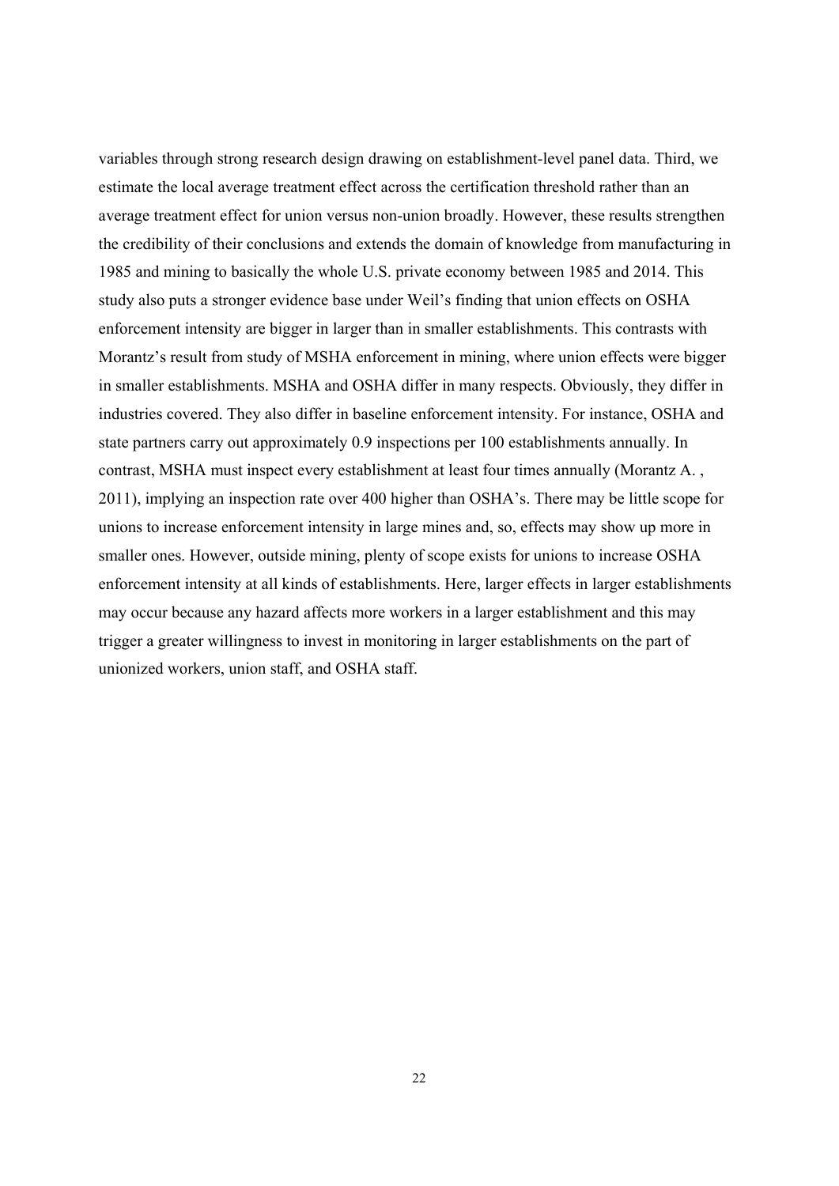variables through strong research design drawing on establishment-level panel data. Third, we estimate the local average treatment effect across the certification threshold rather than an average treatment effect for union versus non-union broadly. However, these results strengthen the credibility of their conclusions and extends the domain of knowledge from manufacturing in 1985 and mining to basically the whole U.S. private economy between 1985 and 2014. This study also puts a stronger evidence base under Weil's finding that union effects on OSHA enforcement intensity are bigger in larger than in smaller establishments. This contrasts with Morantz's result from study of MSHA enforcement in mining, where union effects were bigger in smaller establishments. MSHA and OSHA differ in many respects. Obviously, they differ in industries covered. They also differ in baseline enforcement intensity. For instance, OSHA and state partners carry out approximately 0.9 inspections per 100 establishments annually. In contrast, MSHA must inspect every establishment at least four times annually (Morantz A. , 2011), implying an inspection rate over 400 higher than OSHA's. There may be little scope for unions to increase enforcement intensity in large mines and, so, effects may show up more in smaller ones. However, outside mining, plenty of scope exists for unions to increase OSHA enforcement intensity at all kinds of establishments. Here, larger effects in larger establishments may occur because any hazard affects more workers in a larger establishment and this may trigger a greater willingness to invest in monitoring in larger establishments on the part of unionized workers, union staff, and OSHA staff.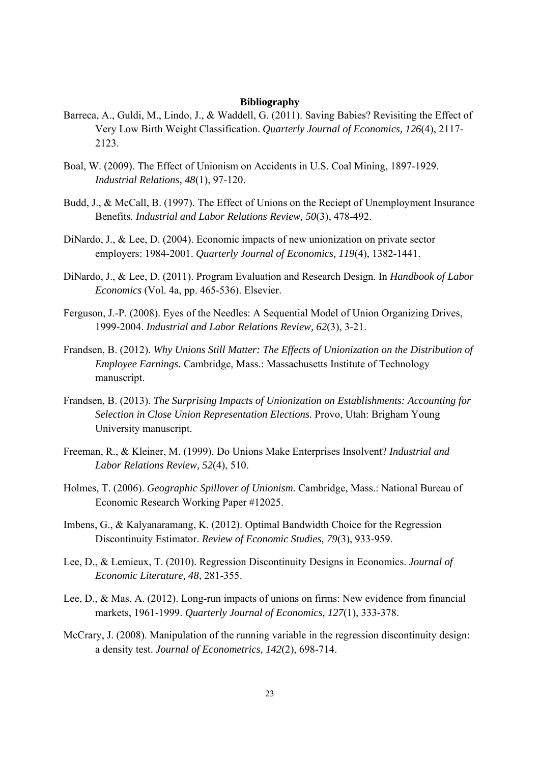**Bibliography**

Barreca, A., Guldi, M., Lindo, J., & Waddell, G. (2011). Saving Babies? Revisiting the Effect of Very Low Birth Weight Classification. *Quarterly Journal of Economics, 126*(4), 2117-2123.

Boal, W. (2009). The Effect of Unionism on Accidents in U.S. Coal Mining, 1897-1929. *Industrial Relations, 48*(1), 97-120.

Budd, J., & McCall, B. (1997). The Effect of Unions on the Reciept of Unemployment Insurance Benefits. *Industrial and Labor Relations Review, 50*(3), 478-492.

DiNardo, J., & Lee, D. (2004). Economic impacts of new unionization on private sector employers: 1984-2001. *Quarterly Journal of Economics, 119*(4), 1382-1441.

DiNardo, J., & Lee, D. (2011). Program Evaluation and Research Design. In *Handbook of Labor Economics* (Vol. 4a, pp. 465-536). Elsevier.

Ferguson, J.-P. (2008). Eyes of the Needles: A Sequential Model of Union Organizing Drives, 1999-2004. *Industrial and Labor Relations Review, 62*(3), 3-21.

Frandsen, B. (2012). *Why Unions Still Matter: The Effects of Unionization on the Distribution of Employee Earnings.* Cambridge, Mass.: Massachusetts Institute of Technology manuscript.

Frandsen, B. (2013). *The Surprising Impacts of Unionization on Establishments: Accounting for Selection in Close Union Representation Elections.* Provo, Utah: Brigham Young University manuscript.

Freeman, R., & Kleiner, M. (1999). Do Unions Make Enterprises Insolvent? *Industrial and Labor Relations Review, 52*(4), 510.

Holmes, T. (2006). *Geographic Spillover of Unionism.* Cambridge, Mass.: National Bureau of Economic Research Working Paper #12025.

Imbens, G., & Kalyanaramang, K. (2012). Optimal Bandwidth Choice for the Regression Discontinuity Estimator. *Review of Economic Studies, 79*(3), 933-959.

Lee, D., & Lemieux, T. (2010). Regression Discontinuity Designs in Economics. *Journal of Economic Literature, 48*, 281-355.

Lee, D., & Mas, A. (2012). Long-run impacts of unions on firms: New evidence from financial markets, 1961-1999. *Quarterly Journal of Economics, 127*(1), 333-378.

McCrary, J. (2008). Manipulation of the running variable in the regression discontinuity design: a density test. *Journal of Econometrics, 142*(2), 698-714.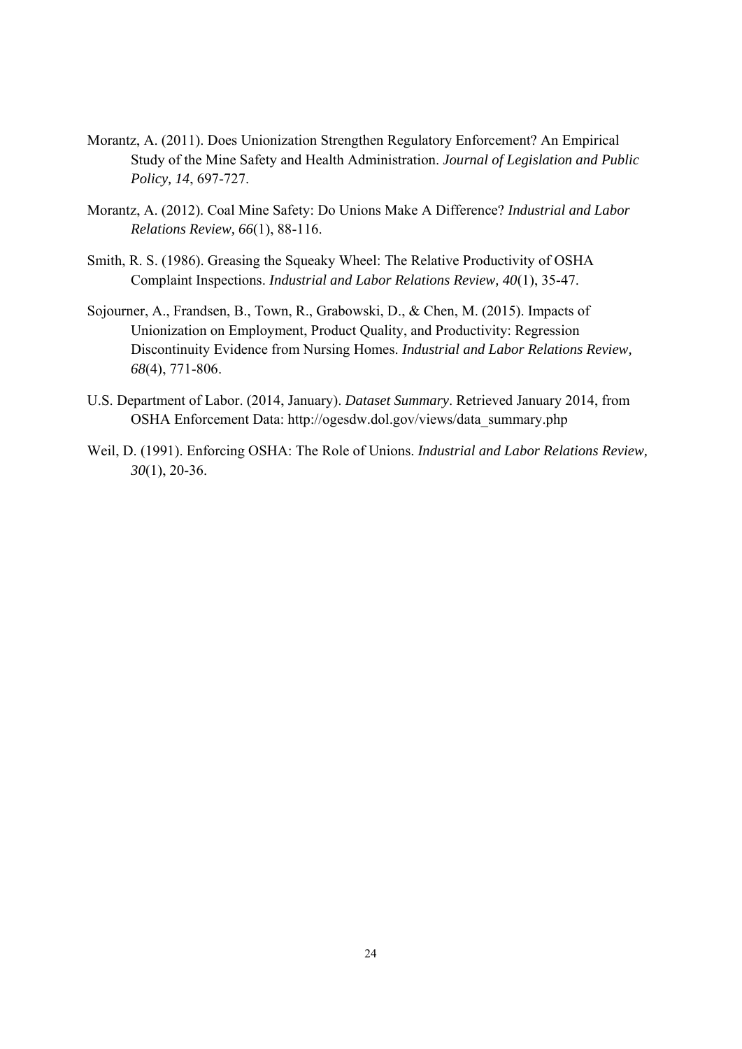Morantz, A. (2011). Does Unionization Strengthen Regulatory Enforcement? An Empirical Study of the Mine Safety and Health Administration. *Journal of Legislation and Public Policy, 14*, 697-727.

Morantz, A. (2012). Coal Mine Safety: Do Unions Make A Difference? *Industrial and Labor Relations Review, 66*(1), 88-116.

Smith, R. S. (1986). Greasing the Squeaky Wheel: The Relative Productivity of OSHA Complaint Inspections. *Industrial and Labor Relations Review, 40*(1), 35-47.

Sojourner, A., Frandsen, B., Town, R., Grabowski, D., & Chen, M. (2015). Impacts of Unionization on Employment, Product Quality, and Productivity: Regression Discontinuity Evidence from Nursing Homes. *Industrial and Labor Relations Review, 68*(4), 771-806.

U.S. Department of Labor. (2014, January). *Dataset Summary*. Retrieved January 2014, from OSHA Enforcement Data: http://ogesdw.dol.gov/views/data_summary.php

Weil, D. (1991). Enforcing OSHA: The Role of Unions. *Industrial and Labor Relations Review, 30*(1), 20-36.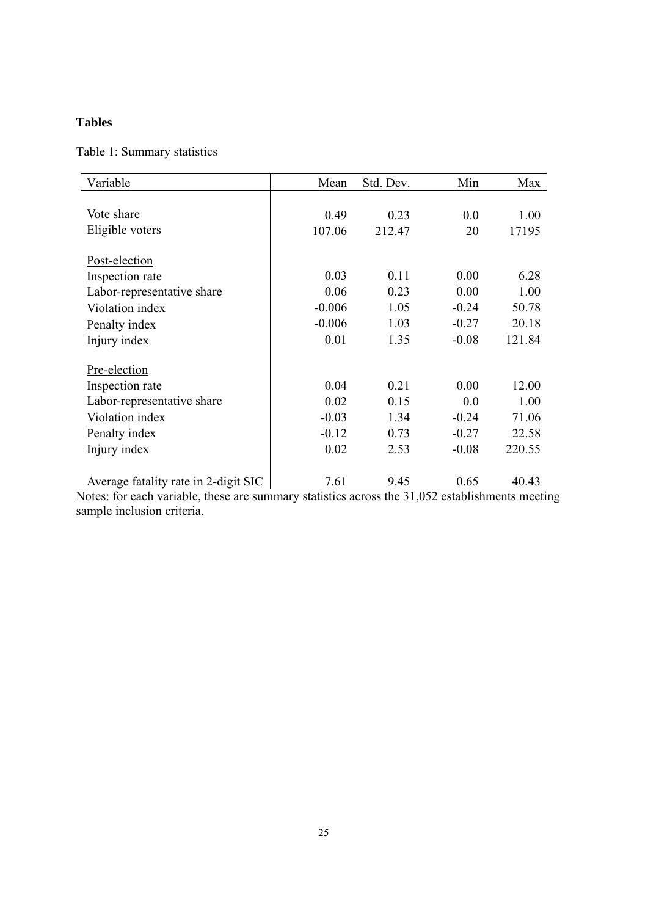**Tables**

Table 1: Summary statistics

| Variable | Mean | Std. Dev. | Min | Max |
|---|---|---|---|---|
| Vote share | 0.49 | 0.23 | 0.0 | 1.00 |
| Eligible voters | 107.06 | 212.47 | 20 | 17195 |
| Post-election | | | | |
| Inspection rate | 0.03 | 0.11 | 0.00 | 6.28 |
| Labor-representative share | 0.06 | 0.23 | 0.00 | 1.00 |
| Violation index | -0.006 | 1.05 | -0.24 | 50.78 |
| Penalty index | -0.006 | 1.03 | -0.27 | 20.18 |
| Injury index | 0.01 | 1.35 | -0.08 | 121.84 |
| Pre-election | | | | |
| Inspection rate | 0.04 | 0.21 | 0.00 | 12.00 |
| Labor-representative share | 0.02 | 0.15 | 0.0 | 1.00 |
| Violation index | -0.03 | 1.34 | -0.24 | 71.06 |
| Penalty index | -0.12 | 0.73 | -0.27 | 22.58 |
| Injury index | 0.02 | 2.53 | -0.08 | 220.55 |
| Average fatality rate in 2-digit SIC | 7.61 | 9.45 | 0.65 | 40.43 |

Notes: for each variable, these are summary statistics across the 31,052 establishments meeting sample inclusion criteria.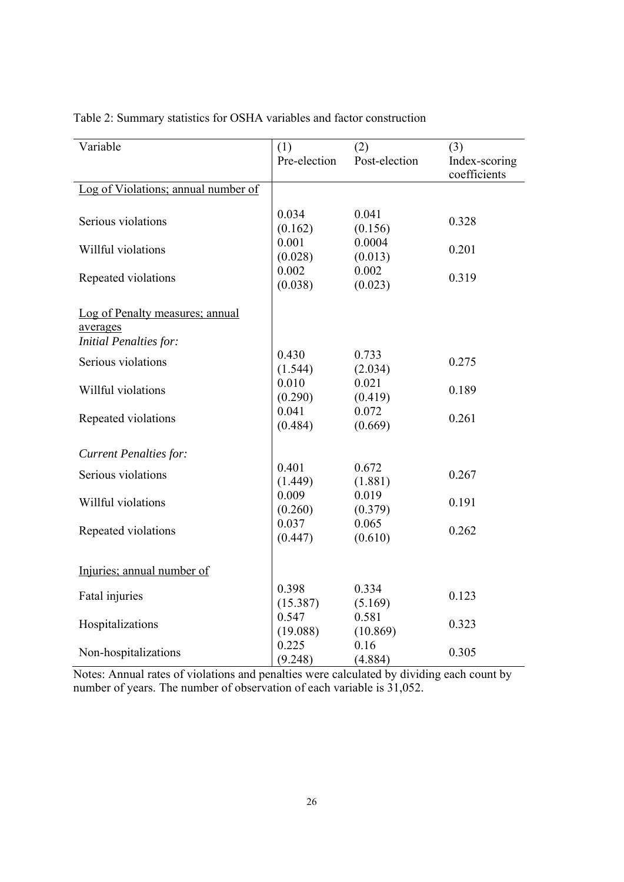Table 2: Summary statistics for OSHA variables and factor construction

| Variable | (1) Pre-election | (2) Post-election | (3) Index-scoring coefficients |
|---|---|---|---|
| Log of Violations; annual number of | | | |
| Serious violations | 0.034 (0.162) | 0.041 (0.156) | 0.328 |
| Willful violations | 0.001 (0.028) | 0.0004 (0.013) | 0.201 |
| Repeated violations | 0.002 (0.038) | 0.002 (0.023) | 0.319 |
| Log of Penalty measures; annual averages | | | |
| *Initial Penalties for:* | | | |
| Serious violations | 0.430 (1.544) | 0.733 (2.034) | 0.275 |
| Willful violations | 0.010 (0.290) | 0.021 (0.419) | 0.189 |
| Repeated violations | 0.041 (0.484) | 0.072 (0.669) | 0.261 |
| *Current Penalties for:* | | | |
| Serious violations | 0.401 (1.449) | 0.672 (1.881) | 0.267 |
| Willful violations | 0.009 (0.260) | 0.019 (0.379) | 0.191 |
| Repeated violations | 0.037 (0.447) | 0.065 (0.610) | 0.262 |
| Injuries; annual number of | | | |
| Fatal injuries | 0.398 (15.387) | 0.334 (5.169) | 0.123 |
| Hospitalizations | 0.547 (19.088) | 0.581 (10.869) | 0.323 |
| Non-hospitalizations | 0.225 (9.248) | 0.16 (4.884) | 0.305 |

Notes: Annual rates of violations and penalties were calculated by dividing each count by number of years. The number of observation of each variable is 31,052.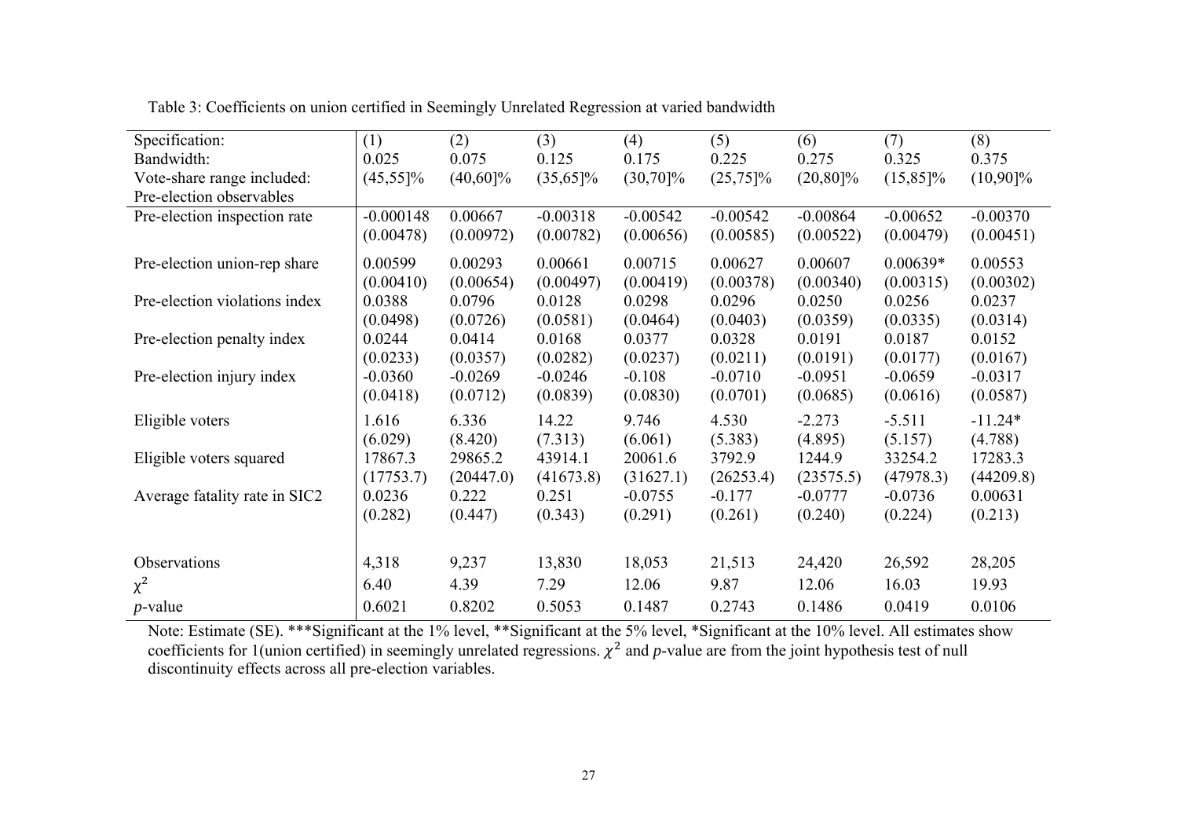Table 3: Coefficients on union certified in Seemingly Unrelated Regression at varied bandwidth

| Specification: | (1) | (2) | (3) | (4) | (5) | (6) | (7) | (8) |
|---|---|---|---|---|---|---|---|---|
| Bandwidth: | 0.025 | 0.075 | 0.125 | 0.175 | 0.225 | 0.275 | 0.325 | 0.375 |
| Vote-share range included: | (45,55]% | (40,60]% | (35,65]% | (30,70]% | (25,75]% | (20,80]% | (15,85]% | (10,90]% |
| Pre-election observables | | | | | | | | |
| Pre-election inspection rate | -0.000148 | 0.00667 | -0.00318 | -0.00542 | -0.00542 | -0.00864 | -0.00652 | -0.00370 |
| | (0.00478) | (0.00972) | (0.00782) | (0.00656) | (0.00585) | (0.00522) | (0.00479) | (0.00451) |
| Pre-election union-rep share | 0.00599 | 0.00293 | 0.00661 | 0.00715 | 0.00627 | 0.00607 | 0.00639* | 0.00553 |
| | (0.00410) | (0.00654) | (0.00497) | (0.00419) | (0.00378) | (0.00340) | (0.00315) | (0.00302) |
| Pre-election violations index | 0.0388 | 0.0796 | 0.0128 | 0.0298 | 0.0296 | 0.0250 | 0.0256 | 0.0237 |
| | (0.0498) | (0.0726) | (0.0581) | (0.0464) | (0.0403) | (0.0359) | (0.0335) | (0.0314) |
| Pre-election penalty index | 0.0244 | 0.0414 | 0.0168 | 0.0377 | 0.0328 | 0.0191 | 0.0187 | 0.0152 |
| | (0.0233) | (0.0357) | (0.0282) | (0.0237) | (0.0211) | (0.0191) | (0.0177) | (0.0167) |
| Pre-election injury index | -0.0360 | -0.0269 | -0.0246 | -0.108 | -0.0710 | -0.0951 | -0.0659 | -0.0317 |
| | (0.0418) | (0.0712) | (0.0839) | (0.0830) | (0.0701) | (0.0685) | (0.0616) | (0.0587) |
| Eligible voters | 1.616 | 6.336 | 14.22 | 9.746 | 4.530 | -2.273 | -5.511 | -11.24* |
| | (6.029) | (8.420) | (7.313) | (6.061) | (5.383) | (4.895) | (5.157) | (4.788) |
| Eligible voters squared | 17867.3 | 29865.2 | 43914.1 | 20061.6 | 3792.9 | 1244.9 | 33254.2 | 17283.3 |
| | (17753.7) | (20447.0) | (41673.8) | (31627.1) | (26253.4) | (23575.5) | (47978.3) | (44209.8) |
| Average fatality rate in SIC2 | 0.0236 | 0.222 | 0.251 | -0.0755 | -0.177 | -0.0777 | -0.0736 | 0.00631 |
| | (0.282) | (0.447) | (0.343) | (0.291) | (0.261) | (0.240) | (0.224) | (0.213) |
| Observations | 4,318 | 9,237 | 13,830 | 18,053 | 21,513 | 24,420 | 26,592 | 28,205 |
| $\chi^2$ | 6.40 | 4.39 | 7.29 | 12.06 | 9.87 | 12.06 | 16.03 | 19.93 |
| *p*-value | 0.6021 | 0.8202 | 0.5053 | 0.1487 | 0.2743 | 0.1486 | 0.0419 | 0.0106 |

Note: Estimate (SE). ***Significant at the 1% level, **Significant at the 5% level, *Significant at the 10% level. All estimates show coefficients for 1(union certified) in seemingly unrelated regressions. $\chi^2$ and *p*-value are from the joint hypothesis test of null discontinuity effects across all pre-election variables.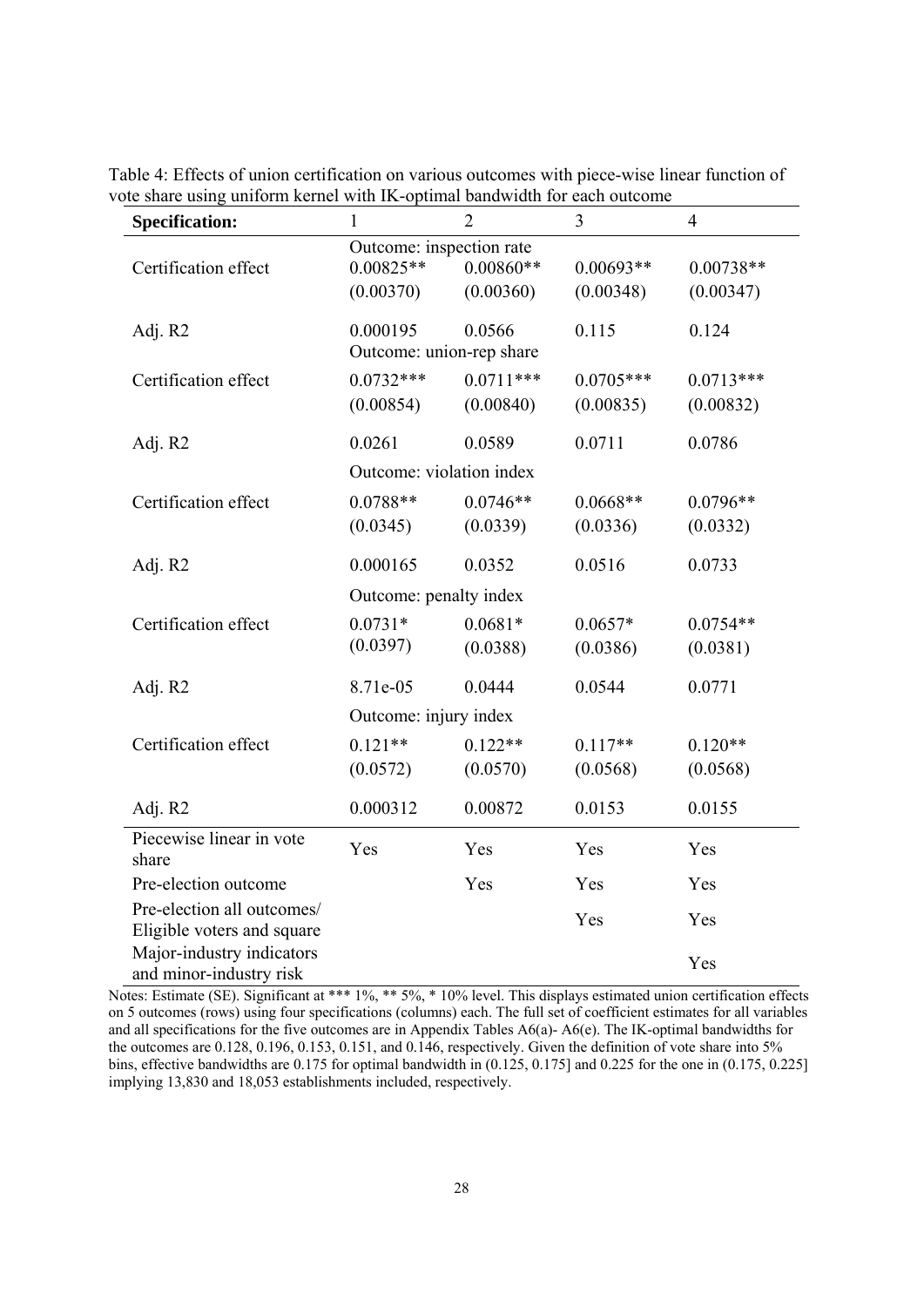Table 4: Effects of union certification on various outcomes with piece-wise linear function of vote share using uniform kernel with IK-optimal bandwidth for each outcome

| **Specification:** | 1 | 2 | 3 | 4 |
|---|---|---|---|---|
| | Outcome: inspection rate | | | |
| Certification effect | 0.00825** | 0.00860** | 0.00693** | 0.00738** |
| | (0.00370) | (0.00360) | (0.00348) | (0.00347) |
| Adj. R2 | 0.000195 | 0.0566 | 0.115 | 0.124 |
| | Outcome: union-rep share | | | |
| Certification effect | 0.0732*** | 0.0711*** | 0.0705*** | 0.0713*** |
| | (0.00854) | (0.00840) | (0.00835) | (0.00832) |
| Adj. R2 | 0.0261 | 0.0589 | 0.0711 | 0.0786 |
| | Outcome: violation index | | | |
| Certification effect | 0.0788** | 0.0746** | 0.0668** | 0.0796** |
| | (0.0345) | (0.0339) | (0.0336) | (0.0332) |
| Adj. R2 | 0.000165 | 0.0352 | 0.0516 | 0.0733 |
| | Outcome: penalty index | | | |
| Certification effect | 0.0731* | 0.0681* | 0.0657* | 0.0754** |
| | (0.0397) | (0.0388) | (0.0386) | (0.0381) |
| Adj. R2 | 8.71e-05 | 0.0444 | 0.0544 | 0.0771 |
| | Outcome: injury index | | | |
| Certification effect | 0.121** | 0.122** | 0.117** | 0.120** |
| | (0.0572) | (0.0570) | (0.0568) | (0.0568) |
| Adj. R2 | 0.000312 | 0.00872 | 0.0153 | 0.0155 |
| Piecewise linear in vote share | Yes | Yes | Yes | Yes |
| Pre-election outcome | | Yes | Yes | Yes |
| Pre-election all outcomes/ Eligible voters and square | | | Yes | Yes |
| Major-industry indicators and minor-industry risk | | | | Yes |

Notes: Estimate (SE). Significant at *** 1%, ** 5%, * 10% level. This displays estimated union certification effects on 5 outcomes (rows) using four specifications (columns) each. The full set of coefficient estimates for all variables and all specifications for the five outcomes are in Appendix Tables A6(a)- A6(e). The IK-optimal bandwidths for the outcomes are 0.128, 0.196, 0.153, 0.151, and 0.146, respectively. Given the definition of vote share into 5% bins, effective bandwidths are 0.175 for optimal bandwidth in (0.125, 0.175] and 0.225 for the one in (0.175, 0.225] implying 13,830 and 18,053 establishments included, respectively.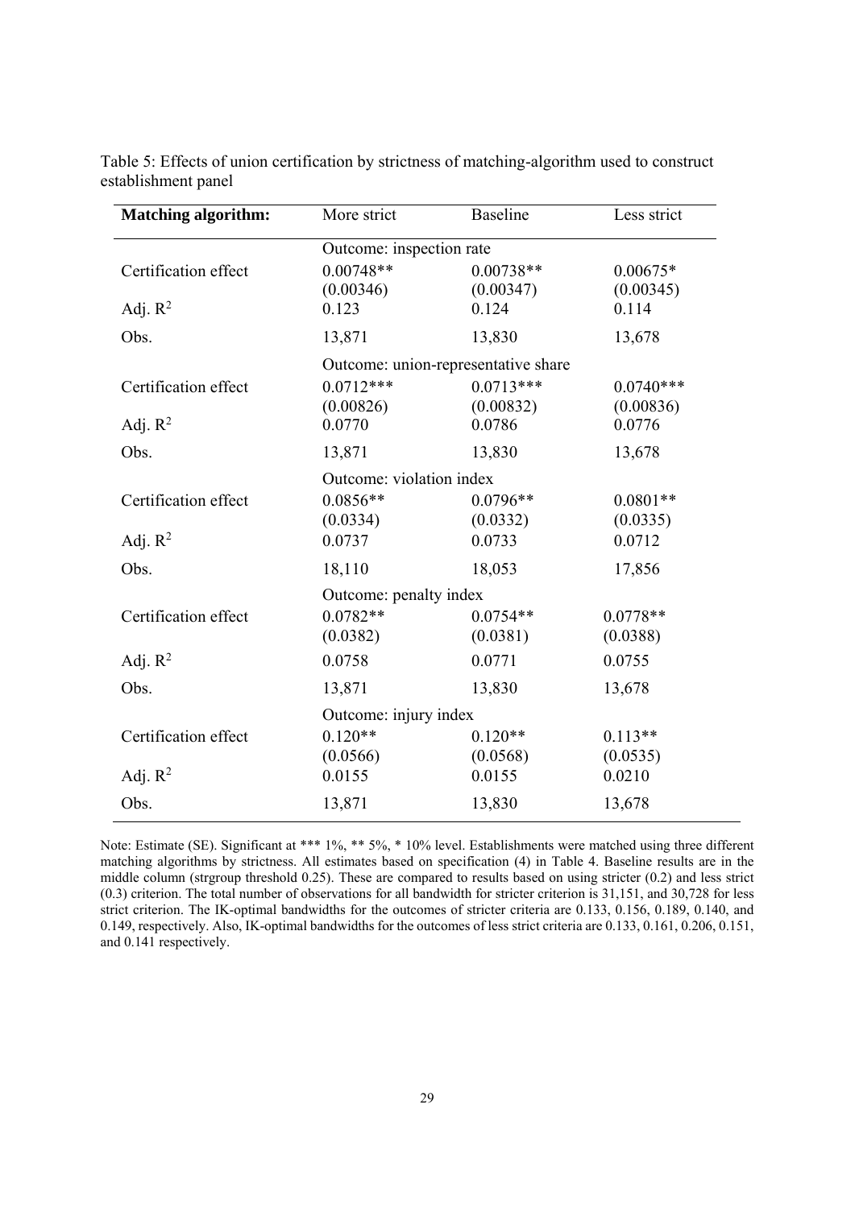Table 5: Effects of union certification by strictness of matching-algorithm used to construct establishment panel

| **Matching algorithm:** | More strict | Baseline | Less strict |
|---|---|---|---|
| | Outcome: inspection rate | | |
| Certification effect | 0.00748** | 0.00738** | 0.00675* |
| | (0.00346) | (0.00347) | (0.00345) |
| Adj. $R^2$ | 0.123 | 0.124 | 0.114 |
| Obs. | 13,871 | 13,830 | 13,678 |
| | Outcome: union-representative share | | |
| Certification effect | 0.0712*** | 0.0713*** | 0.0740*** |
| | (0.00826) | (0.00832) | (0.00836) |
| Adj. $R^2$ | 0.0770 | 0.0786 | 0.0776 |
| Obs. | 13,871 | 13,830 | 13,678 |
| | Outcome: violation index | | |
| Certification effect | 0.0856** | 0.0796** | 0.0801** |
| | (0.0334) | (0.0332) | (0.0335) |
| Adj. $R^2$ | 0.0737 | 0.0733 | 0.0712 |
| Obs. | 18,110 | 18,053 | 17,856 |
| | Outcome: penalty index | | |
| Certification effect | 0.0782** | 0.0754** | 0.0778** |
| | (0.0382) | (0.0381) | (0.0388) |
| Adj. $R^2$ | 0.0758 | 0.0771 | 0.0755 |
| Obs. | 13,871 | 13,830 | 13,678 |
| | Outcome: injury index | | |
| Certification effect | 0.120** | 0.120** | 0.113** |
| | (0.0566) | (0.0568) | (0.0535) |
| Adj. $R^2$ | 0.0155 | 0.0155 | 0.0210 |
| Obs. | 13,871 | 13,830 | 13,678 |

Note: Estimate (SE). Significant at *** 1%, ** 5%, * 10% level. Establishments were matched using three different matching algorithms by strictness. All estimates based on specification (4) in Table 4. Baseline results are in the middle column (strgroup threshold 0.25). These are compared to results based on using stricter (0.2) and less strict (0.3) criterion. The total number of observations for all bandwidth for stricter criterion is 31,151, and 30,728 for less strict criterion. The IK-optimal bandwidths for the outcomes of stricter criteria are 0.133, 0.156, 0.189, 0.140, and 0.149, respectively. Also, IK-optimal bandwidths for the outcomes of less strict criteria are 0.133, 0.161, 0.206, 0.151, and 0.141 respectively.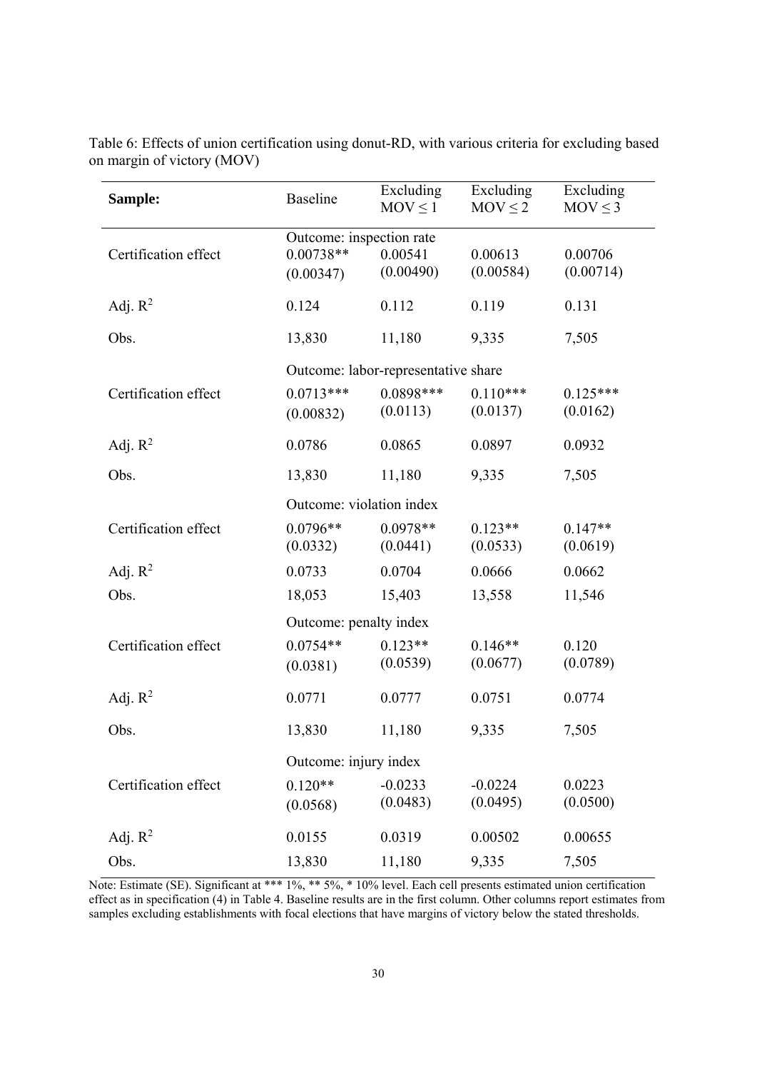Table 6: Effects of union certification using donut-RD, with various criteria for excluding based on margin of victory (MOV)

| **Sample:** | Baseline | Excluding $MOV \leq 1$ | Excluding $MOV \leq 2$ | Excluding $MOV \leq 3$ |
|---|---|---|---|---|
| | Outcome: inspection rate | | | |
| Certification effect | 0.00738** | 0.00541 | 0.00613 | 0.00706 |
| | (0.00347) | (0.00490) | (0.00584) | (0.00714) |
| Adj. $R^2$ | 0.124 | 0.112 | 0.119 | 0.131 |
| Obs. | 13,830 | 11,180 | 9,335 | 7,505 |
| | Outcome: labor-representative share | | | |
| Certification effect | 0.0713*** | 0.0898*** | 0.110*** | 0.125*** |
| | (0.00832) | (0.0113) | (0.0137) | (0.0162) |
| Adj. $R^2$ | 0.0786 | 0.0865 | 0.0897 | 0.0932 |
| Obs. | 13,830 | 11,180 | 9,335 | 7,505 |
| | Outcome: violation index | | | |
| Certification effect | 0.0796** | 0.0978** | 0.123** | 0.147** |
| | (0.0332) | (0.0441) | (0.0533) | (0.0619) |
| Adj. $R^2$ | 0.0733 | 0.0704 | 0.0666 | 0.0662 |
| Obs. | 18,053 | 15,403 | 13,558 | 11,546 |
| | Outcome: penalty index | | | |
| Certification effect | 0.0754** | 0.123** | 0.146** | 0.120 |
| | (0.0381) | (0.0539) | (0.0677) | (0.0789) |
| Adj. $R^2$ | 0.0771 | 0.0777 | 0.0751 | 0.0774 |
| Obs. | 13,830 | 11,180 | 9,335 | 7,505 |
| | Outcome: injury index | | | |
| Certification effect | 0.120** | -0.0233 | -0.0224 | 0.0223 |
| | (0.0568) | (0.0483) | (0.0495) | (0.0500) |
| Adj. $R^2$ | 0.0155 | 0.0319 | 0.00502 | 0.00655 |
| Obs. | 13,830 | 11,180 | 9,335 | 7,505 |

Note: Estimate (SE). Significant at *** 1%, ** 5%, * 10% level. Each cell presents estimated union certification effect as in specification (4) in Table 4. Baseline results are in the first column. Other columns report estimates from samples excluding establishments with focal elections that have margins of victory below the stated thresholds.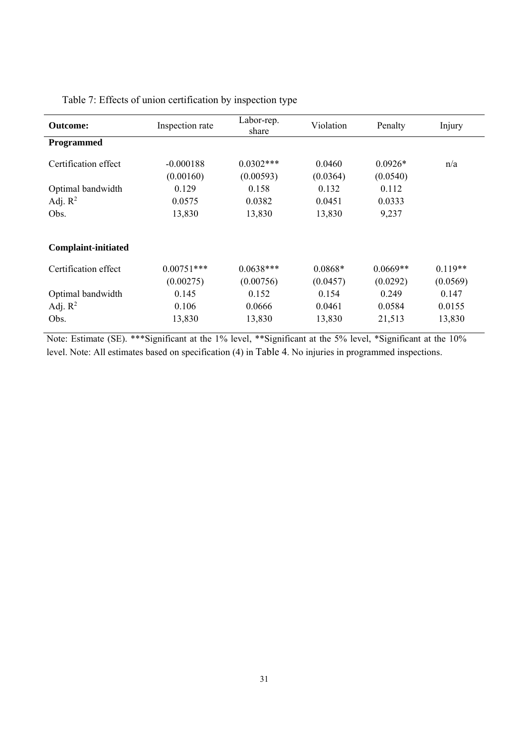Table 7: Effects of union certification by inspection type

| **Outcome:** | Inspection rate | Labor-rep. share | Violation | Penalty | Injury |
|---|---|---|---|---|---|
| **Programmed** | | | | | |
| Certification effect | -0.000188 | 0.0302*** | 0.0460 | 0.0926* | n/a |
| | (0.00160) | (0.00593) | (0.0364) | (0.0540) | |
| Optimal bandwidth | 0.129 | 0.158 | 0.132 | 0.112 | |
| Adj. $R^2$ | 0.0575 | 0.0382 | 0.0451 | 0.0333 | |
| Obs. | 13,830 | 13,830 | 13,830 | 9,237 | |
| **Complaint-initiated** | | | | | |
| Certification effect | 0.00751*** | 0.0638*** | 0.0868* | 0.0669** | 0.119** |
| | (0.00275) | (0.00756) | (0.0457) | (0.0292) | (0.0569) |
| Optimal bandwidth | 0.145 | 0.152 | 0.154 | 0.249 | 0.147 |
| Adj. $R^2$ | 0.106 | 0.0666 | 0.0461 | 0.0584 | 0.0155 |
| Obs. | 13,830 | 13,830 | 13,830 | 21,513 | 13,830 |

Note: Estimate (SE). ***Significant at the 1% level, **Significant at the 5% level, *Significant at the 10% level. Note: All estimates based on specification (4) in Table 4. No injuries in programmed inspections.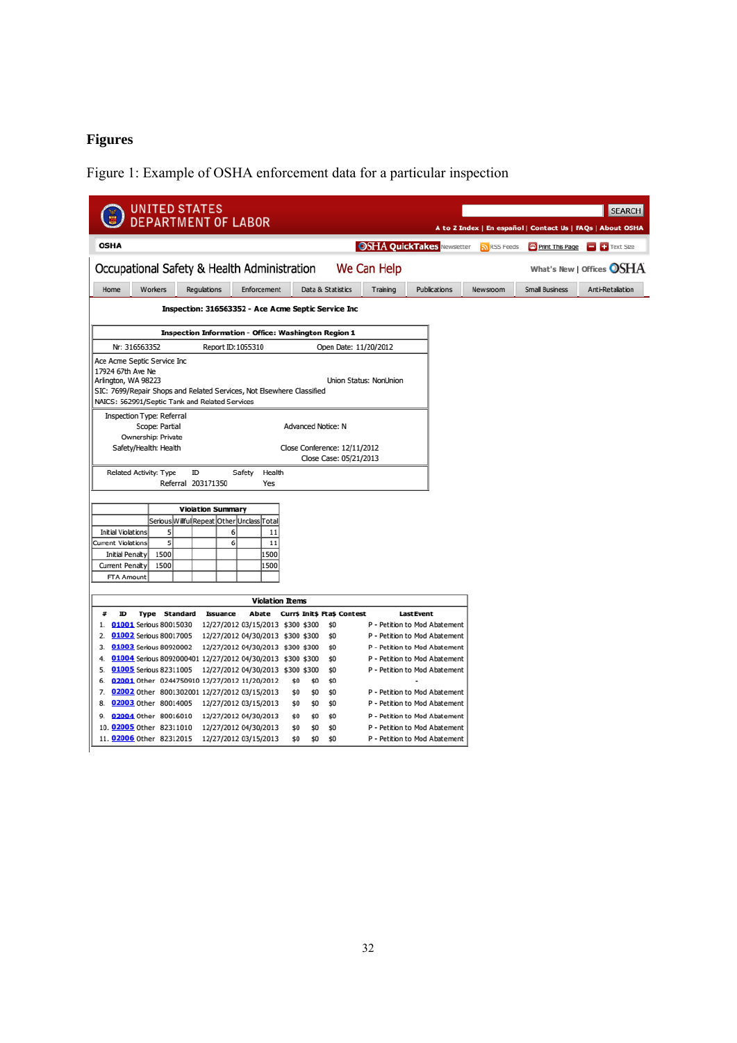# Figures

Figure 1: Example of OSHA enforcement data for a particular inspection

UNITED STATES DEPARTMENT OF LABOR

SEARCH

A to Z Index | En español | Contact Us | FAQs | About OSHA

OSHA — OSHA QuickTakes Newsletter — RSS Feeds — Print This Page — Text Size

Occupational Safety & Health Administration — We Can Help — What's New | Offices OSHA

Home | Workers | Regulations | Enforcement | Data & Statistics | Training | Publications | Newsroom | Small Business | Anti-Retaliation

**Inspection: 316563352 - Ace Acme Septic Service Inc**

**Inspection Information - Office: Washington Region 1**

Nr: 316563352 — Report ID:1055310 — Open Date: 11/20/2012

Ace Acme Septic Service Inc
17924 67th Ave Ne
Arlington, WA 98223 — Union Status: NonUnion
SIC: 7699/Repair Shops and Related Services, Not Elsewhere Classified
NAICS: 562991/Septic Tank and Related Services

Inspection Type: Referral
Scope: Partial — Advanced Notice: N
Ownership: Private
Safety/Health: Health — Close Conference: 12/11/2012
Close Case: 05/21/2013

| Related Activity: Type | ID | Safety | Health |
|---|---|---|---|
| Referral | 203171350 | | Yes |

**Violation Summary**

| | Serious | Willful | Repeat | Other | Unclass | Total |
|---|---|---|---|---|---|---|
| Initial Violations | 5 | | | 6 | | 11 |
| Current Violations | 5 | | | 6 | | 11 |
| Initial Penalty | 1500 | | | | | 1500 |
| Current Penalty | 1500 | | | | | 1500 |
| FTA Amount | | | | | | |

**Violation Items**

| # | ID | Type | Standard | Issuance | Abate | Curr$ | Init$ | Fta$ | Contest | LastEvent |
|---|---|---|---|---|---|---|---|---|---|---|
| 1. | 01001 | Serious | 80015030 | 12/27/2012 | 03/15/2013 | $300 | $300 | $0 | | P - Petition to Mod Abatement |
| 2. | 01002 | Serious | 80017005 | 12/27/2012 | 04/30/2013 | $300 | $300 | $0 | | P - Petition to Mod Abatement |
| 3. | 01003 | Serious | 80920002 | 12/27/2012 | 04/30/2013 | $300 | $300 | $0 | | P - Petition to Mod Abatement |
| 4. | 01004 | Serious | 8092000401 | 12/27/2012 | 04/30/2013 | $300 | $300 | $0 | | P - Petition to Mod Abatement |
| 5. | 01005 | Serious | 82311005 | 12/27/2012 | 04/30/2013 | $300 | $300 | $0 | | P - Petition to Mod Abatement |
| 6. | 02001 | Other | 0244750910 | 12/27/2012 | 11/20/2012 | $0 | $0 | $0 | | - |
| 7. | 02002 | Other | 8001302001 | 12/27/2012 | 03/15/2013 | $0 | $0 | $0 | | P - Petition to Mod Abatement |
| 8. | 02003 | Other | 80014005 | 12/27/2012 | 03/15/2013 | $0 | $0 | $0 | | P - Petition to Mod Abatement |
| 9. | 02004 | Other | 80016010 | 12/27/2012 | 04/30/2013 | $0 | $0 | $0 | | P - Petition to Mod Abatement |
| 10. | 02005 | Other | 82311010 | 12/27/2012 | 04/30/2013 | $0 | $0 | $0 | | P - Petition to Mod Abatement |
| 11. | 02006 | Other | 82312015 | 12/27/2012 | 03/15/2013 | $0 | $0 | $0 | | P - Petition to Mod Abatement |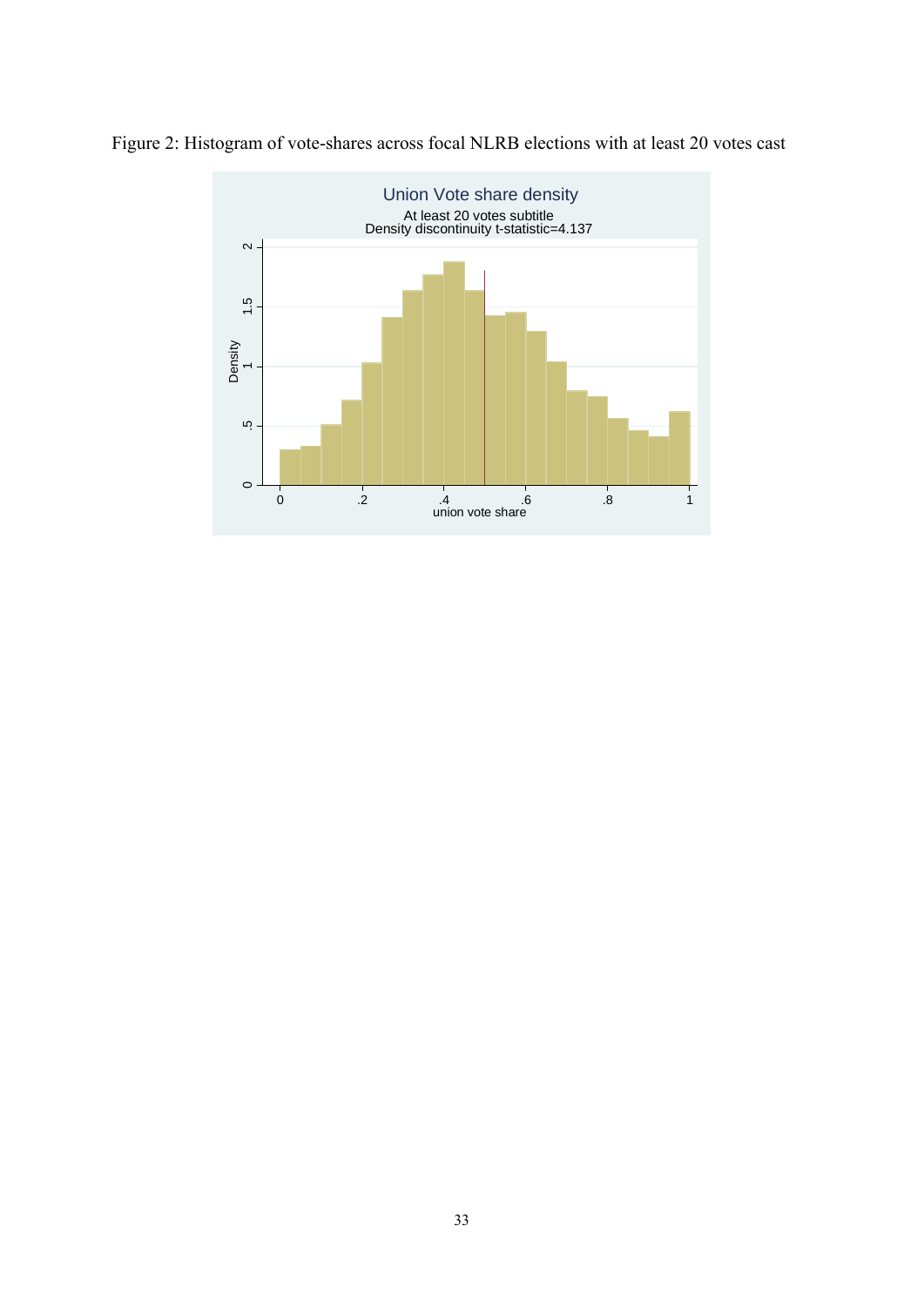Figure 2: Histogram of vote-shares across focal NLRB elections with at least 20 votes cast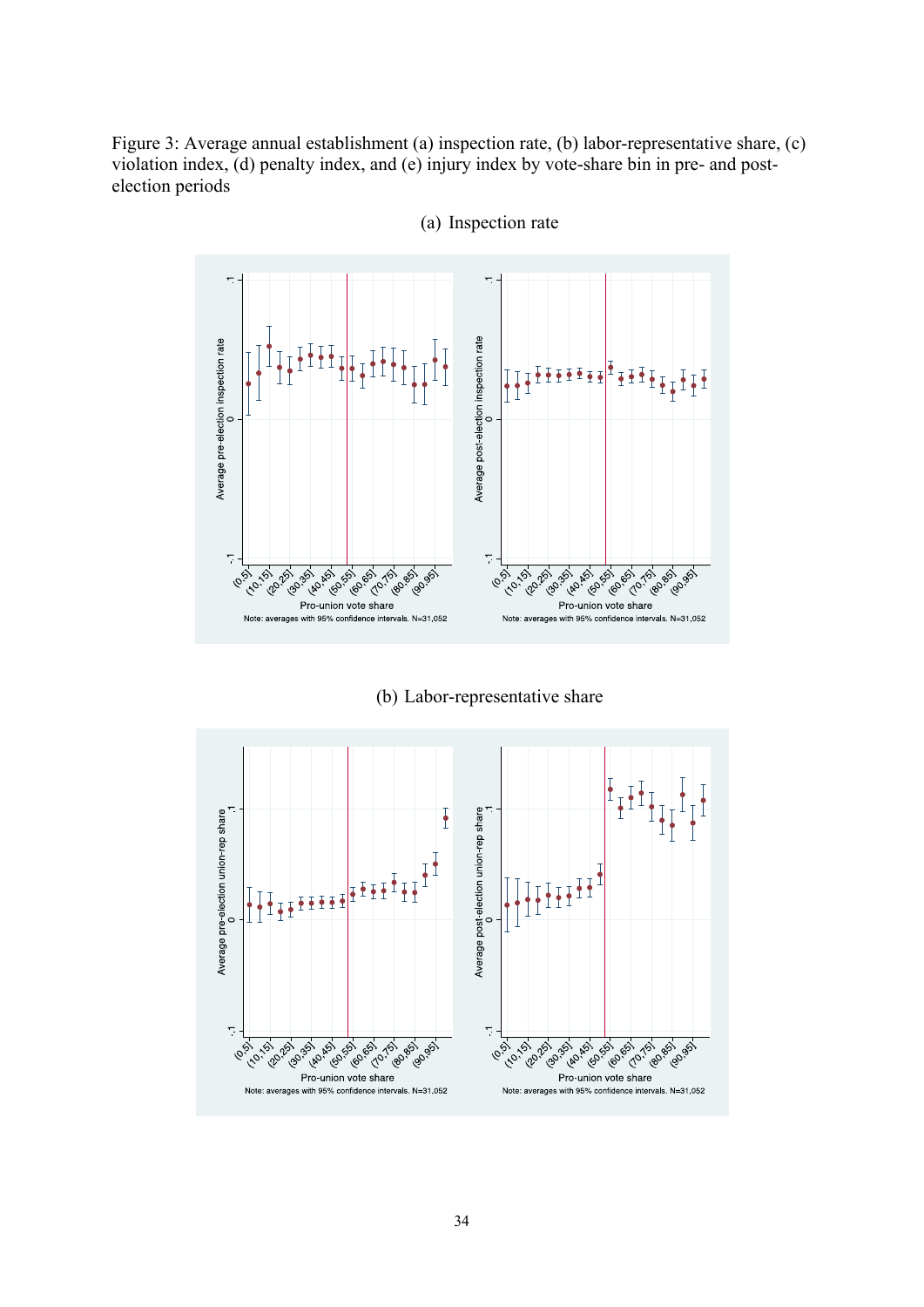Figure 3: Average annual establishment (a) inspection rate, (b) labor-representative share, (c) violation index, (d) penalty index, and (e) injury index by vote-share bin in pre- and post-election periods

(a) Inspection rate

(b) Labor-representative share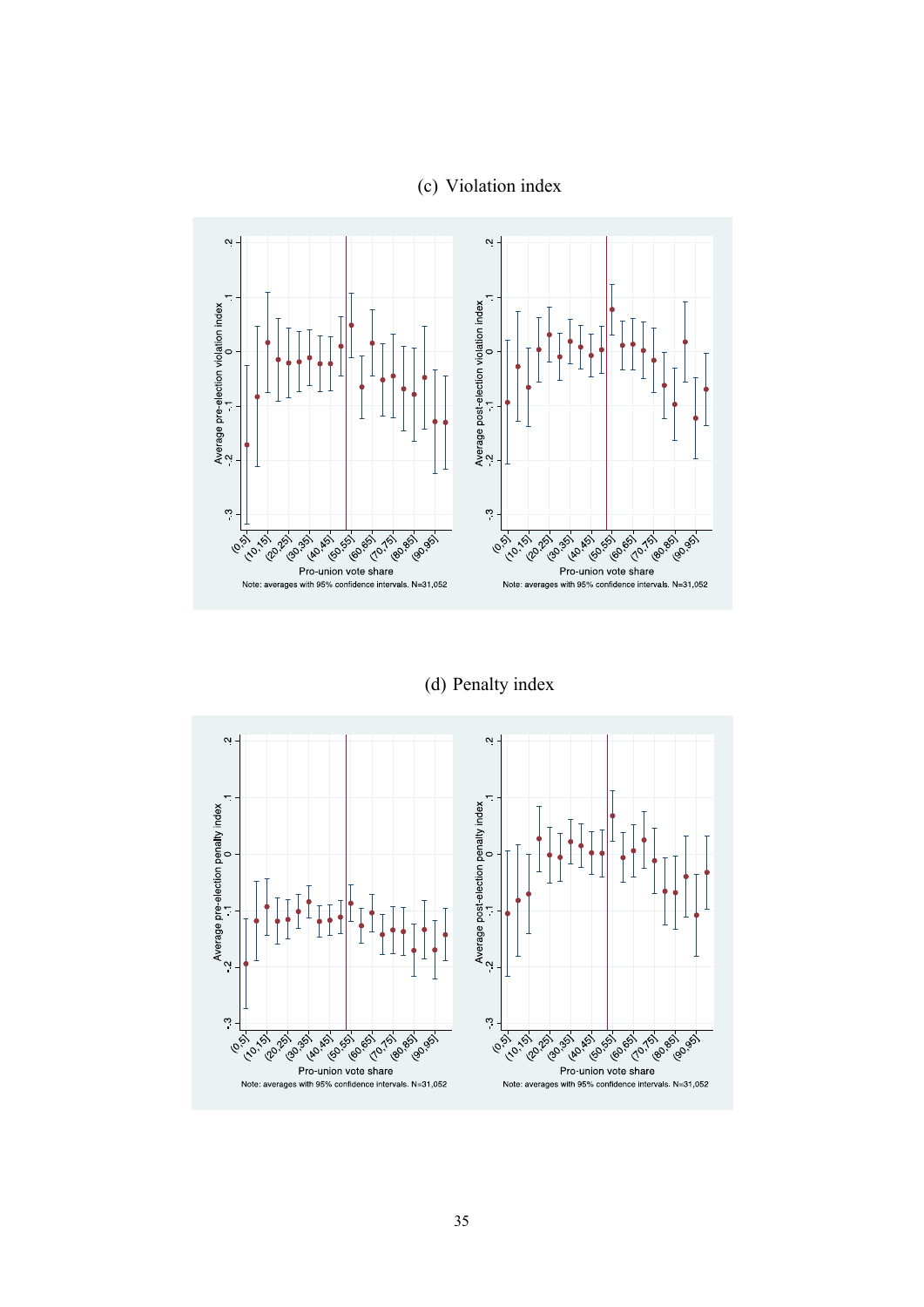(c) Violation index

Average pre-election violation index

Pro-union vote share

Note: averages with 95% confidence intervals. N=31,052

Average post-election violation index

Pro-union vote share

Note: averages with 95% confidence intervals. N=31,052

(d) Penalty index

Average pre-election penalty index

Pro-union vote share

Note: averages with 95% confidence intervals. N=31,052

Average post-election penalty index

Pro-union vote share

Note: averages with 95% confidence intervals. N=31,052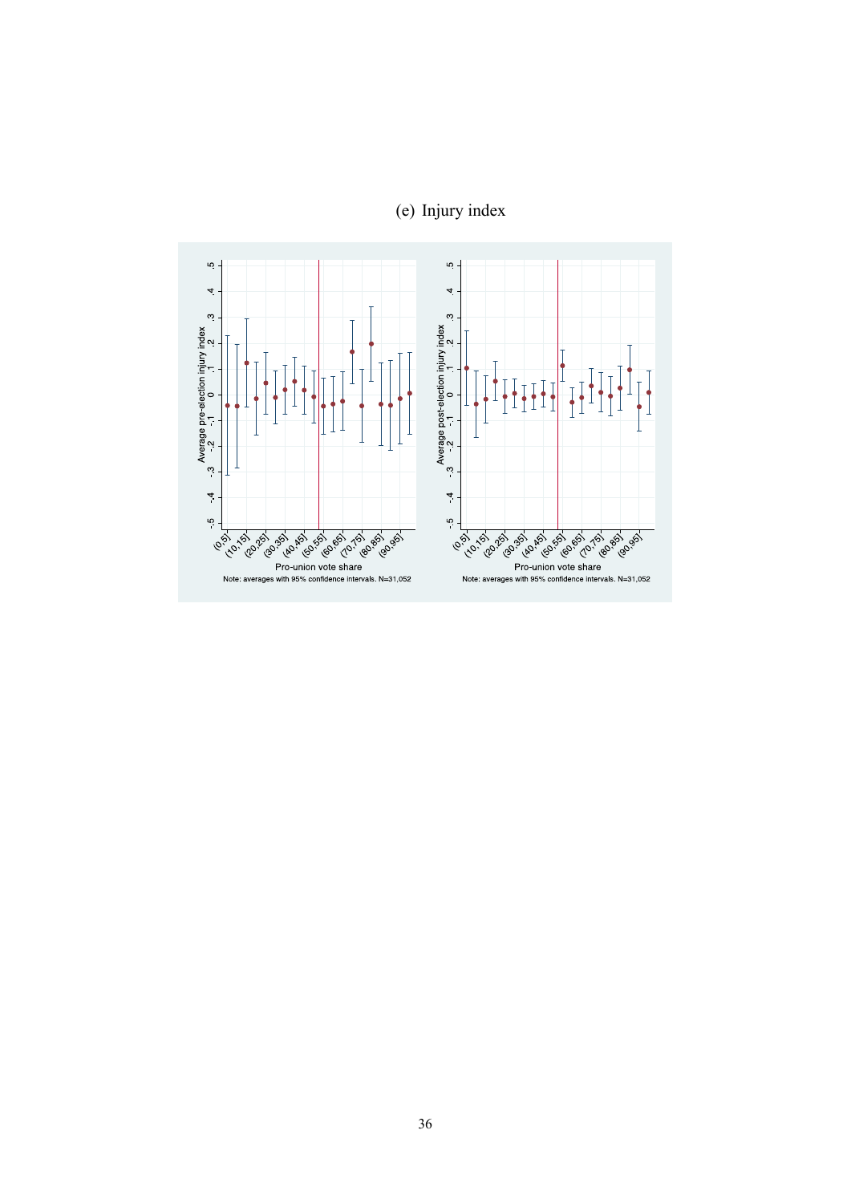(e) Injury index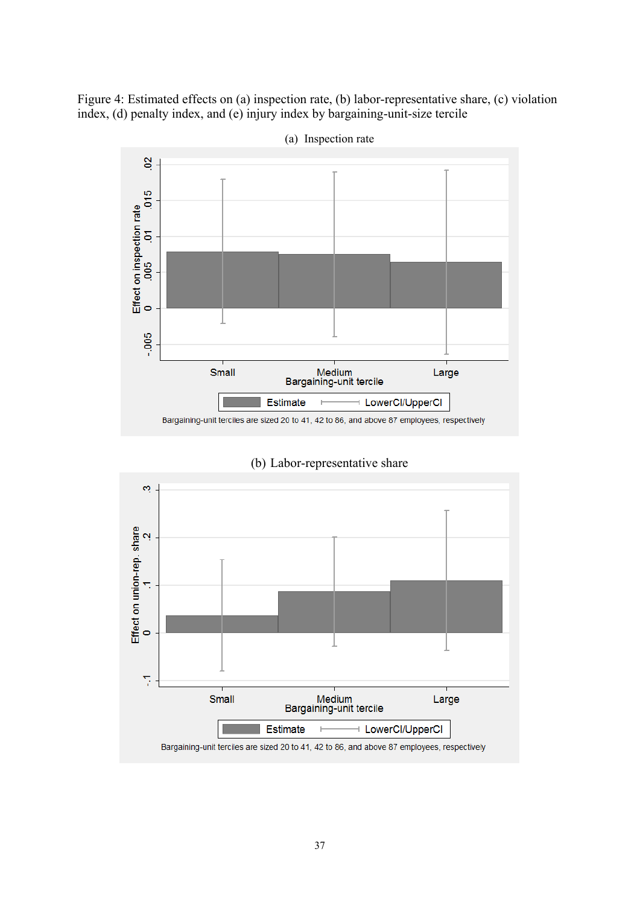Figure 4: Estimated effects on (a) inspection rate, (b) labor-representative share, (c) violation index, (d) penalty index, and (e) injury index by bargaining-unit-size tercile

(a) Inspection rate

Bargaining-unit terciles are sized 20 to 41, 42 to 86, and above 87 employees, respectively

(b) Labor-representative share

Bargaining-unit terciles are sized 20 to 41, 42 to 86, and above 87 employees, respectively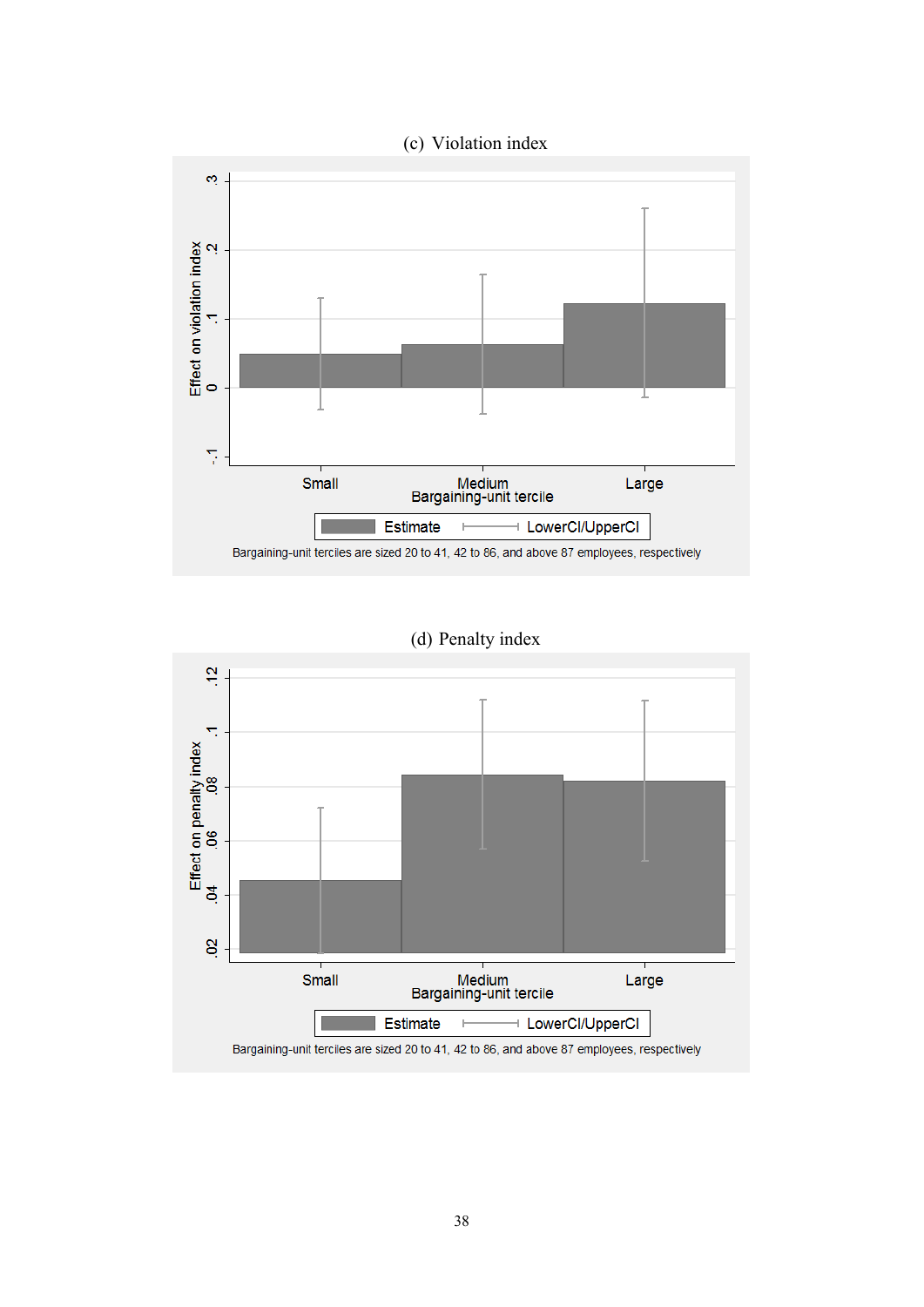(c) Violation index

Bargaining-unit terciles are sized 20 to 41, 42 to 86, and above 87 employees, respectively

(d) Penalty index

Bargaining-unit terciles are sized 20 to 41, 42 to 86, and above 87 employees, respectively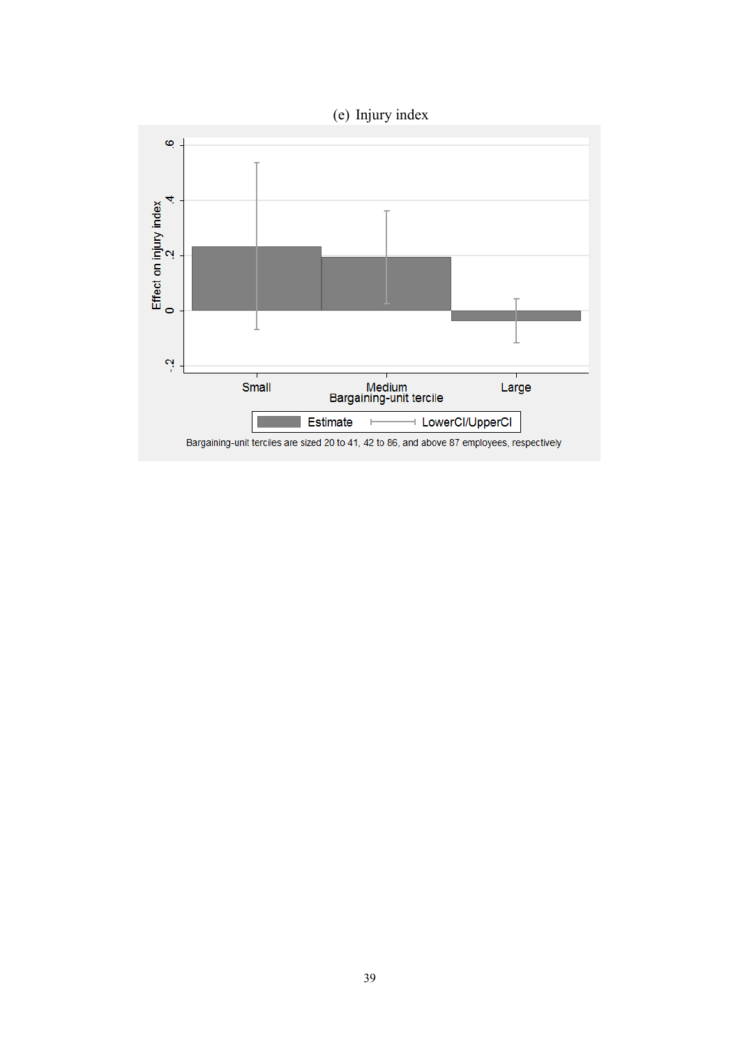(e) Injury index

Bargaining-unit terciles are sized 20 to 41, 42 to 86, and above 87 employees, respectively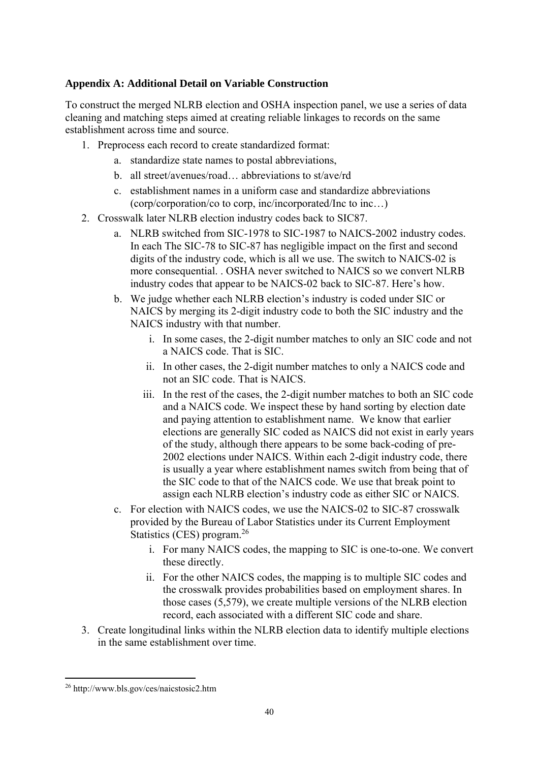**Appendix A: Additional Detail on Variable Construction**

To construct the merged NLRB election and OSHA inspection panel, we use a series of data cleaning and matching steps aimed at creating reliable linkages to records on the same establishment across time and source.

1. Preprocess each record to create standardized format:
    a. standardize state names to postal abbreviations,
    b. all street/avenues/road… abbreviations to st/ave/rd
    c. establishment names in a uniform case and standardize abbreviations (corp/corporation/co to corp, inc/incorporated/Inc to inc…)
2. Crosswalk later NLRB election industry codes back to SIC87.
    a. NLRB switched from SIC-1978 to SIC-1987 to NAICS-2002 industry codes. In each The SIC-78 to SIC-87 has negligible impact on the first and second digits of the industry code, which is all we use. The switch to NAICS-02 is more consequential. . OSHA never switched to NAICS so we convert NLRB industry codes that appear to be NAICS-02 back to SIC-87. Here's how.
    b. We judge whether each NLRB election's industry is coded under SIC or NAICS by merging its 2-digit industry code to both the SIC industry and the NAICS industry with that number.
        i. In some cases, the 2-digit number matches to only an SIC code and not a NAICS code. That is SIC.
        ii. In other cases, the 2-digit number matches to only a NAICS code and not an SIC code. That is NAICS.
        iii. In the rest of the cases, the 2-digit number matches to both an SIC code and a NAICS code. We inspect these by hand sorting by election date and paying attention to establishment name. We know that earlier elections are generally SIC coded as NAICS did not exist in early years of the study, although there appears to be some back-coding of pre-2002 elections under NAICS. Within each 2-digit industry code, there is usually a year where establishment names switch from being that of the SIC code to that of the NAICS code. We use that break point to assign each NLRB election's industry code as either SIC or NAICS.
    c. For election with NAICS codes, we use the NAICS-02 to SIC-87 crosswalk provided by the Bureau of Labor Statistics under its Current Employment Statistics (CES) program.[26]
        i. For many NAICS codes, the mapping to SIC is one-to-one. We convert these directly.
        ii. For the other NAICS codes, the mapping is to multiple SIC codes and the crosswalk provides probabilities based on employment shares. In those cases (5,579), we create multiple versions of the NLRB election record, each associated with a different SIC code and share.
3. Create longitudinal links within the NLRB election data to identify multiple elections in the same establishment over time.

[26] http://www.bls.gov/ces/naicstosic2.htm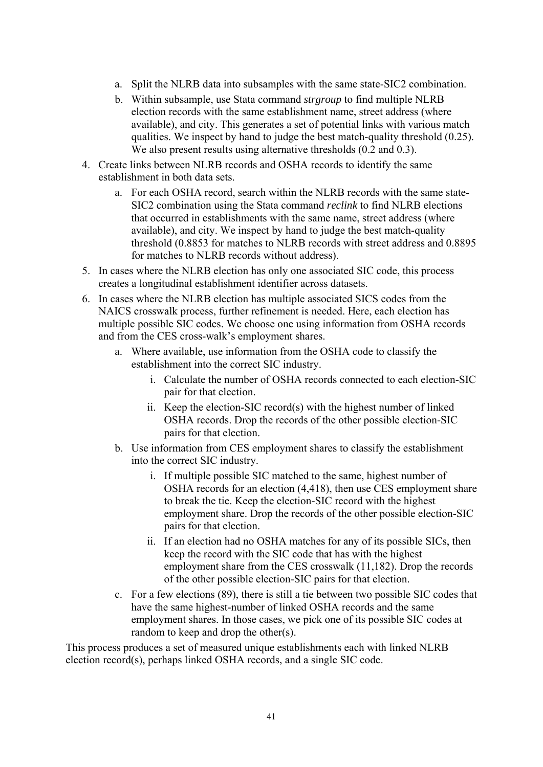a. Split the NLRB data into subsamples with the same state-SIC2 combination.

   b. Within subsample, use Stata command *strgroup* to find multiple NLRB election records with the same establishment name, street address (where available), and city. This generates a set of potential links with various match qualities. We inspect by hand to judge the best match-quality threshold (0.25). We also present results using alternative thresholds (0.2 and 0.3).

4. Create links between NLRB records and OSHA records to identify the same establishment in both data sets.

   a. For each OSHA record, search within the NLRB records with the same state-SIC2 combination using the Stata command *reclink* to find NLRB elections that occurred in establishments with the same name, street address (where available), and city. We inspect by hand to judge the best match-quality threshold (0.8853 for matches to NLRB records with street address and 0.8895 for matches to NLRB records without address).

5. In cases where the NLRB election has only one associated SIC code, this process creates a longitudinal establishment identifier across datasets.

6. In cases where the NLRB election has multiple associated SICS codes from the NAICS crosswalk process, further refinement is needed. Here, each election has multiple possible SIC codes. We choose one using information from OSHA records and from the CES cross-walk's employment shares.

   a. Where available, use information from the OSHA code to classify the establishment into the correct SIC industry.

      i. Calculate the number of OSHA records connected to each election-SIC pair for that election.

      ii. Keep the election-SIC record(s) with the highest number of linked OSHA records. Drop the records of the other possible election-SIC pairs for that election.

   b. Use information from CES employment shares to classify the establishment into the correct SIC industry.

      i. If multiple possible SIC matched to the same, highest number of OSHA records for an election (4,418), then use CES employment share to break the tie. Keep the election-SIC record with the highest employment share. Drop the records of the other possible election-SIC pairs for that election.

      ii. If an election had no OSHA matches for any of its possible SICs, then keep the record with the SIC code that has with the highest employment share from the CES crosswalk (11,182). Drop the records of the other possible election-SIC pairs for that election.

   c. For a few elections (89), there is still a tie between two possible SIC codes that have the same highest-number of linked OSHA records and the same employment shares. In those cases, we pick one of its possible SIC codes at random to keep and drop the other(s).

This process produces a set of measured unique establishments each with linked NLRB election record(s), perhaps linked OSHA records, and a single SIC code.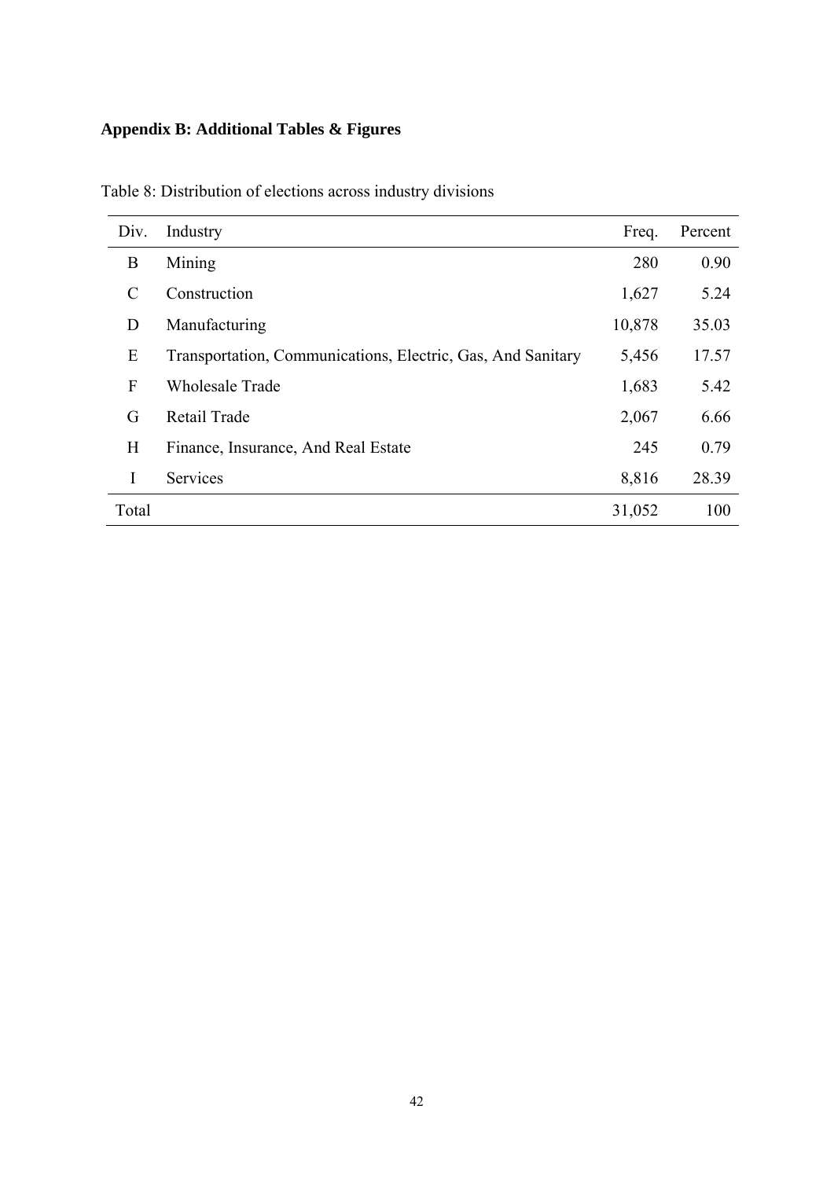## Appendix B: Additional Tables & Figures

Table 8: Distribution of elections across industry divisions

| Div. | Industry | Freq. | Percent |
|---|---|---|---|
| B | Mining | 280 | 0.90 |
| C | Construction | 1,627 | 5.24 |
| D | Manufacturing | 10,878 | 35.03 |
| E | Transportation, Communications, Electric, Gas, And Sanitary | 5,456 | 17.57 |
| F | Wholesale Trade | 1,683 | 5.42 |
| G | Retail Trade | 2,067 | 6.66 |
| H | Finance, Insurance, And Real Estate | 245 | 0.79 |
| I | Services | 8,816 | 28.39 |
| Total | | 31,052 | 100 |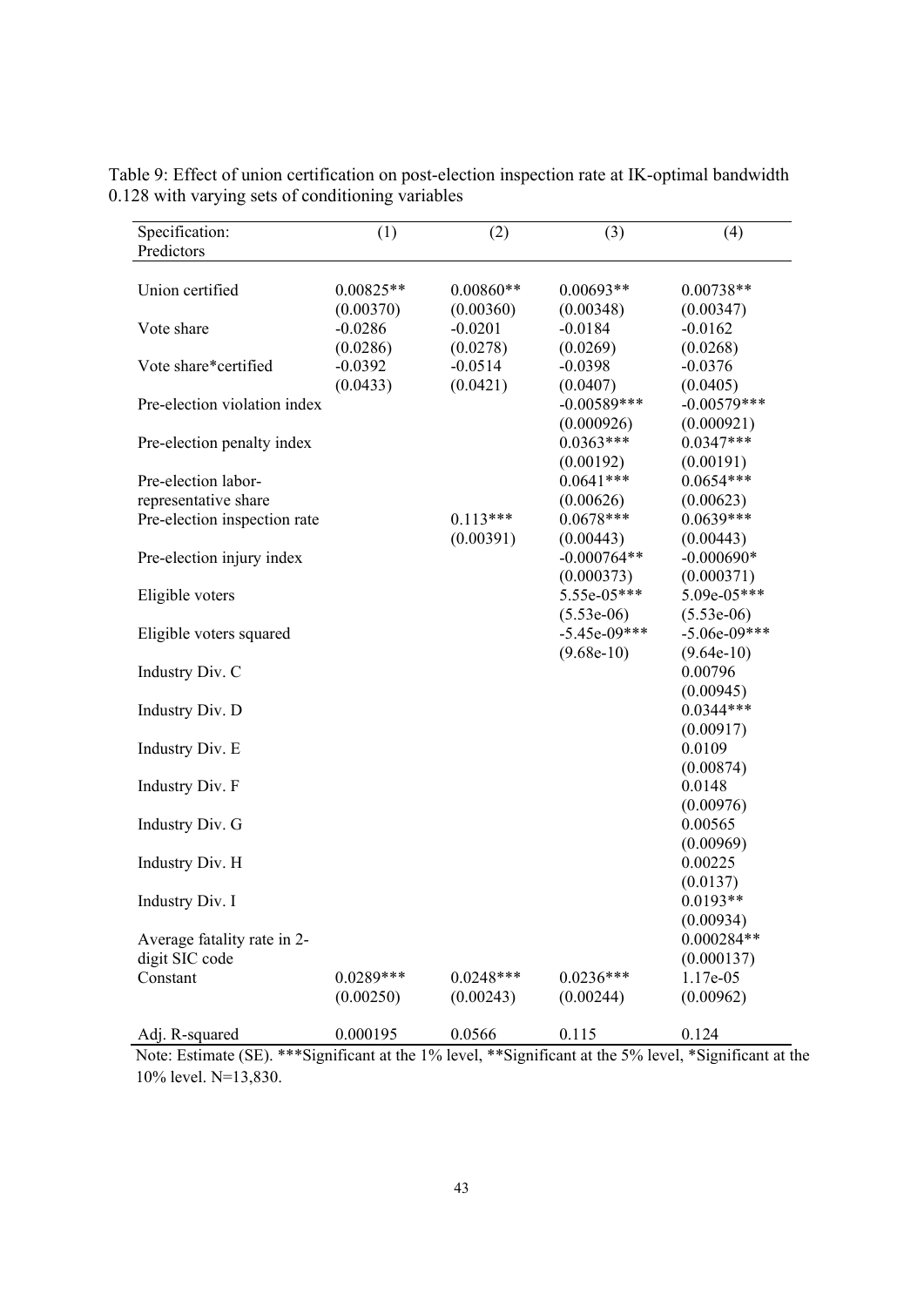Table 9: Effect of union certification on post-election inspection rate at IK-optimal bandwidth 0.128 with varying sets of conditioning variables

| Specification: Predictors | (1) | (2) | (3) | (4) |
|---|---|---|---|---|
| Union certified | 0.00825** | 0.00860** | 0.00693** | 0.00738** |
| | (0.00370) | (0.00360) | (0.00348) | (0.00347) |
| Vote share | -0.0286 | -0.0201 | -0.0184 | -0.0162 |
| | (0.0286) | (0.0278) | (0.0269) | (0.0268) |
| Vote share*certified | -0.0392 | -0.0514 | -0.0398 | -0.0376 |
| | (0.0433) | (0.0421) | (0.0407) | (0.0405) |
| Pre-election violation index | | | -0.00589*** | -0.00579*** |
| | | | (0.000926) | (0.000921) |
| Pre-election penalty index | | | 0.0363*** | 0.0347*** |
| | | | (0.00192) | (0.00191) |
| Pre-election labor-representative share | | | 0.0641*** | 0.0654*** |
| | | | (0.00626) | (0.00623) |
| Pre-election inspection rate | | 0.113*** | 0.0678*** | 0.0639*** |
| | | (0.00391) | (0.00443) | (0.00443) |
| Pre-election injury index | | | -0.000764** | -0.000690* |
| | | | (0.000373) | (0.000371) |
| Eligible voters | | | 5.55e-05*** | 5.09e-05*** |
| | | | (5.53e-06) | (5.53e-06) |
| Eligible voters squared | | | -5.45e-09*** | -5.06e-09*** |
| | | | (9.68e-10) | (9.64e-10) |
| Industry Div. C | | | | 0.00796 |
| | | | | (0.00945) |
| Industry Div. D | | | | 0.0344*** |
| | | | | (0.00917) |
| Industry Div. E | | | | 0.0109 |
| | | | | (0.00874) |
| Industry Div. F | | | | 0.0148 |
| | | | | (0.00976) |
| Industry Div. G | | | | 0.00565 |
| | | | | (0.00969) |
| Industry Div. H | | | | 0.00225 |
| | | | | (0.0137) |
| Industry Div. I | | | | 0.0193** |
| | | | | (0.00934) |
| Average fatality rate in 2-digit SIC code | | | | 0.000284** |
| | | | | (0.000137) |
| Constant | 0.0289*** | 0.0248*** | 0.0236*** | 1.17e-05 |
| | (0.00250) | (0.00243) | (0.00244) | (0.00962) |
| Adj. R-squared | 0.000195 | 0.0566 | 0.115 | 0.124 |

Note: Estimate (SE). ***Significant at the 1% level, **Significant at the 5% level, *Significant at the 10% level. N=13,830.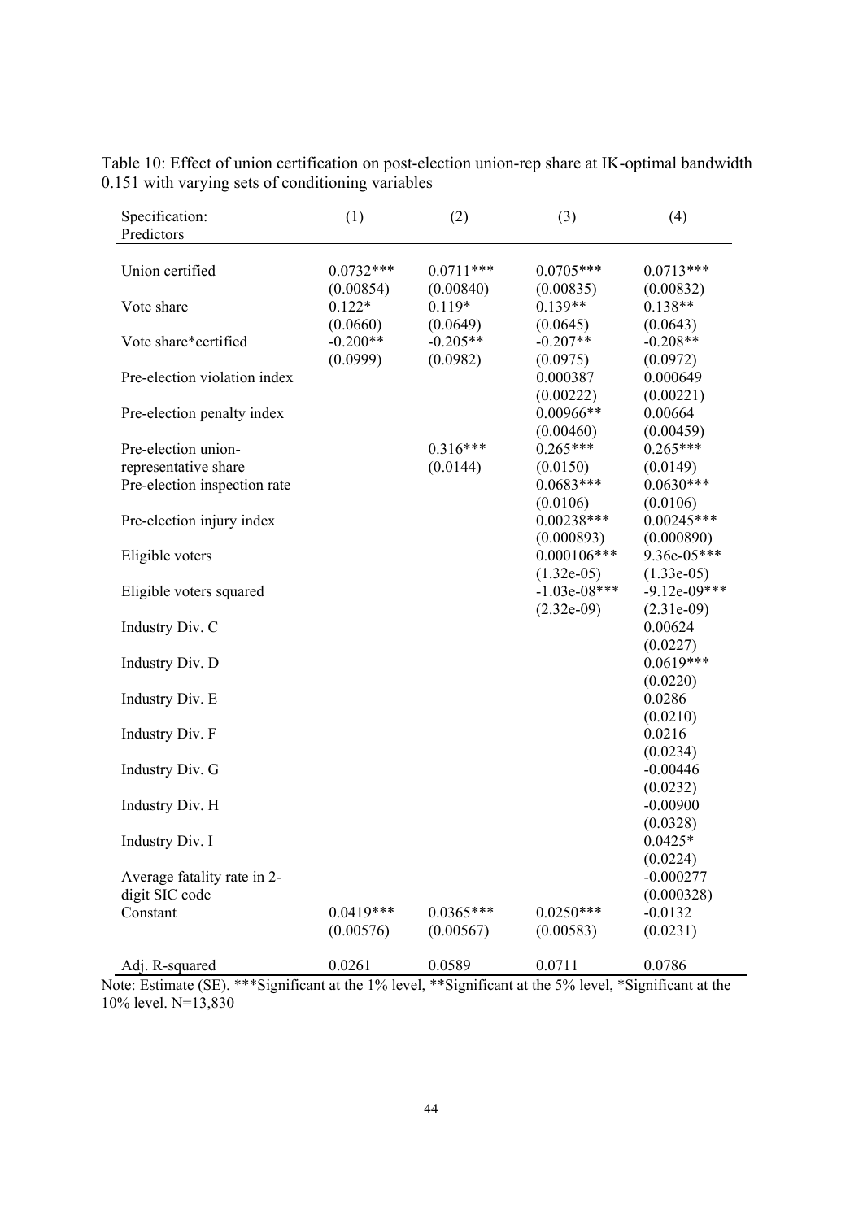Table 10: Effect of union certification on post-election union-rep share at IK-optimal bandwidth 0.151 with varying sets of conditioning variables

| Specification: Predictors | (1) | (2) | (3) | (4) |
|---|---|---|---|---|
| Union certified | 0.0732*** | 0.0711*** | 0.0705*** | 0.0713*** |
| | (0.00854) | (0.00840) | (0.00835) | (0.00832) |
| Vote share | 0.122* | 0.119* | 0.139** | 0.138** |
| | (0.0660) | (0.0649) | (0.0645) | (0.0643) |
| Vote share*certified | -0.200** | -0.205** | -0.207** | -0.208** |
| | (0.0999) | (0.0982) | (0.0975) | (0.0972) |
| Pre-election violation index | | | 0.000387 | 0.000649 |
| | | | (0.00222) | (0.00221) |
| Pre-election penalty index | | | 0.00966** | 0.00664 |
| | | | (0.00460) | (0.00459) |
| Pre-election union-representative share | | 0.316*** | 0.265*** | 0.265*** |
| | | (0.0144) | (0.0150) | (0.0149) |
| Pre-election inspection rate | | | 0.0683*** | 0.0630*** |
| | | | (0.0106) | (0.0106) |
| Pre-election injury index | | | 0.00238*** | 0.00245*** |
| | | | (0.000893) | (0.000890) |
| Eligible voters | | | 0.000106*** | 9.36e-05*** |
| | | | (1.32e-05) | (1.33e-05) |
| Eligible voters squared | | | -1.03e-08*** | -9.12e-09*** |
| | | | (2.32e-09) | (2.31e-09) |
| Industry Div. C | | | | 0.00624 |
| | | | | (0.0227) |
| Industry Div. D | | | | 0.0619*** |
| | | | | (0.0220) |
| Industry Div. E | | | | 0.0286 |
| | | | | (0.0210) |
| Industry Div. F | | | | 0.0216 |
| | | | | (0.0234) |
| Industry Div. G | | | | -0.00446 |
| | | | | (0.0232) |
| Industry Div. H | | | | -0.00900 |
| | | | | (0.0328) |
| Industry Div. I | | | | 0.0425* |
| | | | | (0.0224) |
| Average fatality rate in 2-digit SIC code | | | | -0.000277 |
| | | | | (0.000328) |
| Constant | 0.0419*** | 0.0365*** | 0.0250*** | -0.0132 |
| | (0.00576) | (0.00567) | (0.00583) | (0.0231) |
| Adj. R-squared | 0.0261 | 0.0589 | 0.0711 | 0.0786 |

Note: Estimate (SE). ***Significant at the 1% level, **Significant at the 5% level, *Significant at the 10% level. N=13,830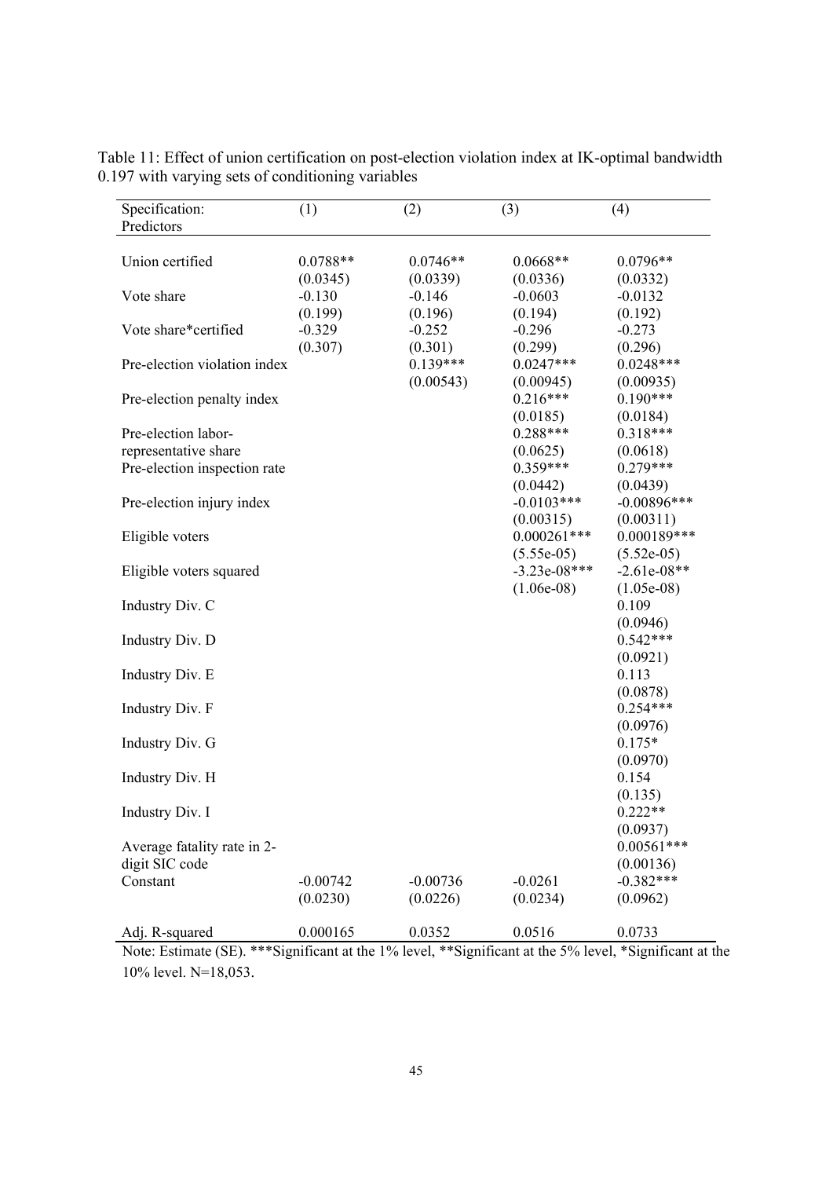Table 11: Effect of union certification on post-election violation index at IK-optimal bandwidth 0.197 with varying sets of conditioning variables

| Specification: Predictors | (1) | (2) | (3) | (4) |
|---|---|---|---|---|
| Union certified | 0.0788** | 0.0746** | 0.0668** | 0.0796** |
| | (0.0345) | (0.0339) | (0.0336) | (0.0332) |
| Vote share | -0.130 | -0.146 | -0.0603 | -0.0132 |
| | (0.199) | (0.196) | (0.194) | (0.192) |
| Vote share*certified | -0.329 | -0.252 | -0.296 | -0.273 |
| | (0.307) | (0.301) | (0.299) | (0.296) |
| Pre-election violation index | | 0.139*** | 0.0247*** | 0.0248*** |
| | | (0.00543) | (0.00945) | (0.00935) |
| Pre-election penalty index | | | 0.216*** | 0.190*** |
| | | | (0.0185) | (0.0184) |
| Pre-election labor-representative share | | | 0.288*** | 0.318*** |
| | | | (0.0625) | (0.0618) |
| Pre-election inspection rate | | | 0.359*** | 0.279*** |
| | | | (0.0442) | (0.0439) |
| Pre-election injury index | | | -0.0103*** | -0.00896*** |
| | | | (0.00315) | (0.00311) |
| Eligible voters | | | 0.000261*** | 0.000189*** |
| | | | (5.55e-05) | (5.52e-05) |
| Eligible voters squared | | | -3.23e-08*** | -2.61e-08** |
| | | | (1.06e-08) | (1.05e-08) |
| Industry Div. C | | | | 0.109 |
| | | | | (0.0946) |
| Industry Div. D | | | | 0.542*** |
| | | | | (0.0921) |
| Industry Div. E | | | | 0.113 |
| | | | | (0.0878) |
| Industry Div. F | | | | 0.254*** |
| | | | | (0.0976) |
| Industry Div. G | | | | 0.175* |
| | | | | (0.0970) |
| Industry Div. H | | | | 0.154 |
| | | | | (0.135) |
| Industry Div. I | | | | 0.222** |
| | | | | (0.0937) |
| Average fatality rate in 2-digit SIC code | | | | 0.00561*** |
| | | | | (0.00136) |
| Constant | -0.00742 | -0.00736 | -0.0261 | -0.382*** |
| | (0.0230) | (0.0226) | (0.0234) | (0.0962) |
| Adj. R-squared | 0.000165 | 0.0352 | 0.0516 | 0.0733 |

Note: Estimate (SE). ***Significant at the 1% level, **Significant at the 5% level, *Significant at the 10% level. N=18,053.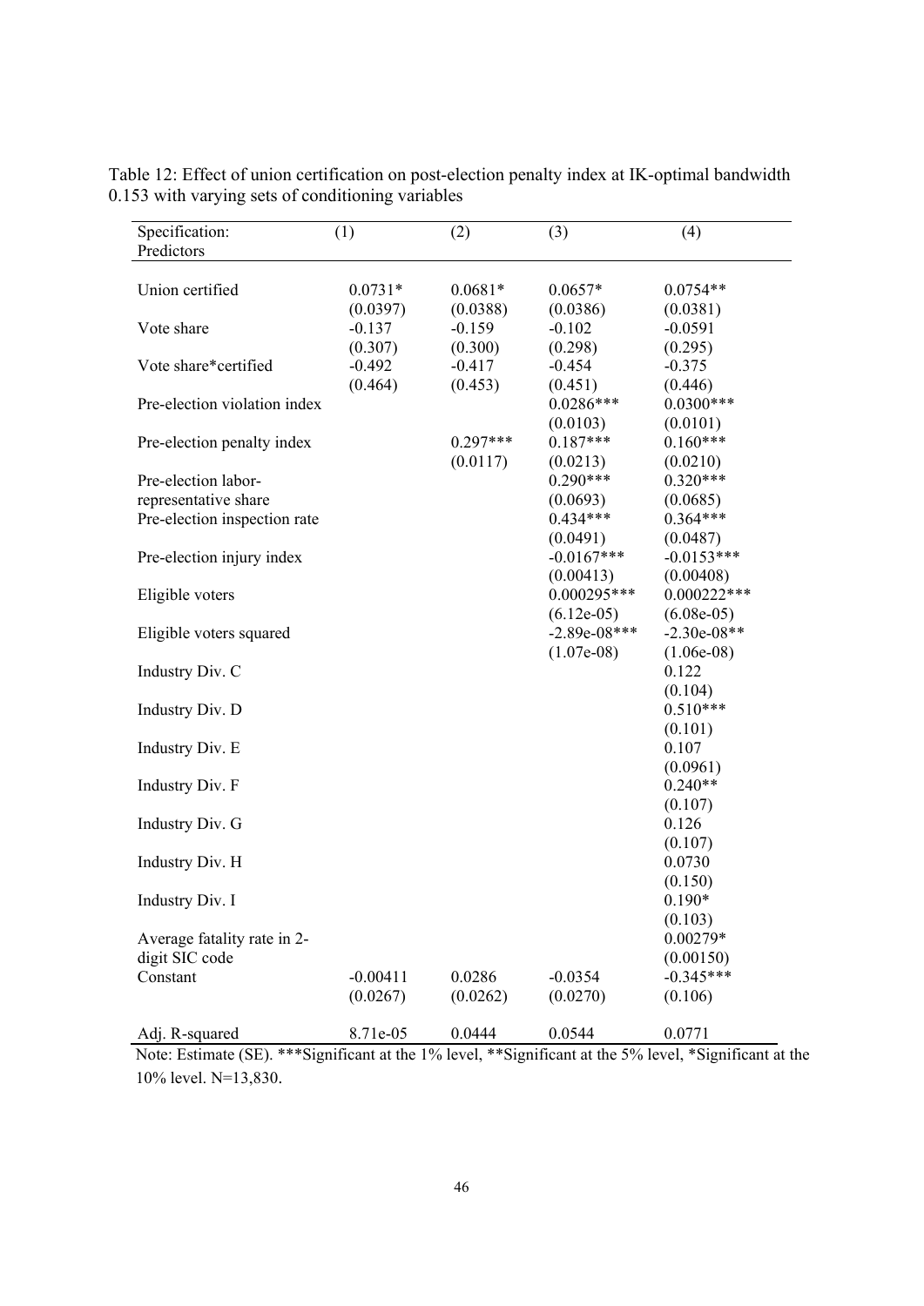Table 12: Effect of union certification on post-election penalty index at IK-optimal bandwidth 0.153 with varying sets of conditioning variables

| Specification: Predictors | (1) | (2) | (3) | (4) |
|---|---|---|---|---|
| Union certified | 0.0731* | 0.0681* | 0.0657* | 0.0754** |
| | (0.0397) | (0.0388) | (0.0386) | (0.0381) |
| Vote share | -0.137 | -0.159 | -0.102 | -0.0591 |
| | (0.307) | (0.300) | (0.298) | (0.295) |
| Vote share*certified | -0.492 | -0.417 | -0.454 | -0.375 |
| | (0.464) | (0.453) | (0.451) | (0.446) |
| Pre-election violation index | | | 0.0286*** | 0.0300*** |
| | | | (0.0103) | (0.0101) |
| Pre-election penalty index | | 0.297*** | 0.187*** | 0.160*** |
| | | (0.0117) | (0.0213) | (0.0210) |
| Pre-election labor-representative share | | | 0.290*** | 0.320*** |
| | | | (0.0693) | (0.0685) |
| Pre-election inspection rate | | | 0.434*** | 0.364*** |
| | | | (0.0491) | (0.0487) |
| Pre-election injury index | | | -0.0167*** | -0.0153*** |
| | | | (0.00413) | (0.00408) |
| Eligible voters | | | 0.000295*** | 0.000222*** |
| | | | (6.12e-05) | (6.08e-05) |
| Eligible voters squared | | | -2.89e-08*** | -2.30e-08** |
| | | | (1.07e-08) | (1.06e-08) |
| Industry Div. C | | | | 0.122 |
| | | | | (0.104) |
| Industry Div. D | | | | 0.510*** |
| | | | | (0.101) |
| Industry Div. E | | | | 0.107 |
| | | | | (0.0961) |
| Industry Div. F | | | | 0.240** |
| | | | | (0.107) |
| Industry Div. G | | | | 0.126 |
| | | | | (0.107) |
| Industry Div. H | | | | 0.0730 |
| | | | | (0.150) |
| Industry Div. I | | | | 0.190* |
| | | | | (0.103) |
| Average fatality rate in 2-digit SIC code | | | | 0.00279* |
| | | | | (0.00150) |
| Constant | -0.00411 | 0.0286 | -0.0354 | -0.345*** |
| | (0.0267) | (0.0262) | (0.0270) | (0.106) |
| Adj. R-squared | 8.71e-05 | 0.0444 | 0.0544 | 0.0771 |

Note: Estimate (SE). ***Significant at the 1% level, **Significant at the 5% level, *Significant at the 10% level. N=13,830.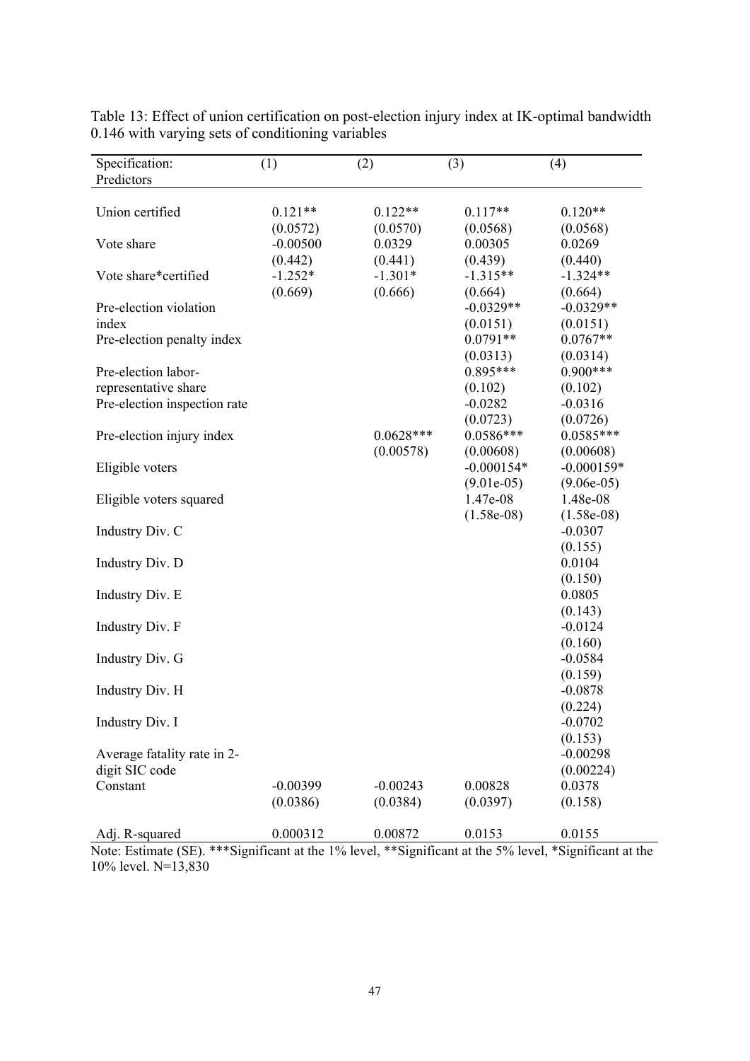Table 13: Effect of union certification on post-election injury index at IK-optimal bandwidth 0.146 with varying sets of conditioning variables

| Specification: Predictors | (1) | (2) | (3) | (4) |
|---|---|---|---|---|
| Union certified | 0.121** | 0.122** | 0.117** | 0.120** |
| | (0.0572) | (0.0570) | (0.0568) | (0.0568) |
| Vote share | -0.00500 | 0.0329 | 0.00305 | 0.0269 |
| | (0.442) | (0.441) | (0.439) | (0.440) |
| Vote share*certified | -1.252* | -1.301* | -1.315** | -1.324** |
| | (0.669) | (0.666) | (0.664) | (0.664) |
| Pre-election violation index | | | -0.0329** | -0.0329** |
| | | | (0.0151) | (0.0151) |
| Pre-election penalty index | | | 0.0791** | 0.0767** |
| | | | (0.0313) | (0.0314) |
| Pre-election labor-representative share | | | 0.895*** | 0.900*** |
| | | | (0.102) | (0.102) |
| Pre-election inspection rate | | | -0.0282 | -0.0316 |
| | | | (0.0723) | (0.0726) |
| Pre-election injury index | | 0.0628*** | 0.0586*** | 0.0585*** |
| | | (0.00578) | (0.00608) | (0.00608) |
| Eligible voters | | | -0.000154* | -0.000159* |
| | | | (9.01e-05) | (9.06e-05) |
| Eligible voters squared | | | 1.47e-08 | 1.48e-08 |
| | | | (1.58e-08) | (1.58e-08) |
| Industry Div. C | | | | -0.0307 |
| | | | | (0.155) |
| Industry Div. D | | | | 0.0104 |
| | | | | (0.150) |
| Industry Div. E | | | | 0.0805 |
| | | | | (0.143) |
| Industry Div. F | | | | -0.0124 |
| | | | | (0.160) |
| Industry Div. G | | | | -0.0584 |
| | | | | (0.159) |
| Industry Div. H | | | | -0.0878 |
| | | | | (0.224) |
| Industry Div. I | | | | -0.0702 |
| | | | | (0.153) |
| Average fatality rate in 2-digit SIC code | | | | -0.00298 |
| | | | | (0.00224) |
| Constant | -0.00399 | -0.00243 | 0.00828 | 0.0378 |
| | (0.0386) | (0.0384) | (0.0397) | (0.158) |
| Adj. R-squared | 0.000312 | 0.00872 | 0.0153 | 0.0155 |

Note: Estimate (SE). ***Significant at the 1% level, **Significant at the 5% level, *Significant at the 10% level. N=13,830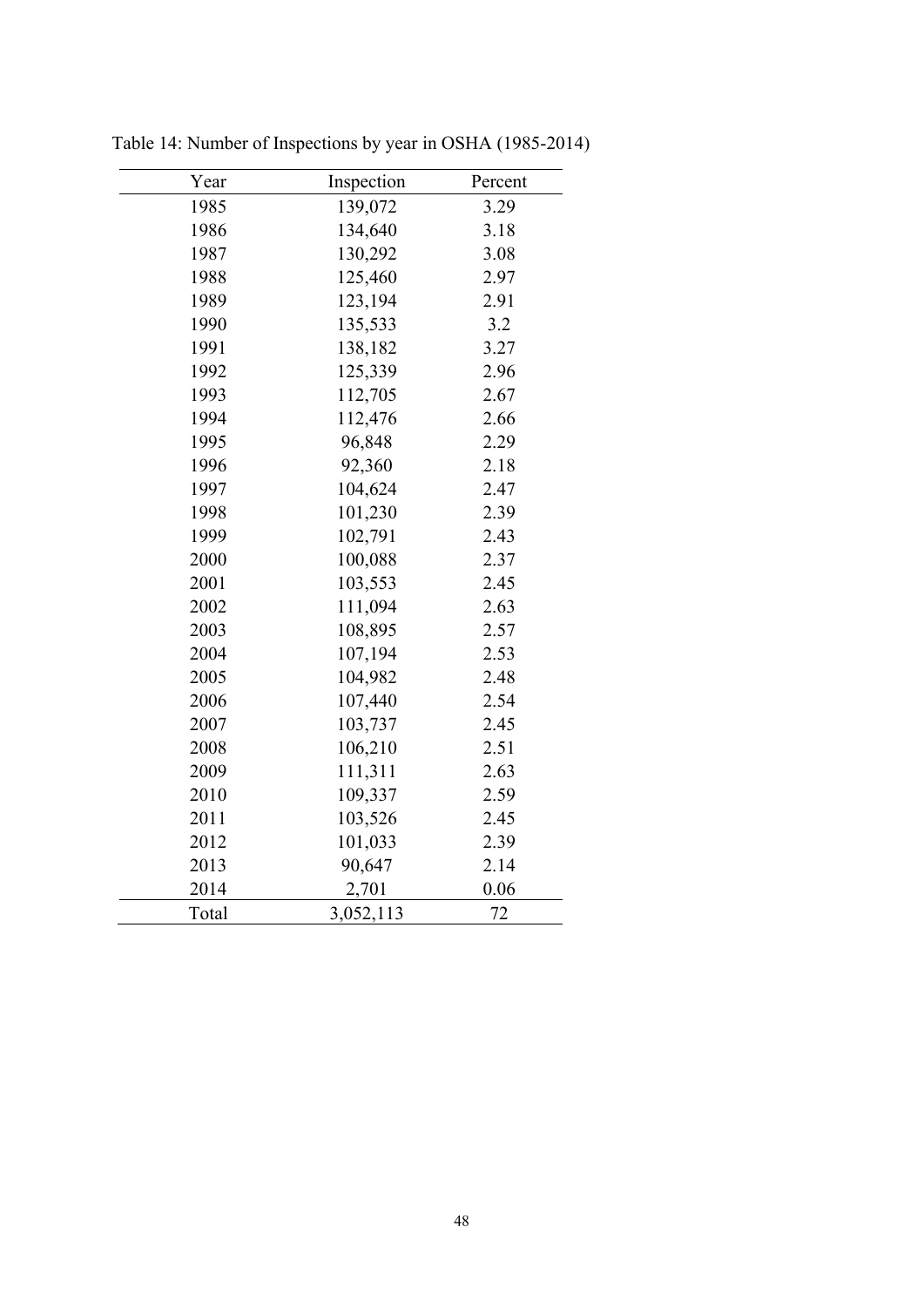Table 14: Number of Inspections by year in OSHA (1985-2014)

| Year | Inspection | Percent |
|---|---|---|
| 1985 | 139,072 | 3.29 |
| 1986 | 134,640 | 3.18 |
| 1987 | 130,292 | 3.08 |
| 1988 | 125,460 | 2.97 |
| 1989 | 123,194 | 2.91 |
| 1990 | 135,533 | 3.2 |
| 1991 | 138,182 | 3.27 |
| 1992 | 125,339 | 2.96 |
| 1993 | 112,705 | 2.67 |
| 1994 | 112,476 | 2.66 |
| 1995 | 96,848 | 2.29 |
| 1996 | 92,360 | 2.18 |
| 1997 | 104,624 | 2.47 |
| 1998 | 101,230 | 2.39 |
| 1999 | 102,791 | 2.43 |
| 2000 | 100,088 | 2.37 |
| 2001 | 103,553 | 2.45 |
| 2002 | 111,094 | 2.63 |
| 2003 | 108,895 | 2.57 |
| 2004 | 107,194 | 2.53 |
| 2005 | 104,982 | 2.48 |
| 2006 | 107,440 | 2.54 |
| 2007 | 103,737 | 2.45 |
| 2008 | 106,210 | 2.51 |
| 2009 | 111,311 | 2.63 |
| 2010 | 109,337 | 2.59 |
| 2011 | 103,526 | 2.45 |
| 2012 | 101,033 | 2.39 |
| 2013 | 90,647 | 2.14 |
| 2014 | 2,701 | 0.06 |
| Total | 3,052,113 | 72 |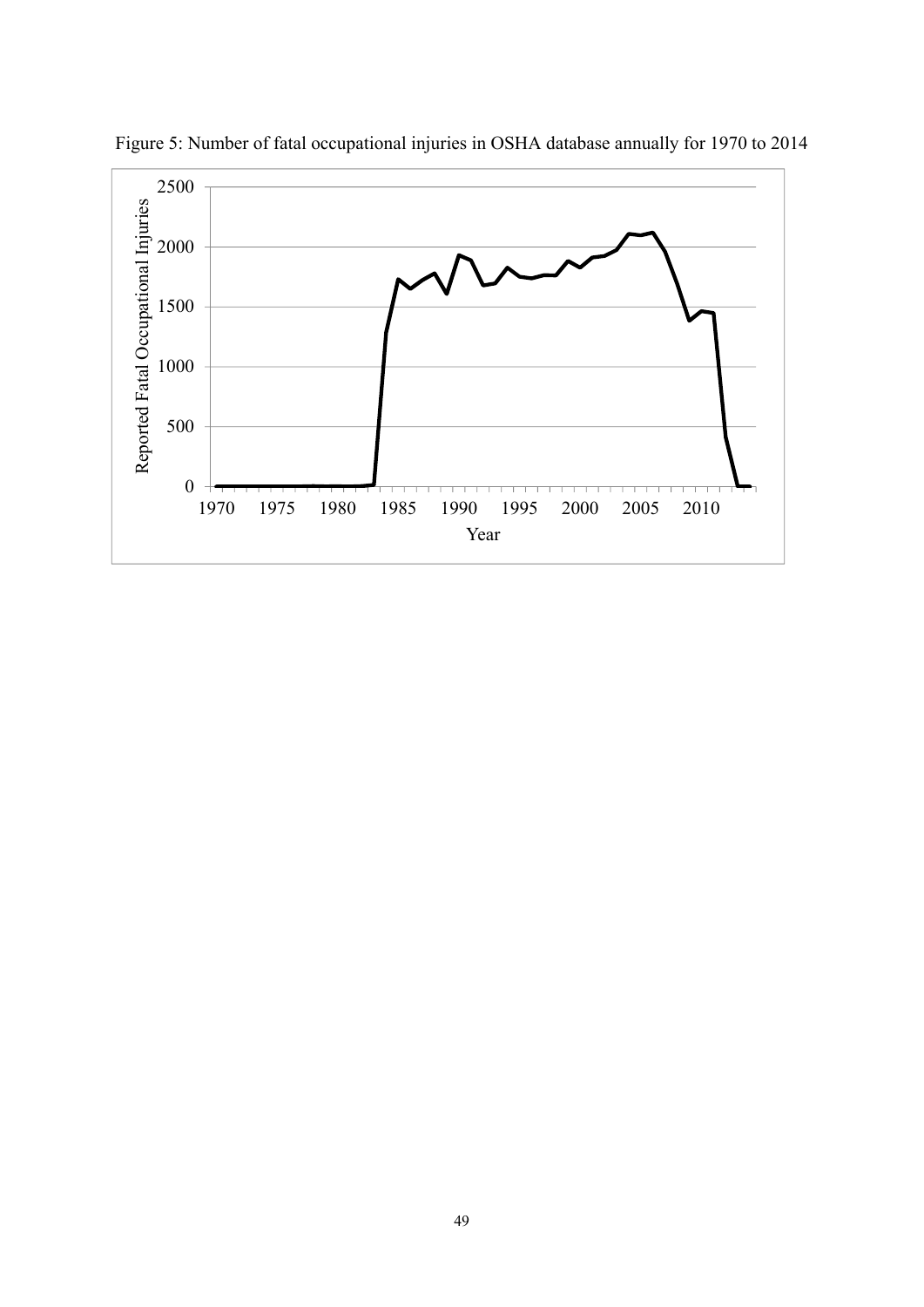Figure 5: Number of fatal occupational injuries in OSHA database annually for 1970 to 2014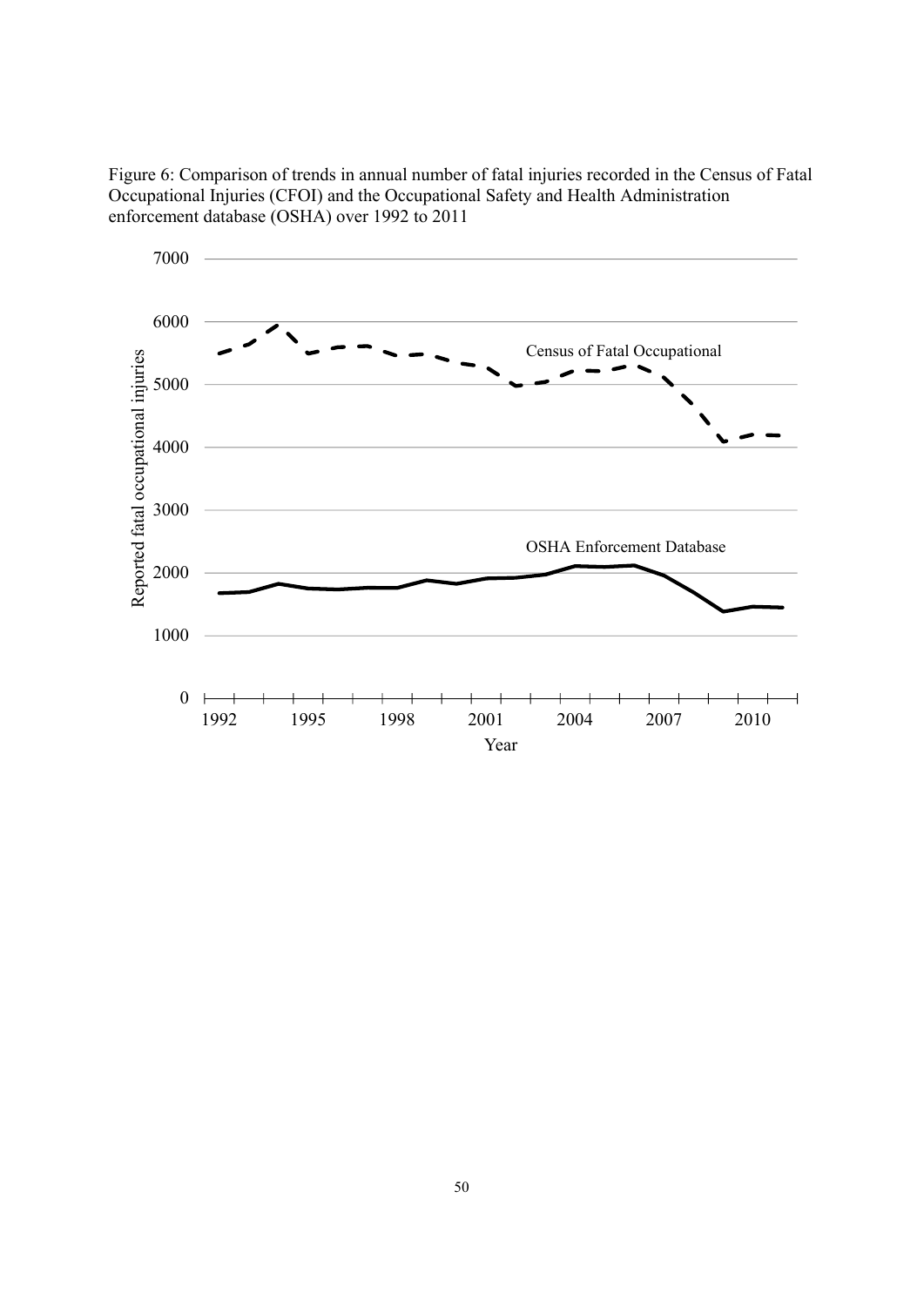Figure 6: Comparison of trends in annual number of fatal injuries recorded in the Census of Fatal Occupational Injuries (CFOI) and the Occupational Safety and Health Administration enforcement database (OSHA) over 1992 to 2011

Reported fatal occupational injuries

7000
6000
5000
4000
3000
2000
1000
0

Census of Fatal Occupational

OSHA Enforcement Database

1992
1995
1998
2001
2004
2007
2010

Year